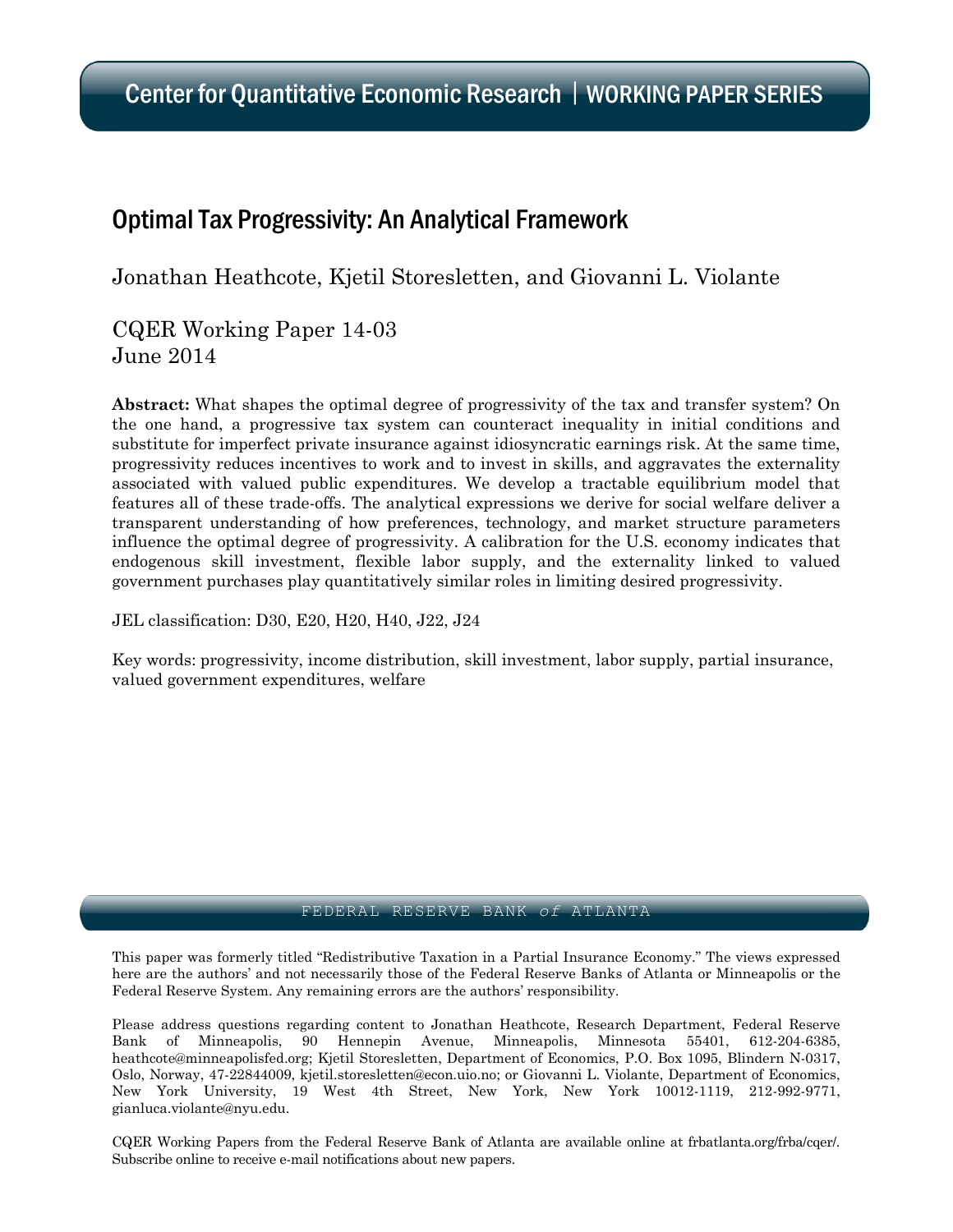Center for Quantitative Economic Research | WORKING PAPER SERIES

# Optimal Tax Progressivity: An Analytical Framework

Jonathan Heathcote, Kjetil Storesletten, and Giovanni L. Violante

CQER Working Paper 14-03
June 2014

**Abstract:** What shapes the optimal degree of progressivity of the tax and transfer system? On the one hand, a progressive tax system can counteract inequality in initial conditions and substitute for imperfect private insurance against idiosyncratic earnings risk. At the same time, progressivity reduces incentives to work and to invest in skills, and aggravates the externality associated with valued public expenditures. We develop a tractable equilibrium model that features all of these trade-offs. The analytical expressions we derive for social welfare deliver a transparent understanding of how preferences, technology, and market structure parameters influence the optimal degree of progressivity. A calibration for the U.S. economy indicates that endogenous skill investment, flexible labor supply, and the externality linked to valued government purchases play quantitatively similar roles in limiting desired progressivity.

JEL classification: D30, E20, H20, H40, J22, J24

Key words: progressivity, income distribution, skill investment, labor supply, partial insurance, valued government expenditures, welfare

FEDERAL RESERVE BANK *of* ATLANTA

This paper was formerly titled "Redistributive Taxation in a Partial Insurance Economy." The views expressed here are the authors' and not necessarily those of the Federal Reserve Banks of Atlanta or Minneapolis or the Federal Reserve System. Any remaining errors are the authors' responsibility.

Please address questions regarding content to Jonathan Heathcote, Research Department, Federal Reserve Bank of Minneapolis, 90 Hennepin Avenue, Minneapolis, Minnesota 55401, 612-204-6385, heathcote@minneapolisfed.org; Kjetil Storesletten, Department of Economics, P.O. Box 1095, Blindern N-0317, Oslo, Norway, 47-22844009, kjetil.storesletten@econ.uio.no; or Giovanni L. Violante, Department of Economics, New York University, 19 West 4th Street, New York, New York 10012-1119, 212-992-9771, gianluca.violante@nyu.edu.

CQER Working Papers from the Federal Reserve Bank of Atlanta are available online at frbatlanta.org/frba/cqer/. Subscribe online to receive e-mail notifications about new papers.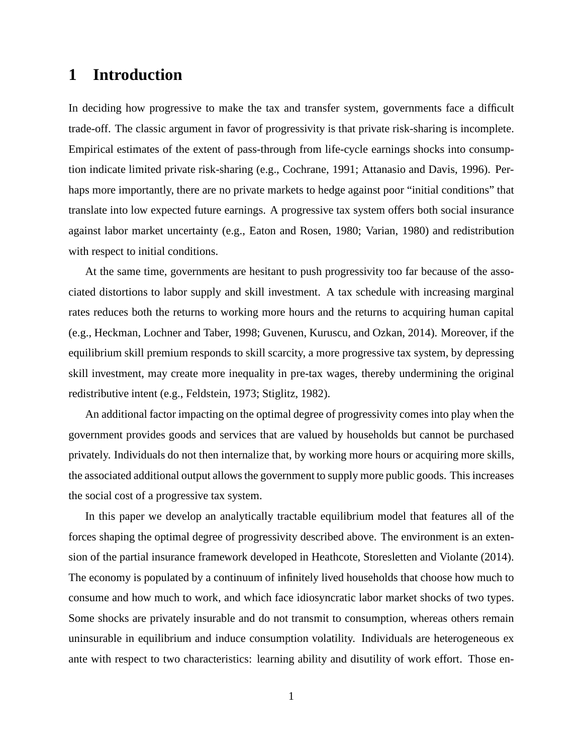# 1 Introduction

In deciding how progressive to make the tax and transfer system, governments face a difficult trade-off. The classic argument in favor of progressivity is that private risk-sharing is incomplete. Empirical estimates of the extent of pass-through from life-cycle earnings shocks into consumption indicate limited private risk-sharing (e.g., Cochrane, 1991; Attanasio and Davis, 1996). Perhaps more importantly, there are no private markets to hedge against poor "initial conditions" that translate into low expected future earnings. A progressive tax system offers both social insurance against labor market uncertainty (e.g., Eaton and Rosen, 1980; Varian, 1980) and redistribution with respect to initial conditions.

At the same time, governments are hesitant to push progressivity too far because of the associated distortions to labor supply and skill investment. A tax schedule with increasing marginal rates reduces both the returns to working more hours and the returns to acquiring human capital (e.g., Heckman, Lochner and Taber, 1998; Guvenen, Kuruscu, and Ozkan, 2014). Moreover, if the equilibrium skill premium responds to skill scarcity, a more progressive tax system, by depressing skill investment, may create more inequality in pre-tax wages, thereby undermining the original redistributive intent (e.g., Feldstein, 1973; Stiglitz, 1982).

An additional factor impacting on the optimal degree of progressivity comes into play when the government provides goods and services that are valued by households but cannot be purchased privately. Individuals do not then internalize that, by working more hours or acquiring more skills, the associated additional output allows the government to supply more public goods. This increases the social cost of a progressive tax system.

In this paper we develop an analytically tractable equilibrium model that features all of the forces shaping the optimal degree of progressivity described above. The environment is an extension of the partial insurance framework developed in Heathcote, Storesletten and Violante (2014). The economy is populated by a continuum of infinitely lived households that choose how much to consume and how much to work, and which face idiosyncratic labor market shocks of two types. Some shocks are privately insurable and do not transmit to consumption, whereas others remain uninsurable in equilibrium and induce consumption volatility. Individuals are heterogeneous ex ante with respect to two characteristics: learning ability and disutility of work effort. Those en-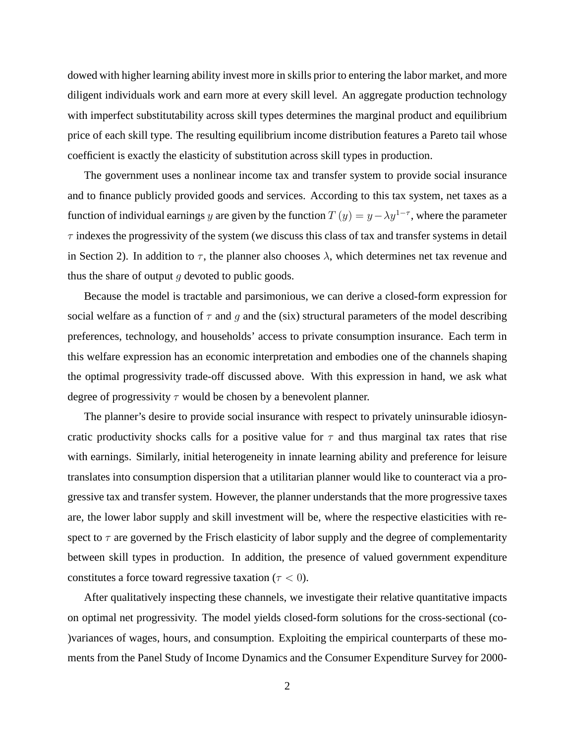dowed with higher learning ability invest more in skills prior to entering the labor market, and more diligent individuals work and earn more at every skill level. An aggregate production technology with imperfect substitutability across skill types determines the marginal product and equilibrium price of each skill type. The resulting equilibrium income distribution features a Pareto tail whose coefficient is exactly the elasticity of substitution across skill types in production.

The government uses a nonlinear income tax and transfer system to provide social insurance and to finance publicly provided goods and services. According to this tax system, net taxes as a function of individual earnings $y$ are given by the function $T(y) = y - \lambda y^{1-\tau}$, where the parameter $\tau$ indexes the progressivity of the system (we discuss this class of tax and transfer systems in detail in Section 2). In addition to $\tau$, the planner also chooses $\lambda$, which determines net tax revenue and thus the share of output $g$ devoted to public goods.

Because the model is tractable and parsimonious, we can derive a closed-form expression for social welfare as a function of $\tau$ and $g$ and the (six) structural parameters of the model describing preferences, technology, and households' access to private consumption insurance. Each term in this welfare expression has an economic interpretation and embodies one of the channels shaping the optimal progressivity trade-off discussed above. With this expression in hand, we ask what degree of progressivity $\tau$ would be chosen by a benevolent planner.

The planner's desire to provide social insurance with respect to privately uninsurable idiosyncratic productivity shocks calls for a positive value for $\tau$ and thus marginal tax rates that rise with earnings. Similarly, initial heterogeneity in innate learning ability and preference for leisure translates into consumption dispersion that a utilitarian planner would like to counteract via a progressive tax and transfer system. However, the planner understands that the more progressive taxes are, the lower labor supply and skill investment will be, where the respective elasticities with respect to $\tau$ are governed by the Frisch elasticity of labor supply and the degree of complementarity between skill types in production. In addition, the presence of valued government expenditure constitutes a force toward regressive taxation ($\tau < 0$).

After qualitatively inspecting these channels, we investigate their relative quantitative impacts on optimal net progressivity. The model yields closed-form solutions for the cross-sectional (co-)variances of wages, hours, and consumption. Exploiting the empirical counterparts of these moments from the Panel Study of Income Dynamics and the Consumer Expenditure Survey for 2000-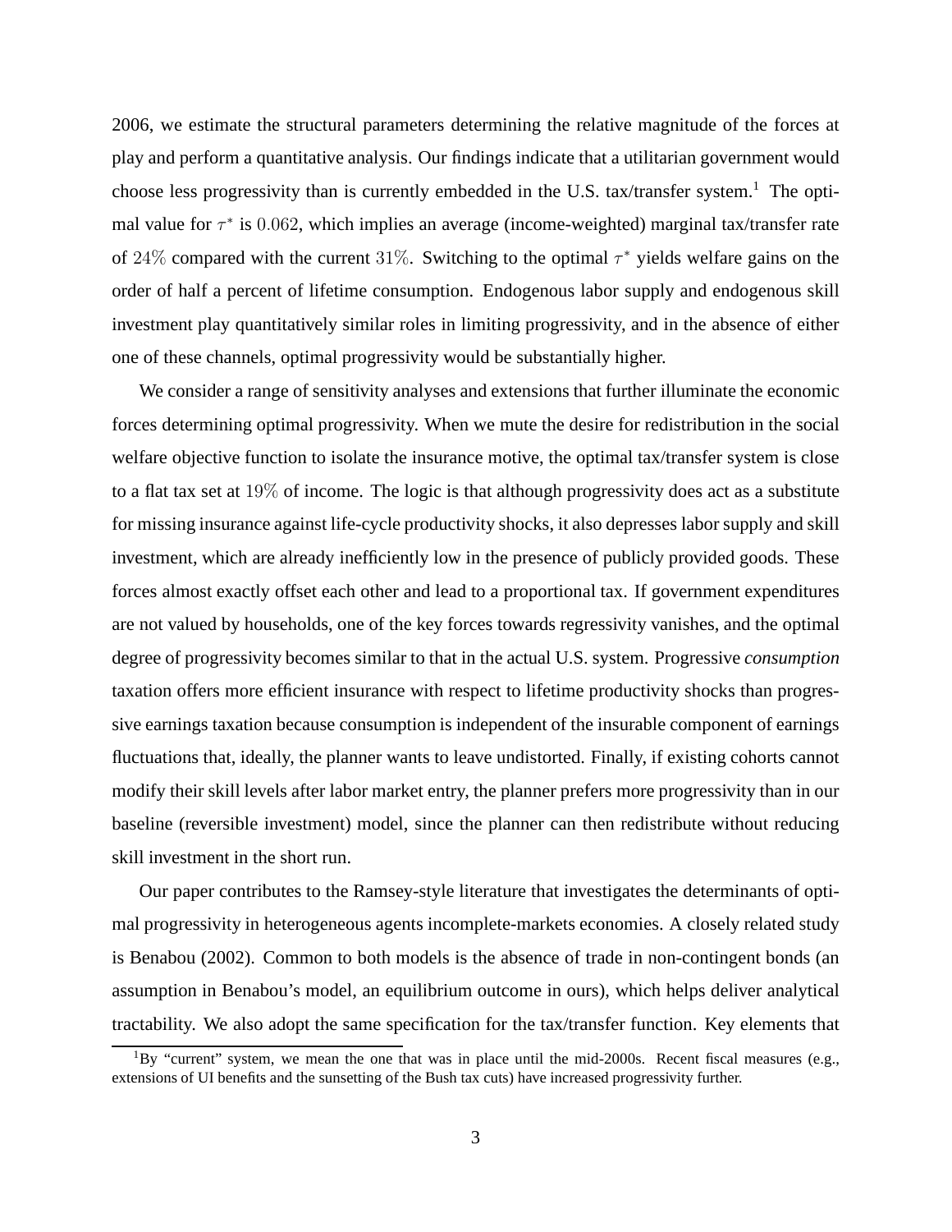2006, we estimate the structural parameters determining the relative magnitude of the forces at play and perform a quantitative analysis. Our findings indicate that a utilitarian government would choose less progressivity than is currently embedded in the U.S. tax/transfer system.[1] The optimal value for $\tau^*$ is $0.062$, which implies an average (income-weighted) marginal tax/transfer rate of $24\%$ compared with the current $31\%$. Switching to the optimal $\tau^*$ yields welfare gains on the order of half a percent of lifetime consumption. Endogenous labor supply and endogenous skill investment play quantitatively similar roles in limiting progressivity, and in the absence of either one of these channels, optimal progressivity would be substantially higher.

We consider a range of sensitivity analyses and extensions that further illuminate the economic forces determining optimal progressivity. When we mute the desire for redistribution in the social welfare objective function to isolate the insurance motive, the optimal tax/transfer system is close to a flat tax set at $19\%$ of income. The logic is that although progressivity does act as a substitute for missing insurance against life-cycle productivity shocks, it also depresses labor supply and skill investment, which are already inefficiently low in the presence of publicly provided goods. These forces almost exactly offset each other and lead to a proportional tax. If government expenditures are not valued by households, one of the key forces towards regressivity vanishes, and the optimal degree of progressivity becomes similar to that in the actual U.S. system. Progressive *consumption* taxation offers more efficient insurance with respect to lifetime productivity shocks than progressive earnings taxation because consumption is independent of the insurable component of earnings fluctuations that, ideally, the planner wants to leave undistorted. Finally, if existing cohorts cannot modify their skill levels after labor market entry, the planner prefers more progressivity than in our baseline (reversible investment) model, since the planner can then redistribute without reducing skill investment in the short run.

Our paper contributes to the Ramsey-style literature that investigates the determinants of optimal progressivity in heterogeneous agents incomplete-markets economies. A closely related study is Benabou (2002). Common to both models is the absence of trade in non-contingent bonds (an assumption in Benabou's model, an equilibrium outcome in ours), which helps deliver analytical tractability. We also adopt the same specification for the tax/transfer function. Key elements that

[1] By "current" system, we mean the one that was in place until the mid-2000s. Recent fiscal measures (e.g., extensions of UI benefits and the sunsetting of the Bush tax cuts) have increased progressivity further.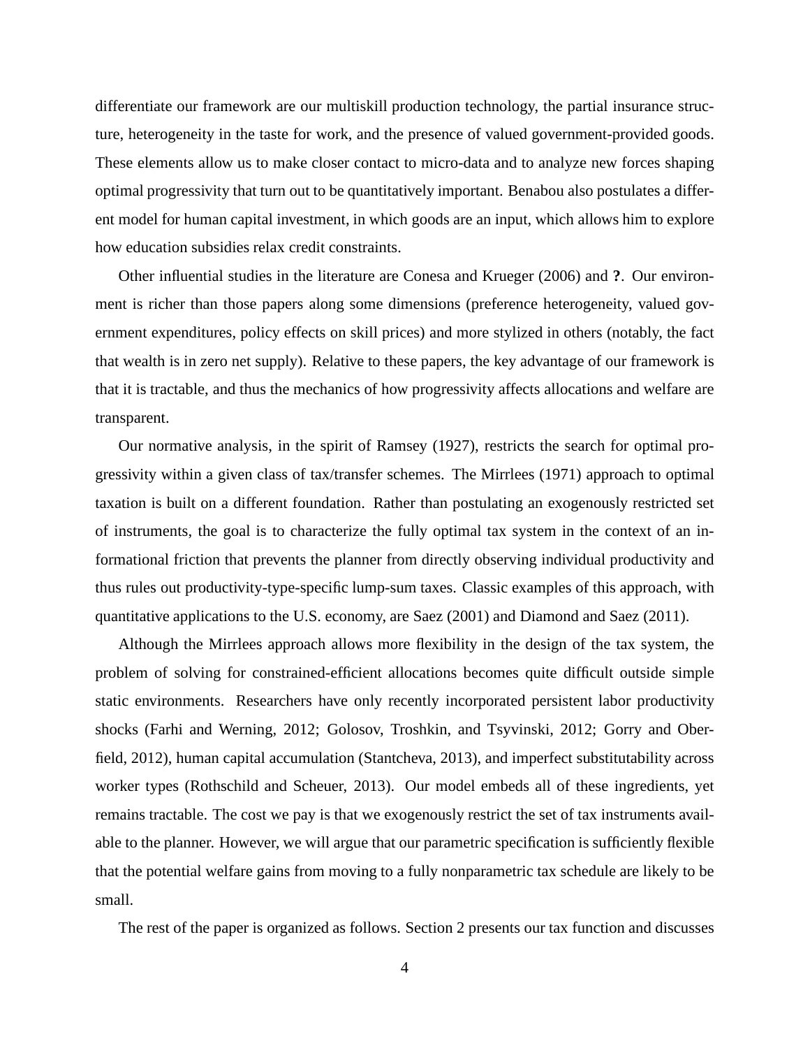differentiate our framework are our multiskill production technology, the partial insurance structure, heterogeneity in the taste for work, and the presence of valued government-provided goods. These elements allow us to make closer contact to micro-data and to analyze new forces shaping optimal progressivity that turn out to be quantitatively important. Benabou also postulates a different model for human capital investment, in which goods are an input, which allows him to explore how education subsidies relax credit constraints.

Other influential studies in the literature are Conesa and Krueger (2006) and **?**. Our environment is richer than those papers along some dimensions (preference heterogeneity, valued government expenditures, policy effects on skill prices) and more stylized in others (notably, the fact that wealth is in zero net supply). Relative to these papers, the key advantage of our framework is that it is tractable, and thus the mechanics of how progressivity affects allocations and welfare are transparent.

Our normative analysis, in the spirit of Ramsey (1927), restricts the search for optimal progressivity within a given class of tax/transfer schemes. The Mirrlees (1971) approach to optimal taxation is built on a different foundation. Rather than postulating an exogenously restricted set of instruments, the goal is to characterize the fully optimal tax system in the context of an informational friction that prevents the planner from directly observing individual productivity and thus rules out productivity-type-specific lump-sum taxes. Classic examples of this approach, with quantitative applications to the U.S. economy, are Saez (2001) and Diamond and Saez (2011).

Although the Mirrlees approach allows more flexibility in the design of the tax system, the problem of solving for constrained-efficient allocations becomes quite difficult outside simple static environments. Researchers have only recently incorporated persistent labor productivity shocks (Farhi and Werning, 2012; Golosov, Troshkin, and Tsyvinski, 2012; Gorry and Oberfield, 2012), human capital accumulation (Stantcheva, 2013), and imperfect substitutability across worker types (Rothschild and Scheuer, 2013). Our model embeds all of these ingredients, yet remains tractable. The cost we pay is that we exogenously restrict the set of tax instruments available to the planner. However, we will argue that our parametric specification is sufficiently flexible that the potential welfare gains from moving to a fully nonparametric tax schedule are likely to be small.

The rest of the paper is organized as follows. Section 2 presents our tax function and discusses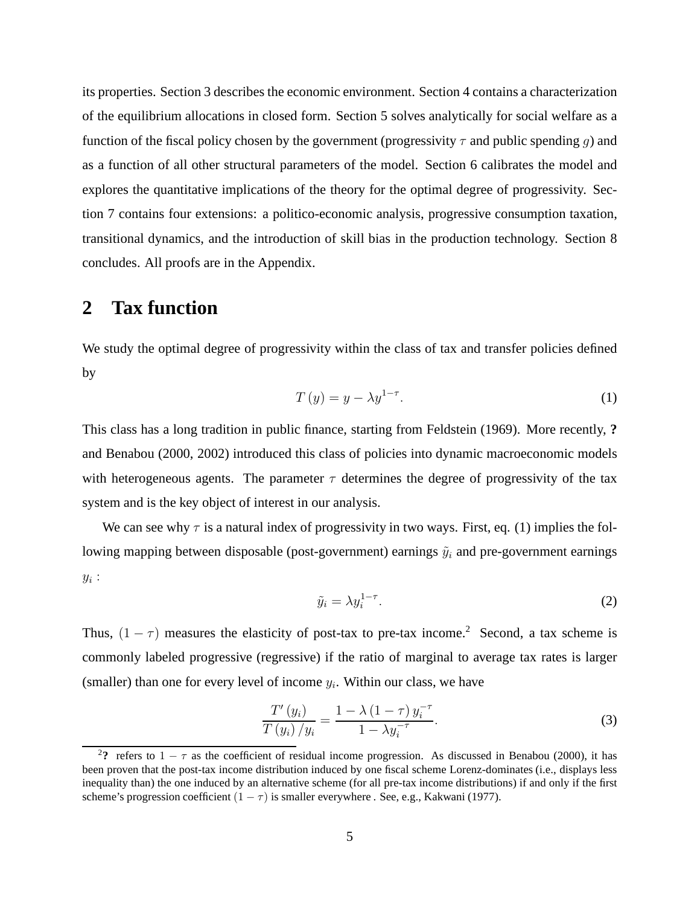its properties. Section 3 describes the economic environment. Section 4 contains a characterization of the equilibrium allocations in closed form. Section 5 solves analytically for social welfare as a function of the fiscal policy chosen by the government (progressivity $\tau$ and public spending $g$) and as a function of all other structural parameters of the model. Section 6 calibrates the model and explores the quantitative implications of the theory for the optimal degree of progressivity. Section 7 contains four extensions: a politico-economic analysis, progressive consumption taxation, transitional dynamics, and the introduction of skill bias in the production technology. Section 8 concludes. All proofs are in the Appendix.

## 2 Tax function

We study the optimal degree of progressivity within the class of tax and transfer policies defined by

$$T(y) = y - \lambda y^{1-\tau}. \tag{1}$$

This class has a long tradition in public finance, starting from Feldstein (1969). More recently, **?** and Benabou (2000, 2002) introduced this class of policies into dynamic macroeconomic models with heterogeneous agents. The parameter $\tau$ determines the degree of progressivity of the tax system and is the key object of interest in our analysis.

We can see why $\tau$ is a natural index of progressivity in two ways. First, eq. (1) implies the following mapping between disposable (post-government) earnings $\tilde{y}_i$ and pre-government earnings $y_i$ :

$$\tilde{y}_i = \lambda y_i^{1-\tau}. \tag{2}$$

Thus, $(1-\tau)$ measures the elasticity of post-tax to pre-tax income.[2] Second, a tax scheme is commonly labeled progressive (regressive) if the ratio of marginal to average tax rates is larger (smaller) than one for every level of income $y_i$. Within our class, we have

$$\frac{T'(y_i)}{T(y_i)/y_i} = \frac{1-\lambda(1-\tau)y_i^{-\tau}}{1-\lambda y_i^{-\tau}}. \tag{3}$$

[2]**?** refers to $1-\tau$ as the coefficient of residual income progression. As discussed in Benabou (2000), it has been proven that the post-tax income distribution induced by one fiscal scheme Lorenz-dominates (i.e., displays less inequality than) the one induced by an alternative scheme (for all pre-tax income distributions) if and only if the first scheme's progression coefficient $(1-\tau)$ is smaller everywhere . See, e.g., Kakwani (1977).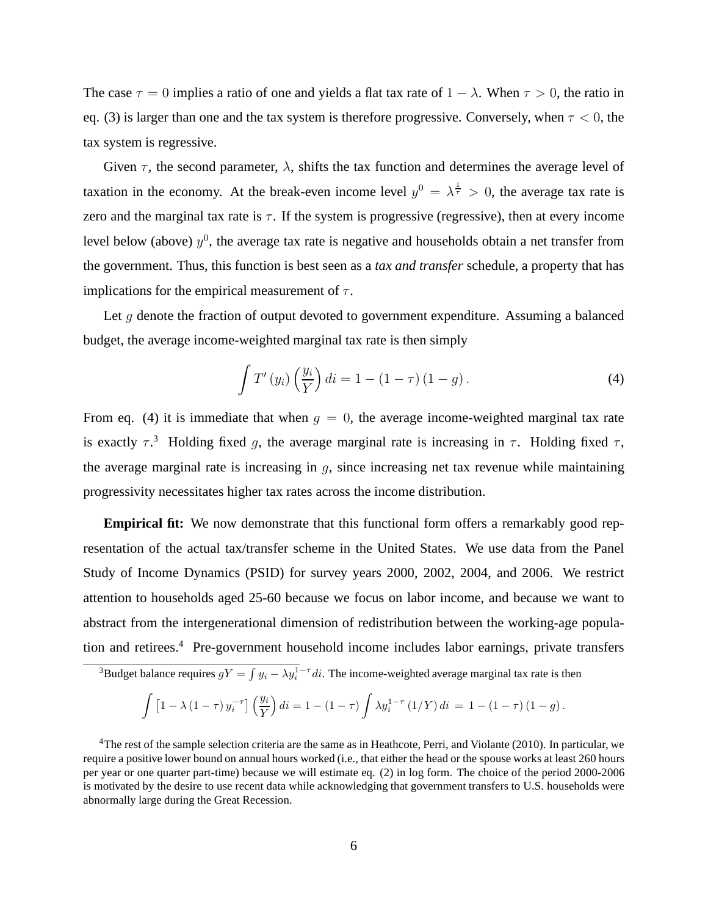The case $\tau = 0$ implies a ratio of one and yields a flat tax rate of $1 - \lambda$. When $\tau > 0$, the ratio in eq. (3) is larger than one and the tax system is therefore progressive. Conversely, when $\tau < 0$, the tax system is regressive.

Given $\tau$, the second parameter, $\lambda$, shifts the tax function and determines the average level of taxation in the economy. At the break-even income level $y^0 = \lambda^{\frac{1}{\tau}} > 0$, the average tax rate is zero and the marginal tax rate is $\tau$. If the system is progressive (regressive), then at every income level below (above) $y^0$, the average tax rate is negative and households obtain a net transfer from the government. Thus, this function is best seen as a *tax and transfer* schedule, a property that has implications for the empirical measurement of $\tau$.

Let $g$ denote the fraction of output devoted to government expenditure. Assuming a balanced budget, the average income-weighted marginal tax rate is then simply

$$\int T'(y_i)\left(\frac{y_i}{Y}\right) di = 1 - (1-\tau)(1-g). \tag{4}$$

From eq. (4) it is immediate that when $g = 0$, the average income-weighted marginal tax rate is exactly $\tau$.[3] Holding fixed $g$, the average marginal rate is increasing in $\tau$. Holding fixed $\tau$, the average marginal rate is increasing in $g$, since increasing net tax revenue while maintaining progressivity necessitates higher tax rates across the income distribution.

**Empirical fit:** We now demonstrate that this functional form offers a remarkably good representation of the actual tax/transfer scheme in the United States. We use data from the Panel Study of Income Dynamics (PSID) for survey years 2000, 2002, 2004, and 2006. We restrict attention to households aged 25-60 because we focus on labor income, and because we want to abstract from the intergenerational dimension of redistribution between the working-age population and retirees.[4] Pre-government household income includes labor earnings, private transfers

[3]Budget balance requires $gY = \int y_i - \lambda y_i^{1-\tau} di$. The income-weighted average marginal tax rate is then

$$\int \left[1 - \lambda(1-\tau) y_i^{-\tau}\right]\left(\frac{y_i}{Y}\right) di = 1 - (1-\tau)\int \lambda y_i^{1-\tau}(1/Y)\, di \, = \, 1 - (1-\tau)(1-g).$$

[4]The rest of the sample selection criteria are the same as in Heathcote, Perri, and Violante (2010). In particular, we require a positive lower bound on annual hours worked (i.e., that either the head or the spouse works at least 260 hours per year or one quarter part-time) because we will estimate eq. (2) in log form. The choice of the period 2000-2006 is motivated by the desire to use recent data while acknowledging that government transfers to U.S. households were abnormally large during the Great Recession.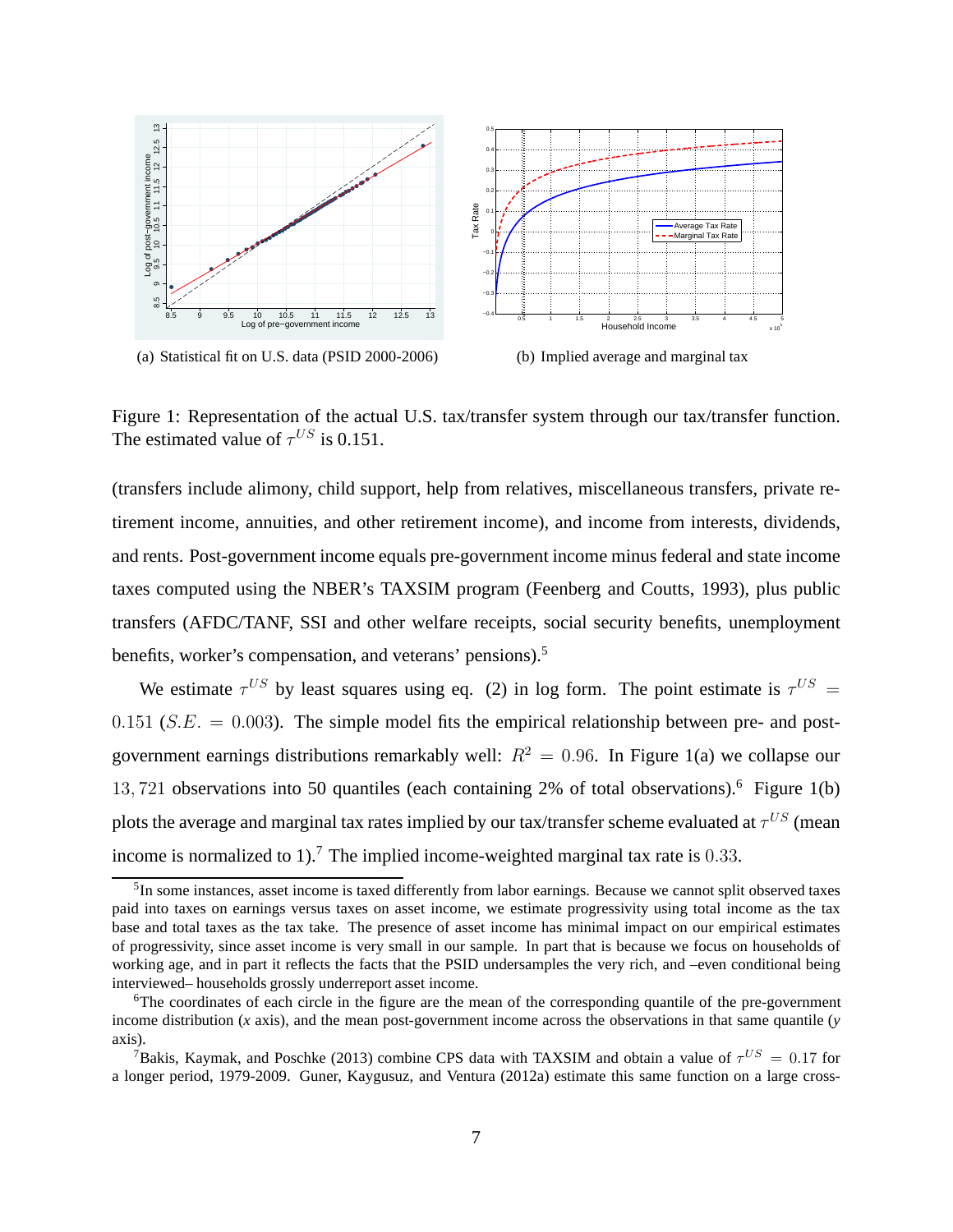(a) Statistical fit on U.S. data (PSID 2000-2006)

(b) Implied average and marginal tax

Figure 1: Representation of the actual U.S. tax/transfer system through our tax/transfer function. The estimated value of $\tau^{US}$ is 0.151.

(transfers include alimony, child support, help from relatives, miscellaneous transfers, private retirement income, annuities, and other retirement income), and income from interests, dividends, and rents. Post-government income equals pre-government income minus federal and state income taxes computed using the NBER's TAXSIM program (Feenberg and Coutts, 1993), plus public transfers (AFDC/TANF, SSI and other welfare receipts, social security benefits, unemployment benefits, worker's compensation, and veterans' pensions).[5]

We estimate $\tau^{US}$ by least squares using eq. (2) in log form. The point estimate is $\tau^{US} = 0.151$ ($S.E. = 0.003$). The simple model fits the empirical relationship between pre- and post-government earnings distributions remarkably well: $R^2 = 0.96$. In Figure 1(a) we collapse our $13,721$ observations into 50 quantiles (each containing 2% of total observations).[6] Figure 1(b) plots the average and marginal tax rates implied by our tax/transfer scheme evaluated at $\tau^{US}$ (mean income is normalized to 1).[7] The implied income-weighted marginal tax rate is $0.33$.

[5] In some instances, asset income is taxed differently from labor earnings. Because we cannot split observed taxes paid into taxes on earnings versus taxes on asset income, we estimate progressivity using total income as the tax base and total taxes as the tax take. The presence of asset income has minimal impact on our empirical estimates of progressivity, since asset income is very small in our sample. In part that is because we focus on households of working age, and in part it reflects the facts that the PSID undersamples the very rich, and –even conditional being interviewed– households grossly underreport asset income.

[6] The coordinates of each circle in the figure are the mean of the corresponding quantile of the pre-government income distribution (*x* axis), and the mean post-government income across the observations in that same quantile (*y* axis).

[7] Bakis, Kaymak, and Poschke (2013) combine CPS data with TAXSIM and obtain a value of $\tau^{US} = 0.17$ for a longer period, 1979-2009. Guner, Kaygusuz, and Ventura (2012a) estimate this same function on a large cross-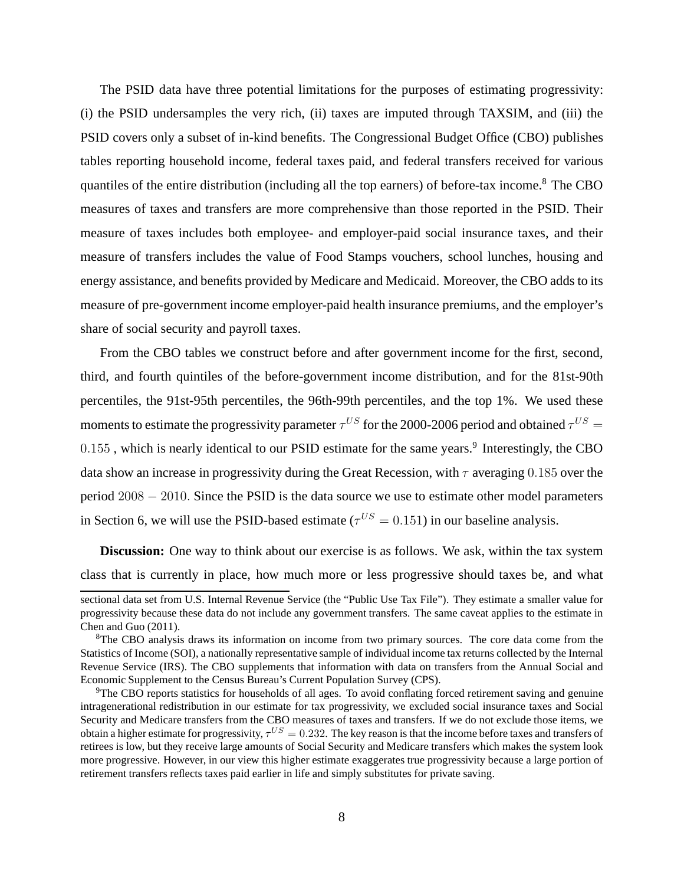The PSID data have three potential limitations for the purposes of estimating progressivity: (i) the PSID undersamples the very rich, (ii) taxes are imputed through TAXSIM, and (iii) the PSID covers only a subset of in-kind benefits. The Congressional Budget Office (CBO) publishes tables reporting household income, federal taxes paid, and federal transfers received for various quantiles of the entire distribution (including all the top earners) of before-tax income.[8] The CBO measures of taxes and transfers are more comprehensive than those reported in the PSID. Their measure of taxes includes both employee- and employer-paid social insurance taxes, and their measure of transfers includes the value of Food Stamps vouchers, school lunches, housing and energy assistance, and benefits provided by Medicare and Medicaid. Moreover, the CBO adds to its measure of pre-government income employer-paid health insurance premiums, and the employer's share of social security and payroll taxes.

From the CBO tables we construct before and after government income for the first, second, third, and fourth quintiles of the before-government income distribution, and for the 81st-90th percentiles, the 91st-95th percentiles, the 96th-99th percentiles, and the top 1%. We used these moments to estimate the progressivity parameter $\tau^{US}$ for the 2000-2006 period and obtained $\tau^{US} = 0.155$ , which is nearly identical to our PSID estimate for the same years.[9] Interestingly, the CBO data show an increase in progressivity during the Great Recession, with $\tau$ averaging $0.185$ over the period $2008 - 2010$. Since the PSID is the data source we use to estimate other model parameters in Section 6, we will use the PSID-based estimate ($\tau^{US} = 0.151$) in our baseline analysis.

**Discussion:** One way to think about our exercise is as follows. We ask, within the tax system class that is currently in place, how much more or less progressive should taxes be, and what

---

sectional data set from U.S. Internal Revenue Service (the "Public Use Tax File"). They estimate a smaller value for progressivity because these data do not include any government transfers. The same caveat applies to the estimate in Chen and Guo (2011).

[8] The CBO analysis draws its information on income from two primary sources. The core data come from the Statistics of Income (SOI), a nationally representative sample of individual income tax returns collected by the Internal Revenue Service (IRS). The CBO supplements that information with data on transfers from the Annual Social and Economic Supplement to the Census Bureau's Current Population Survey (CPS).

[9] The CBO reports statistics for households of all ages. To avoid conflating forced retirement saving and genuine intragenerational redistribution in our estimate for tax progressivity, we excluded social insurance taxes and Social Security and Medicare transfers from the CBO measures of taxes and transfers. If we do not exclude those items, we obtain a higher estimate for progressivity, $\tau^{US} = 0.232$. The key reason is that the income before taxes and transfers of retirees is low, but they receive large amounts of Social Security and Medicare transfers which makes the system look more progressive. However, in our view this higher estimate exaggerates true progressivity because a large portion of retirement transfers reflects taxes paid earlier in life and simply substitutes for private saving.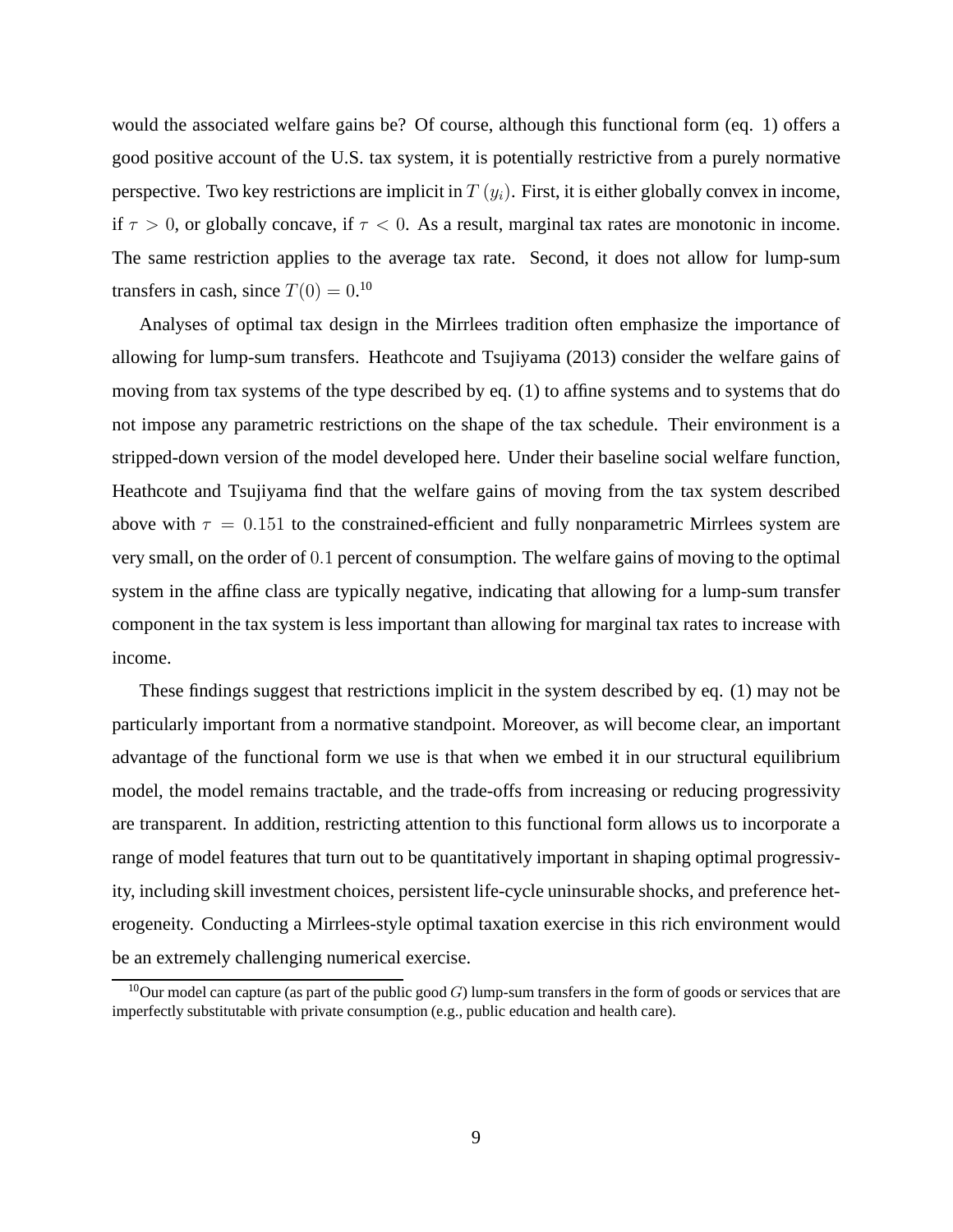would the associated welfare gains be? Of course, although this functional form (eq. 1) offers a good positive account of the U.S. tax system, it is potentially restrictive from a purely normative perspective. Two key restrictions are implicit in $T(y_i)$. First, it is either globally convex in income, if $\tau > 0$, or globally concave, if $\tau < 0$. As a result, marginal tax rates are monotonic in income. The same restriction applies to the average tax rate. Second, it does not allow for lump-sum transfers in cash, since $T(0) = 0$.[10]

Analyses of optimal tax design in the Mirrlees tradition often emphasize the importance of allowing for lump-sum transfers. Heathcote and Tsujiyama (2013) consider the welfare gains of moving from tax systems of the type described by eq. (1) to affine systems and to systems that do not impose any parametric restrictions on the shape of the tax schedule. Their environment is a stripped-down version of the model developed here. Under their baseline social welfare function, Heathcote and Tsujiyama find that the welfare gains of moving from the tax system described above with $\tau = 0.151$ to the constrained-efficient and fully nonparametric Mirrlees system are very small, on the order of $0.1$ percent of consumption. The welfare gains of moving to the optimal system in the affine class are typically negative, indicating that allowing for a lump-sum transfer component in the tax system is less important than allowing for marginal tax rates to increase with income.

These findings suggest that restrictions implicit in the system described by eq. (1) may not be particularly important from a normative standpoint. Moreover, as will become clear, an important advantage of the functional form we use is that when we embed it in our structural equilibrium model, the model remains tractable, and the trade-offs from increasing or reducing progressivity are transparent. In addition, restricting attention to this functional form allows us to incorporate a range of model features that turn out to be quantitatively important in shaping optimal progressivity, including skill investment choices, persistent life-cycle uninsurable shocks, and preference heterogeneity. Conducting a Mirrlees-style optimal taxation exercise in this rich environment would be an extremely challenging numerical exercise.

[10] Our model can capture (as part of the public good $G$) lump-sum transfers in the form of goods or services that are imperfectly substitutable with private consumption (e.g., public education and health care).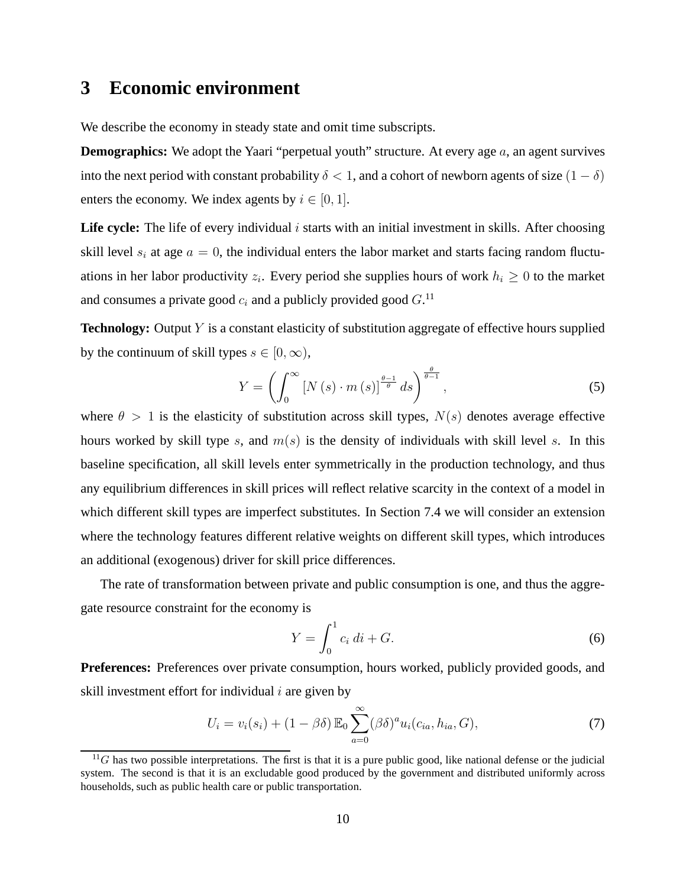## 3 Economic environment

We describe the economy in steady state and omit time subscripts.

**Demographics:** We adopt the Yaari "perpetual youth" structure. At every age $a$, an agent survives into the next period with constant probability $\delta < 1$, and a cohort of newborn agents of size $(1-\delta)$ enters the economy. We index agents by $i \in [0, 1]$.

**Life cycle:** The life of every individual $i$ starts with an initial investment in skills. After choosing skill level $s_i$ at age $a = 0$, the individual enters the labor market and starts facing random fluctuations in her labor productivity $z_i$. Every period she supplies hours of work $h_i \geq 0$ to the market and consumes a private good $c_i$ and a publicly provided good $G$.[11]

**Technology:** Output $Y$ is a constant elasticity of substitution aggregate of effective hours supplied by the continuum of skill types $s \in [0, \infty)$,

$$Y = \left( \int_0^\infty \left[ N(s) \cdot m(s) \right]^{\frac{\theta-1}{\theta}} ds \right)^{\frac{\theta}{\theta-1}}, \tag{5}$$

where $\theta > 1$ is the elasticity of substitution across skill types, $N(s)$ denotes average effective hours worked by skill type $s$, and $m(s)$ is the density of individuals with skill level $s$. In this baseline specification, all skill levels enter symmetrically in the production technology, and thus any equilibrium differences in skill prices will reflect relative scarcity in the context of a model in which different skill types are imperfect substitutes. In Section 7.4 we will consider an extension where the technology features different relative weights on different skill types, which introduces an additional (exogenous) driver for skill price differences.

The rate of transformation between private and public consumption is one, and thus the aggregate resource constraint for the economy is

$$Y = \int_0^1 c_i \, di + G. \tag{6}$$

**Preferences:** Preferences over private consumption, hours worked, publicly provided goods, and skill investment effort for individual $i$ are given by

$$U_i = v_i(s_i) + (1 - \beta\delta) \, \mathbb{E}_0 \sum_{a=0}^{\infty} (\beta\delta)^a u_i(c_{ia}, h_{ia}, G), \tag{7}$$

[11] $G$ has two possible interpretations. The first is that it is a pure public good, like national defense or the judicial system. The second is that it is an excludable good produced by the government and distributed uniformly across households, such as public health care or public transportation.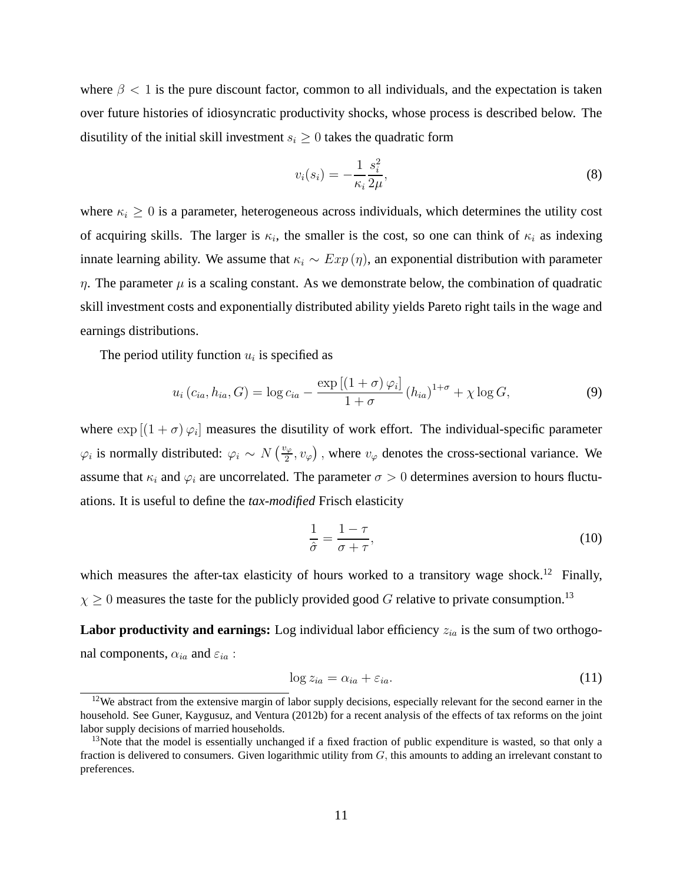where $\beta < 1$ is the pure discount factor, common to all individuals, and the expectation is taken over future histories of idiosyncratic productivity shocks, whose process is described below. The disutility of the initial skill investment $s_i \geq 0$ takes the quadratic form

$$v_i(s_i) = -\frac{1}{\kappa_i} \frac{s_i^2}{2\mu}, \tag{8}$$

where $\kappa_i \geq 0$ is a parameter, heterogeneous across individuals, which determines the utility cost of acquiring skills. The larger is $\kappa_i$, the smaller is the cost, so one can think of $\kappa_i$ as indexing innate learning ability. We assume that $\kappa_i \sim Exp(\eta)$, an exponential distribution with parameter $\eta$. The parameter $\mu$ is a scaling constant. As we demonstrate below, the combination of quadratic skill investment costs and exponentially distributed ability yields Pareto right tails in the wage and earnings distributions.

The period utility function $u_i$ is specified as

$$u_i(c_{ia}, h_{ia}, G) = \log c_{ia} - \frac{\exp[(1+\sigma)\varphi_i]}{1+\sigma}(h_{ia})^{1+\sigma} + \chi \log G, \tag{9}$$

where $\exp[(1+\sigma)\varphi_i]$ measures the disutility of work effort. The individual-specific parameter $\varphi_i$ is normally distributed: $\varphi_i \sim N\left(\frac{v_\varphi}{2}, v_\varphi\right)$, where $v_\varphi$ denotes the cross-sectional variance. We assume that $\kappa_i$ and $\varphi_i$ are uncorrelated. The parameter $\sigma > 0$ determines aversion to hours fluctuations. It is useful to define the *tax-modified* Frisch elasticity

$$\frac{1}{\hat{\sigma}} = \frac{1-\tau}{\sigma+\tau}, \tag{10}$$

which measures the after-tax elasticity of hours worked to a transitory wage shock.[12] Finally, $\chi \geq 0$ measures the taste for the publicly provided good $G$ relative to private consumption.[13]

**Labor productivity and earnings:** Log individual labor efficiency $z_{ia}$ is the sum of two orthogonal components, $\alpha_{ia}$ and $\varepsilon_{ia}$ :

$$\log z_{ia} = \alpha_{ia} + \varepsilon_{ia}. \tag{11}$$

[12] We abstract from the extensive margin of labor supply decisions, especially relevant for the second earner in the household. See Guner, Kaygusuz, and Ventura (2012b) for a recent analysis of the effects of tax reforms on the joint labor supply decisions of married households.

[13] Note that the model is essentially unchanged if a fixed fraction of public expenditure is wasted, so that only a fraction is delivered to consumers. Given logarithmic utility from $G$, this amounts to adding an irrelevant constant to preferences.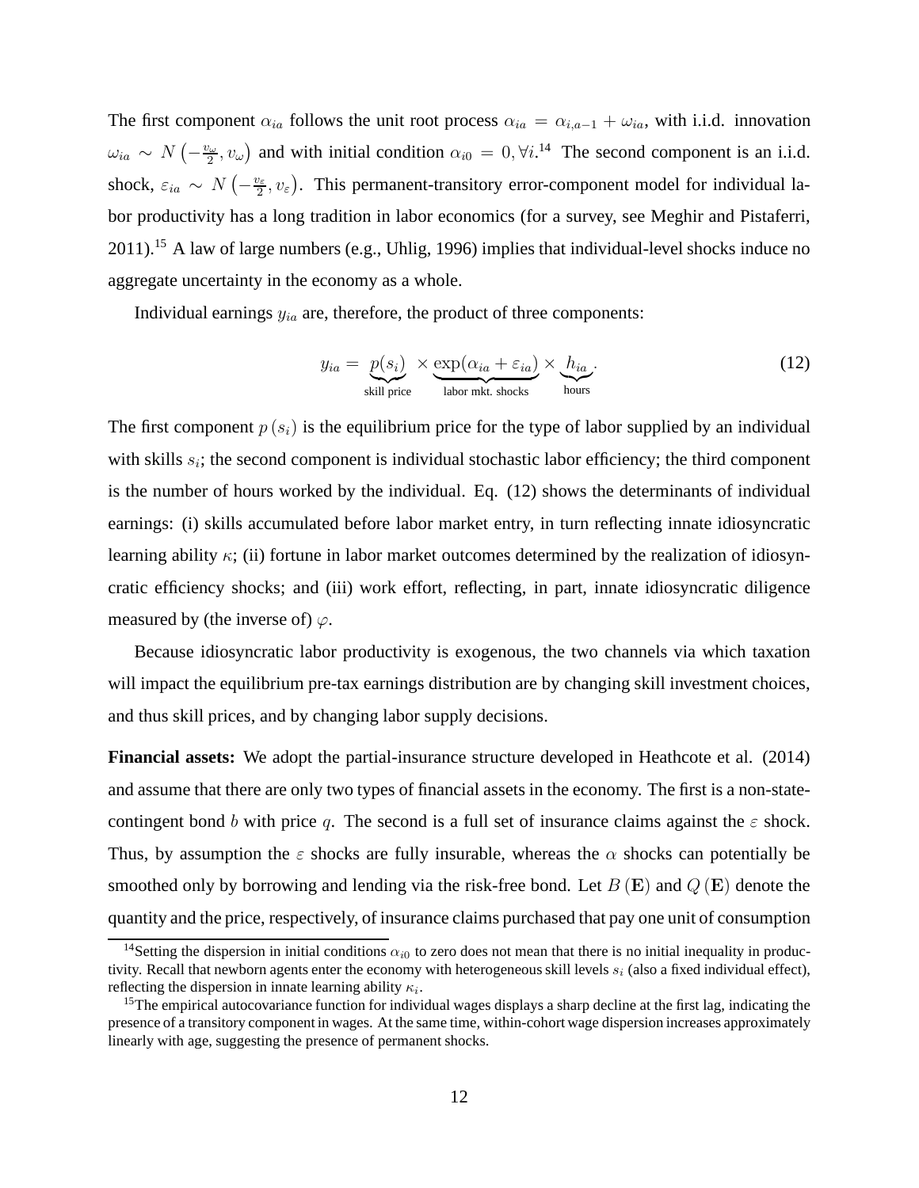The first component $\alpha_{ia}$ follows the unit root process $\alpha_{ia} = \alpha_{i,a-1} + \omega_{ia}$, with i.i.d. innovation $\omega_{ia} \sim N\left(-\frac{v_\omega}{2}, v_\omega\right)$ and with initial condition $\alpha_{i0} = 0, \forall i$.[14] The second component is an i.i.d. shock, $\varepsilon_{ia} \sim N\left(-\frac{v_\varepsilon}{2}, v_\varepsilon\right)$. This permanent-transitory error-component model for individual labor productivity has a long tradition in labor economics (for a survey, see Meghir and Pistaferri, 2011).[15] A law of large numbers (e.g., Uhlig, 1996) implies that individual-level shocks induce no aggregate uncertainty in the economy as a whole.

Individual earnings $y_{ia}$ are, therefore, the product of three components:

$$y_{ia} = \underbrace{p(s_i)}_{\text{skill price}} \times \underbrace{\exp(\alpha_{ia} + \varepsilon_{ia})}_{\text{labor mkt. shocks}} \times \underbrace{h_{ia}}_{\text{hours}}. \tag{12}$$

The first component $p(s_i)$ is the equilibrium price for the type of labor supplied by an individual with skills $s_i$; the second component is individual stochastic labor efficiency; the third component is the number of hours worked by the individual. Eq. (12) shows the determinants of individual earnings: (i) skills accumulated before labor market entry, in turn reflecting innate idiosyncratic learning ability $\kappa$; (ii) fortune in labor market outcomes determined by the realization of idiosyncratic efficiency shocks; and (iii) work effort, reflecting, in part, innate idiosyncratic diligence measured by (the inverse of) $\varphi$.

Because idiosyncratic labor productivity is exogenous, the two channels via which taxation will impact the equilibrium pre-tax earnings distribution are by changing skill investment choices, and thus skill prices, and by changing labor supply decisions.

**Financial assets:** We adopt the partial-insurance structure developed in Heathcote et al. (2014) and assume that there are only two types of financial assets in the economy. The first is a non-state-contingent bond $b$ with price $q$. The second is a full set of insurance claims against the $\varepsilon$ shock. Thus, by assumption the $\varepsilon$ shocks are fully insurable, whereas the $\alpha$ shocks can potentially be smoothed only by borrowing and lending via the risk-free bond. Let $B(\mathbf{E})$ and $Q(\mathbf{E})$ denote the quantity and the price, respectively, of insurance claims purchased that pay one unit of consumption

[14] Setting the dispersion in initial conditions $\alpha_{i0}$ to zero does not mean that there is no initial inequality in productivity. Recall that newborn agents enter the economy with heterogeneous skill levels $s_i$ (also a fixed individual effect), reflecting the dispersion in innate learning ability $\kappa_i$.

[15] The empirical autocovariance function for individual wages displays a sharp decline at the first lag, indicating the presence of a transitory component in wages. At the same time, within-cohort wage dispersion increases approximately linearly with age, suggesting the presence of permanent shocks.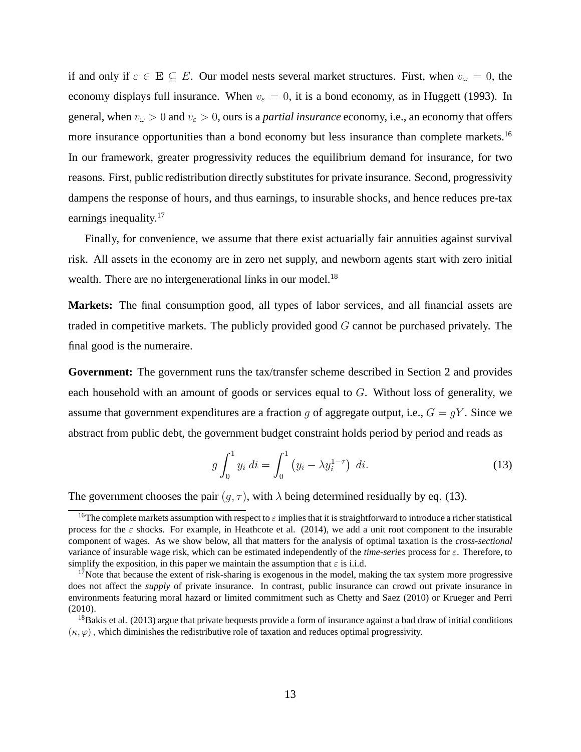if and only if $\varepsilon \in \mathbf{E} \subseteq E$. Our model nests several market structures. First, when $v_\omega = 0$, the economy displays full insurance. When $v_\varepsilon = 0$, it is a bond economy, as in Huggett (1993). In general, when $v_\omega > 0$ and $v_\varepsilon > 0$, ours is a *partial insurance* economy, i.e., an economy that offers more insurance opportunities than a bond economy but less insurance than complete markets.[16] In our framework, greater progressivity reduces the equilibrium demand for insurance, for two reasons. First, public redistribution directly substitutes for private insurance. Second, progressivity dampens the response of hours, and thus earnings, to insurable shocks, and hence reduces pre-tax earnings inequality.[17]

Finally, for convenience, we assume that there exist actuarially fair annuities against survival risk. All assets in the economy are in zero net supply, and newborn agents start with zero initial wealth. There are no intergenerational links in our model.[18]

**Markets:** The final consumption good, all types of labor services, and all financial assets are traded in competitive markets. The publicly provided good $G$ cannot be purchased privately. The final good is the numeraire.

**Government:** The government runs the tax/transfer scheme described in Section 2 and provides each household with an amount of goods or services equal to $G$. Without loss of generality, we assume that government expenditures are a fraction $g$ of aggregate output, i.e., $G = gY$. Since we abstract from public debt, the government budget constraint holds period by period and reads as

$$g \int_0^1 y_i \, di = \int_0^1 \left( y_i - \lambda y_i^{1-\tau} \right) \, di. \tag{13}$$

The government chooses the pair $(g, \tau)$, with $\lambda$ being determined residually by eq. (13).

[16] The complete markets assumption with respect to $\varepsilon$ implies that it is straightforward to introduce a richer statistical process for the $\varepsilon$ shocks. For example, in Heathcote et al. (2014), we add a unit root component to the insurable component of wages. As we show below, all that matters for the analysis of optimal taxation is the *cross-sectional* variance of insurable wage risk, which can be estimated independently of the *time-series* process for $\varepsilon$. Therefore, to simplify the exposition, in this paper we maintain the assumption that $\varepsilon$ is i.i.d.

[17] Note that because the extent of risk-sharing is exogenous in the model, making the tax system more progressive does not affect the *supply* of private insurance. In contrast, public insurance can crowd out private insurance in environments featuring moral hazard or limited commitment such as Chetty and Saez (2010) or Krueger and Perri (2010).

[18] Bakis et al. (2013) argue that private bequests provide a form of insurance against a bad draw of initial conditions $(\kappa, \varphi)$, which diminishes the redistributive role of taxation and reduces optimal progressivity.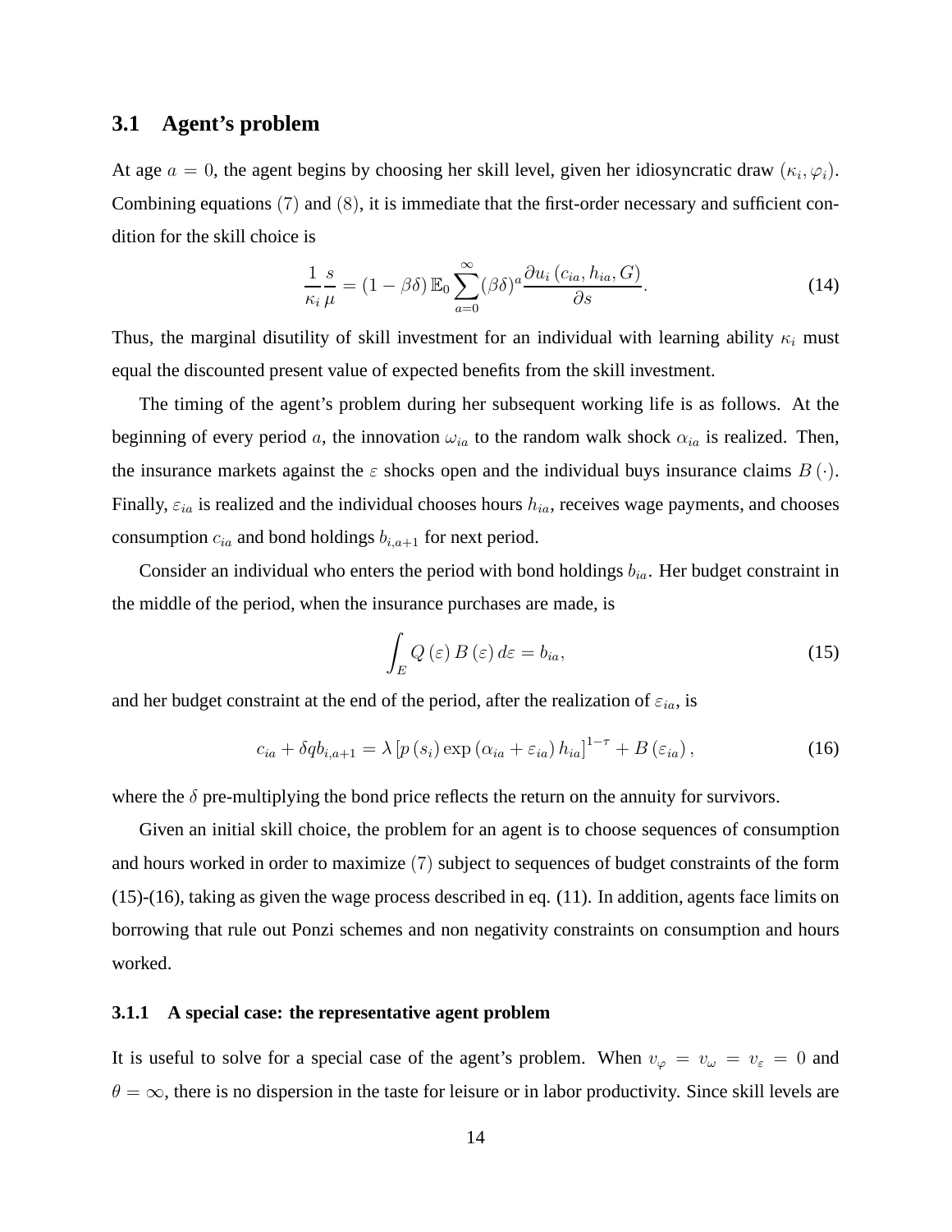## 3.1 Agent's problem

At age $a = 0$, the agent begins by choosing her skill level, given her idiosyncratic draw $(\kappa_i, \varphi_i)$. Combining equations $(7)$ and $(8)$, it is immediate that the first-order necessary and sufficient condition for the skill choice is

$$\frac{1}{\kappa_i}\frac{s}{\mu} = (1-\beta\delta)\,\mathbb{E}_0 \sum_{a=0}^{\infty} (\beta\delta)^a \frac{\partial u_i\left(c_{ia}, h_{ia}, G\right)}{\partial s}. \tag{14}$$

Thus, the marginal disutility of skill investment for an individual with learning ability $\kappa_i$ must equal the discounted present value of expected benefits from the skill investment.

The timing of the agent's problem during her subsequent working life is as follows. At the beginning of every period $a$, the innovation $\omega_{ia}$ to the random walk shock $\alpha_{ia}$ is realized. Then, the insurance markets against the $\varepsilon$ shocks open and the individual buys insurance claims $B(\cdot)$. Finally, $\varepsilon_{ia}$ is realized and the individual chooses hours $h_{ia}$, receives wage payments, and chooses consumption $c_{ia}$ and bond holdings $b_{i,a+1}$ for next period.

Consider an individual who enters the period with bond holdings $b_{ia}$. Her budget constraint in the middle of the period, when the insurance purchases are made, is

$$\int_E Q(\varepsilon)\, B(\varepsilon)\, d\varepsilon = b_{ia}, \tag{15}$$

and her budget constraint at the end of the period, after the realization of $\varepsilon_{ia}$, is

$$c_{ia} + \delta q b_{i,a+1} = \lambda \left[p\left(s_i\right)\exp\left(\alpha_{ia} + \varepsilon_{ia}\right) h_{ia}\right]^{1-\tau} + B\left(\varepsilon_{ia}\right), \tag{16}$$

where the $\delta$ pre-multiplying the bond price reflects the return on the annuity for survivors.

Given an initial skill choice, the problem for an agent is to choose sequences of consumption and hours worked in order to maximize $(7)$ subject to sequences of budget constraints of the form (15)-(16), taking as given the wage process described in eq. (11). In addition, agents face limits on borrowing that rule out Ponzi schemes and non negativity constraints on consumption and hours worked.

### 3.1.1 A special case: the representative agent problem

It is useful to solve for a special case of the agent's problem. When $v_\varphi = v_\omega = v_\varepsilon = 0$ and $\theta = \infty$, there is no dispersion in the taste for leisure or in labor productivity. Since skill levels are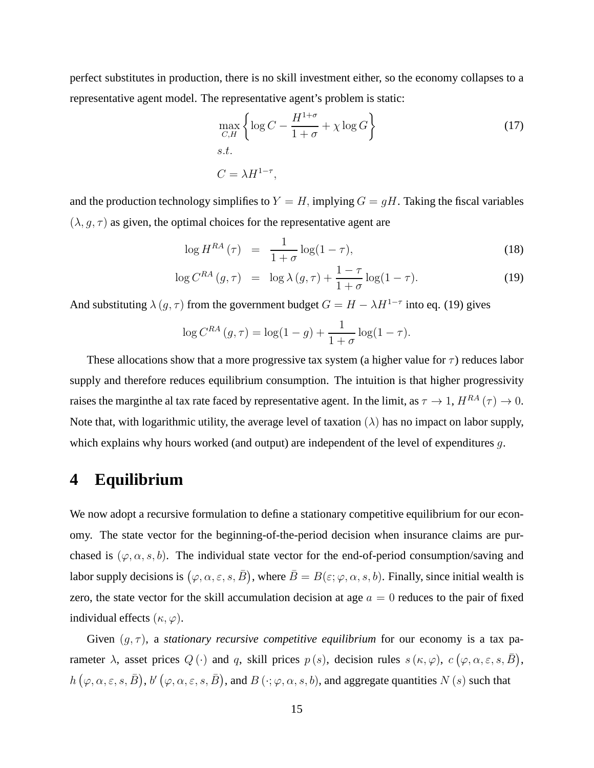perfect substitutes in production, there is no skill investment either, so the economy collapses to a representative agent model. The representative agent's problem is static:

$$\max_{C,H} \left\{ \log C - \frac{H^{1+\sigma}}{1+\sigma} + \chi \log G \right\} \tag{17}$$
$$s.t.$$
$$C = \lambda H^{1-\tau},$$

and the production technology simplifies to $Y = H$, implying $G = gH$. Taking the fiscal variables $(\lambda, g, \tau)$ as given, the optimal choices for the representative agent are

$$\log H^{RA}(\tau) = \frac{1}{1+\sigma} \log(1-\tau), \tag{18}$$

$$\log C^{RA}(g,\tau) = \log \lambda(g,\tau) + \frac{1-\tau}{1+\sigma} \log(1-\tau). \tag{19}$$

And substituting $\lambda(g,\tau)$ from the government budget $G = H - \lambda H^{1-\tau}$ into eq. (19) gives

$$\log C^{RA}(g,\tau) = \log(1-g) + \frac{1}{1+\sigma} \log(1-\tau).$$

These allocations show that a more progressive tax system (a higher value for $\tau$) reduces labor supply and therefore reduces equilibrium consumption. The intuition is that higher progressivity raises the marginthe al tax rate faced by representative agent. In the limit, as $\tau \to 1$, $H^{RA}(\tau) \to 0$. Note that, with logarithmic utility, the average level of taxation $(\lambda)$ has no impact on labor supply, which explains why hours worked (and output) are independent of the level of expenditures $g$.

# 4 Equilibrium

We now adopt a recursive formulation to define a stationary competitive equilibrium for our economy. The state vector for the beginning-of-the-period decision when insurance claims are purchased is $(\varphi, \alpha, s, b)$. The individual state vector for the end-of-period consumption/saving and labor supply decisions is $(\varphi, \alpha, \varepsilon, s, \bar{B})$, where $\bar{B} = B(\varepsilon; \varphi, \alpha, s, b)$. Finally, since initial wealth is zero, the state vector for the skill accumulation decision at age $a = 0$ reduces to the pair of fixed individual effects $(\kappa, \varphi)$.

Given $(g, \tau)$, a *stationary recursive competitive equilibrium* for our economy is a tax parameter $\lambda$, asset prices $Q(\cdot)$ and $q$, skill prices $p(s)$, decision rules $s(\kappa, \varphi)$, $c(\varphi, \alpha, \varepsilon, s, \bar{B})$, $h(\varphi, \alpha, \varepsilon, s, \bar{B})$, $b'(\varphi, \alpha, \varepsilon, s, \bar{B})$, and $B(\cdot; \varphi, \alpha, s, b)$, and aggregate quantities $N(s)$ such that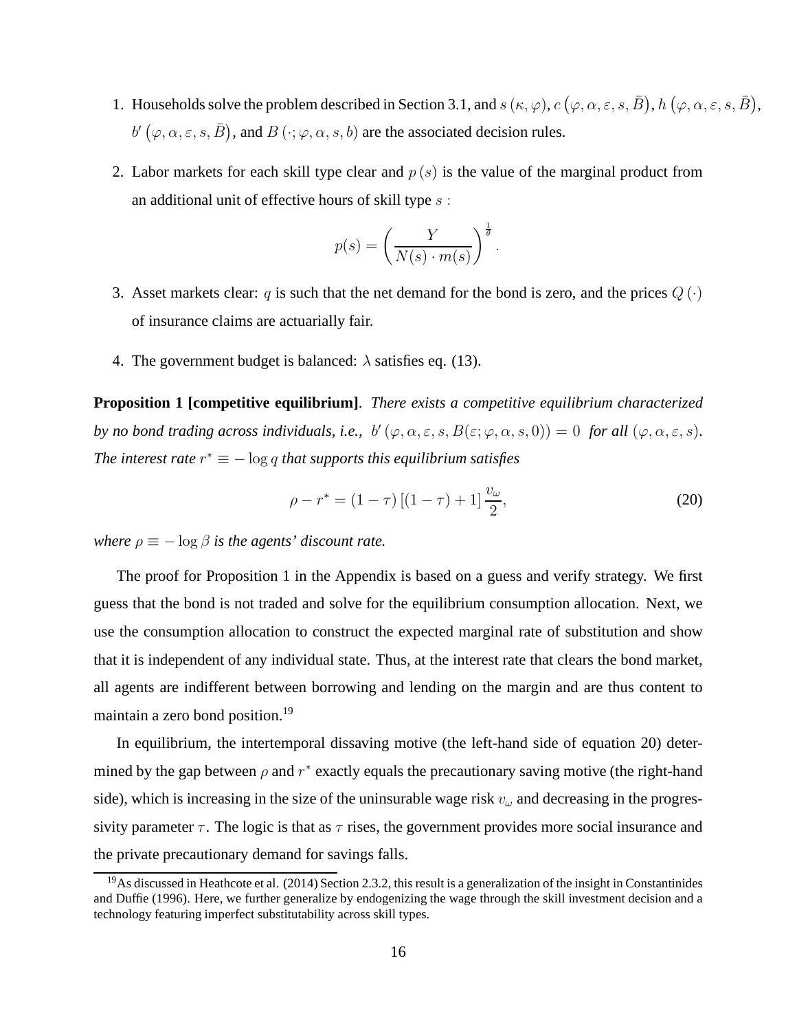1. Households solve the problem described in Section 3.1, and $s(\kappa, \varphi)$, $c(\varphi, \alpha, \varepsilon, s, \bar{B})$, $h(\varphi, \alpha, \varepsilon, s, \bar{B})$, $b'(\varphi, \alpha, \varepsilon, s, \bar{B})$, and $B(\cdot; \varphi, \alpha, s, b)$ are the associated decision rules.

2. Labor markets for each skill type clear and $p(s)$ is the value of the marginal product from an additional unit of effective hours of skill type $s$ :

$$p(s) = \left( \frac{Y}{N(s) \cdot m(s)} \right)^{\frac{1}{\theta}}.$$

3. Asset markets clear: $q$ is such that the net demand for the bond is zero, and the prices $Q(\cdot)$ of insurance claims are actuarially fair.

4. The government budget is balanced: $\lambda$ satisfies eq. (13).

**Proposition 1 [competitive equilibrium]**. *There exists a competitive equilibrium characterized by no bond trading across individuals, i.e., $b'(\varphi, \alpha, \varepsilon, s, B(\varepsilon; \varphi, \alpha, s, 0)) = 0$ for all $(\varphi, \alpha, \varepsilon, s)$. The interest rate $r^* \equiv -\log q$ that supports this equilibrium satisfies*

$$\rho - r^* = (1 - \tau)\left[(1 - \tau) + 1\right] \frac{v_\omega}{2}, \tag{20}$$

*where $\rho \equiv -\log \beta$ is the agents' discount rate.*

The proof for Proposition 1 in the Appendix is based on a guess and verify strategy. We first guess that the bond is not traded and solve for the equilibrium consumption allocation. Next, we use the consumption allocation to construct the expected marginal rate of substitution and show that it is independent of any individual state. Thus, at the interest rate that clears the bond market, all agents are indifferent between borrowing and lending on the margin and are thus content to maintain a zero bond position.[19]

In equilibrium, the intertemporal dissaving motive (the left-hand side of equation 20) determined by the gap between $\rho$ and $r^*$ exactly equals the precautionary saving motive (the right-hand side), which is increasing in the size of the uninsurable wage risk $v_\omega$ and decreasing in the progressivity parameter $\tau$. The logic is that as $\tau$ rises, the government provides more social insurance and the private precautionary demand for savings falls.

[19] As discussed in Heathcote et al. (2014) Section 2.3.2, this result is a generalization of the insight in Constantinides and Duffie (1996). Here, we further generalize by endogenizing the wage through the skill investment decision and a technology featuring imperfect substitutability across skill types.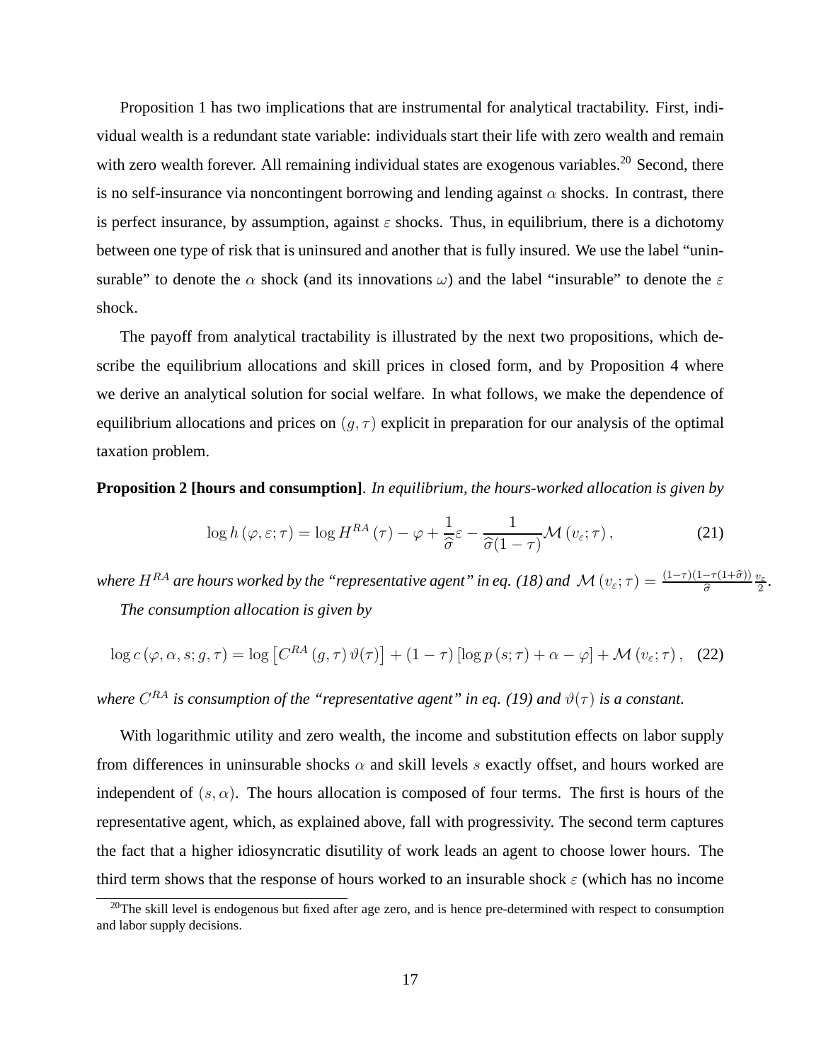Proposition 1 has two implications that are instrumental for analytical tractability. First, individual wealth is a redundant state variable: individuals start their life with zero wealth and remain with zero wealth forever. All remaining individual states are exogenous variables.[20] Second, there is no self-insurance via noncontingent borrowing and lending against $\alpha$ shocks. In contrast, there is perfect insurance, by assumption, against $\varepsilon$ shocks. Thus, in equilibrium, there is a dichotomy between one type of risk that is uninsured and another that is fully insured. We use the label "uninsurable" to denote the $\alpha$ shock (and its innovations $\omega$) and the label "insurable" to denote the $\varepsilon$ shock.

The payoff from analytical tractability is illustrated by the next two propositions, which describe the equilibrium allocations and skill prices in closed form, and by Proposition 4 where we derive an analytical solution for social welfare. In what follows, we make the dependence of equilibrium allocations and prices on $(g, \tau)$ explicit in preparation for our analysis of the optimal taxation problem.

**Proposition 2 [hours and consumption]**. *In equilibrium, the hours-worked allocation is given by*

$$\log h\left(\varphi, \varepsilon; \tau\right) = \log H^{RA}\left(\tau\right) - \varphi + \frac{1}{\widehat{\sigma}}\varepsilon - \frac{1}{\widehat{\sigma}(1-\tau)}\mathcal{M}\left(v_{\varepsilon}; \tau\right), \tag{21}$$

*where $H^{RA}$ are hours worked by the "representative agent" in eq. (18) and $\mathcal{M}\left(v_{\varepsilon}; \tau\right) = \frac{(1-\tau)(1-\tau(1+\widehat{\sigma}))}{\widehat{\sigma}} \frac{v_{\varepsilon}}{2}$.*

*The consumption allocation is given by*

$$\log c\left(\varphi, \alpha, s; g, \tau\right) = \log\left[C^{RA}\left(g, \tau\right)\vartheta(\tau)\right] + (1-\tau)\left[\log p\left(s; \tau\right) + \alpha - \varphi\right] + \mathcal{M}\left(v_{\varepsilon}; \tau\right), \tag{22}$$

*where $C^{RA}$ is consumption of the "representative agent" in eq. (19) and $\vartheta(\tau)$ is a constant.*

With logarithmic utility and zero wealth, the income and substitution effects on labor supply from differences in uninsurable shocks $\alpha$ and skill levels $s$ exactly offset, and hours worked are independent of $(s, \alpha)$. The hours allocation is composed of four terms. The first is hours of the representative agent, which, as explained above, fall with progressivity. The second term captures the fact that a higher idiosyncratic disutility of work leads an agent to choose lower hours. The third term shows that the response of hours worked to an insurable shock $\varepsilon$ (which has no income

[20] The skill level is endogenous but fixed after age zero, and is hence pre-determined with respect to consumption and labor supply decisions.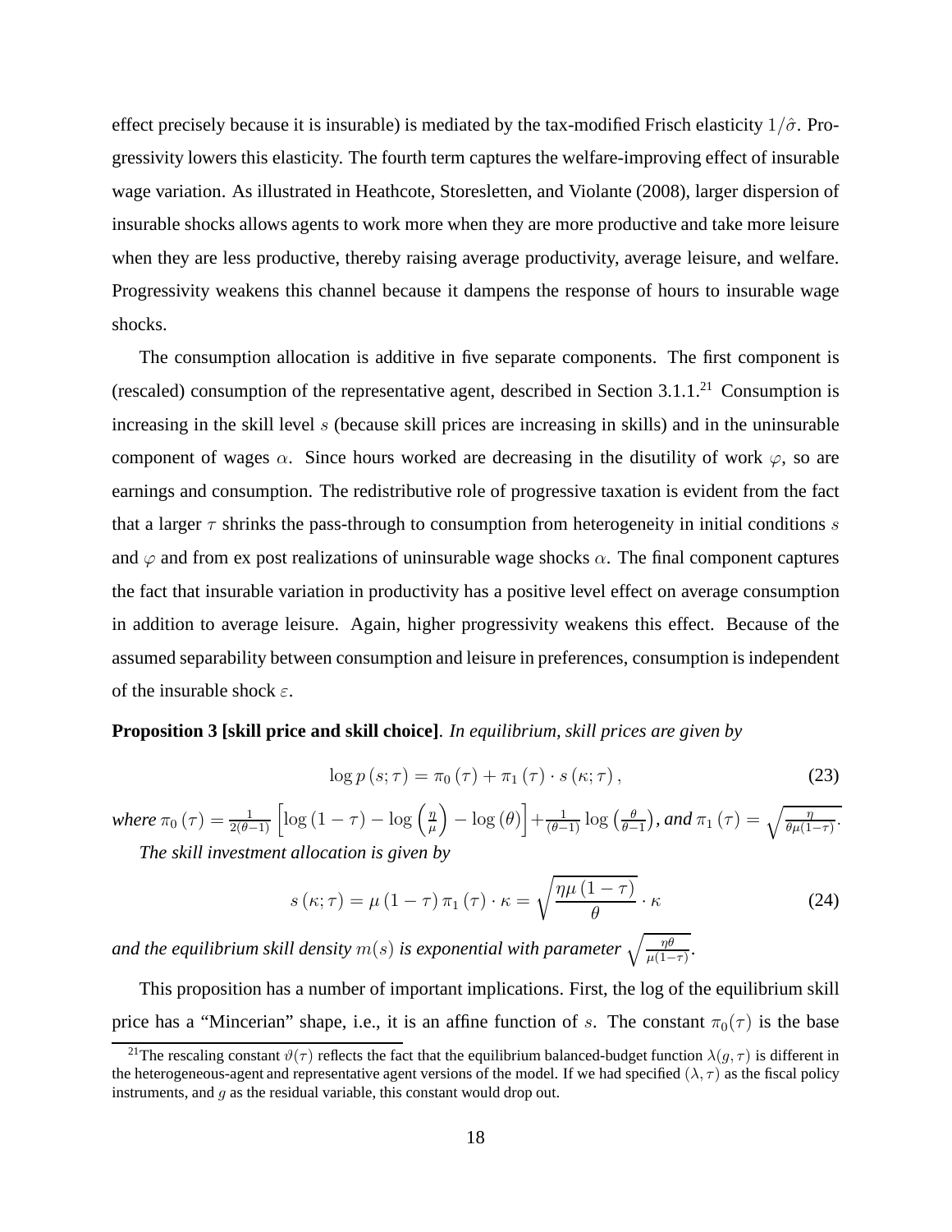effect precisely because it is insurable) is mediated by the tax-modified Frisch elasticity $1/\hat{\sigma}$. Progressivity lowers this elasticity. The fourth term captures the welfare-improving effect of insurable wage variation. As illustrated in Heathcote, Storesletten, and Violante (2008), larger dispersion of insurable shocks allows agents to work more when they are more productive and take more leisure when they are less productive, thereby raising average productivity, average leisure, and welfare. Progressivity weakens this channel because it dampens the response of hours to insurable wage shocks.

The consumption allocation is additive in five separate components. The first component is (rescaled) consumption of the representative agent, described in Section 3.1.1.[21] Consumption is increasing in the skill level $s$ (because skill prices are increasing in skills) and in the uninsurable component of wages $\alpha$. Since hours worked are decreasing in the disutility of work $\varphi$, so are earnings and consumption. The redistributive role of progressive taxation is evident from the fact that a larger $\tau$ shrinks the pass-through to consumption from heterogeneity in initial conditions $s$ and $\varphi$ and from ex post realizations of uninsurable wage shocks $\alpha$. The final component captures the fact that insurable variation in productivity has a positive level effect on average consumption in addition to average leisure. Again, higher progressivity weakens this effect. Because of the assumed separability between consumption and leisure in preferences, consumption is independent of the insurable shock $\varepsilon$.

**Proposition 3 [skill price and skill choice]**. *In equilibrium, skill prices are given by*

$$\log p\left(s;\tau\right) = \pi_0\left(\tau\right) + \pi_1\left(\tau\right) \cdot s\left(\kappa;\tau\right), \tag{23}$$

*where* $\pi_0\left(\tau\right) = \frac{1}{2(\theta-1)}\left[\log\left(1-\tau\right) - \log\left(\frac{\eta}{\mu}\right) - \log\left(\theta\right)\right] + \frac{1}{(\theta-1)}\log\left(\frac{\theta}{\theta-1}\right)$*, and* $\pi_1\left(\tau\right) = \sqrt{\frac{\eta}{\theta\mu(1-\tau)}}$.

*The skill investment allocation is given by*

$$s\left(\kappa;\tau\right) = \mu\left(1-\tau\right)\pi_1\left(\tau\right) \cdot \kappa = \sqrt{\frac{\eta\mu\left(1-\tau\right)}{\theta}} \cdot \kappa \tag{24}$$

*and the equilibrium skill density* $m(s)$ *is exponential with parameter* $\sqrt{\frac{\eta\theta}{\mu(1-\tau)}}$.

This proposition has a number of important implications. First, the log of the equilibrium skill price has a "Mincerian" shape, i.e., it is an affine function of $s$. The constant $\pi_0(\tau)$ is the base

[21] The rescaling constant $\vartheta(\tau)$ reflects the fact that the equilibrium balanced-budget function $\lambda(g,\tau)$ is different in the heterogeneous-agent and representative agent versions of the model. If we had specified $(\lambda,\tau)$ as the fiscal policy instruments, and $g$ as the residual variable, this constant would drop out.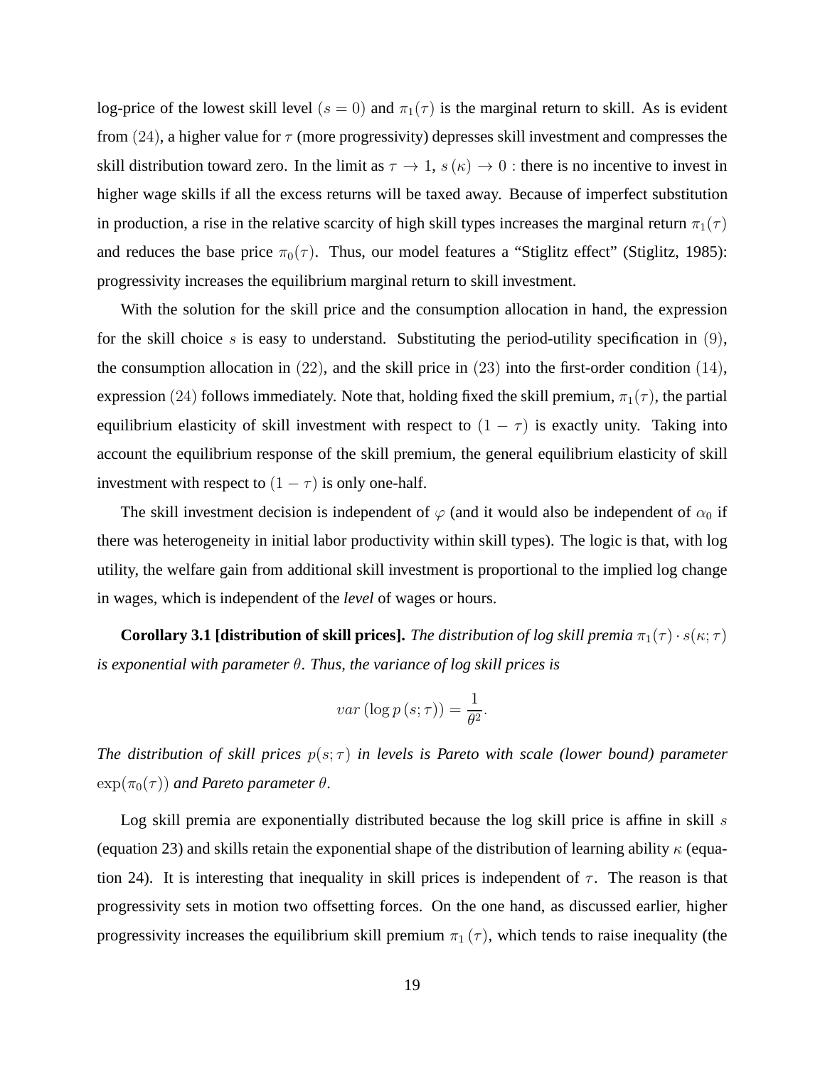log-price of the lowest skill level $(s = 0)$ and $\pi_1(\tau)$ is the marginal return to skill. As is evident from $(24)$, a higher value for $\tau$ (more progressivity) depresses skill investment and compresses the skill distribution toward zero. In the limit as $\tau \to 1$, $s(\kappa) \to 0$ : there is no incentive to invest in higher wage skills if all the excess returns will be taxed away. Because of imperfect substitution in production, a rise in the relative scarcity of high skill types increases the marginal return $\pi_1(\tau)$ and reduces the base price $\pi_0(\tau)$. Thus, our model features a "Stiglitz effect" (Stiglitz, 1985): progressivity increases the equilibrium marginal return to skill investment.

With the solution for the skill price and the consumption allocation in hand, the expression for the skill choice $s$ is easy to understand. Substituting the period-utility specification in $(9)$, the consumption allocation in $(22)$, and the skill price in $(23)$ into the first-order condition $(14)$, expression $(24)$ follows immediately. Note that, holding fixed the skill premium, $\pi_1(\tau)$, the partial equilibrium elasticity of skill investment with respect to $(1 - \tau)$ is exactly unity. Taking into account the equilibrium response of the skill premium, the general equilibrium elasticity of skill investment with respect to $(1 - \tau)$ is only one-half.

The skill investment decision is independent of $\varphi$ (and it would also be independent of $\alpha_0$ if there was heterogeneity in initial labor productivity within skill types). The logic is that, with log utility, the welfare gain from additional skill investment is proportional to the implied log change in wages, which is independent of the *level* of wages or hours.

**Corollary 3.1 [distribution of skill prices].** *The distribution of log skill premia $\pi_1(\tau) \cdot s(\kappa; \tau)$ is exponential with parameter $\theta$. Thus, the variance of log skill prices is*

$$var(\log p(s; \tau)) = \frac{1}{\theta^2}.$$

*The distribution of skill prices $p(s; \tau)$ in levels is Pareto with scale (lower bound) parameter $\exp(\pi_0(\tau))$ and Pareto parameter $\theta$.*

Log skill premia are exponentially distributed because the log skill price is affine in skill $s$ (equation 23) and skills retain the exponential shape of the distribution of learning ability $\kappa$ (equation 24). It is interesting that inequality in skill prices is independent of $\tau$. The reason is that progressivity sets in motion two offsetting forces. On the one hand, as discussed earlier, higher progressivity increases the equilibrium skill premium $\pi_1(\tau)$, which tends to raise inequality (the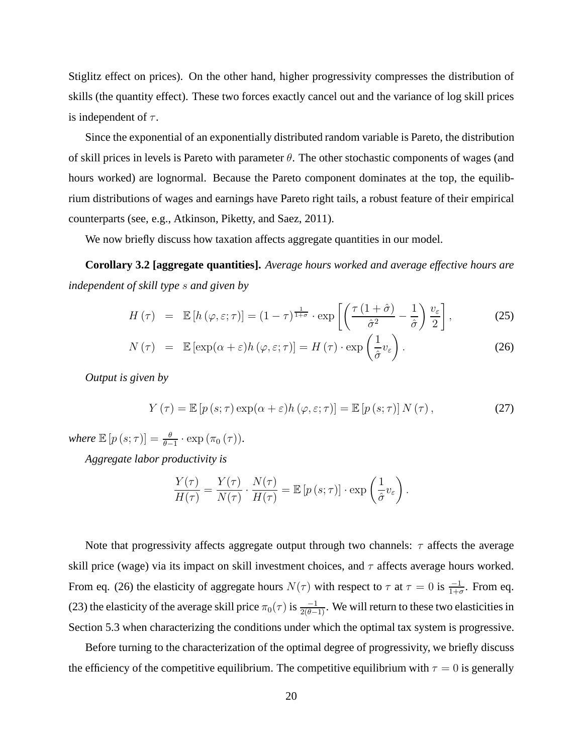Stiglitz effect on prices). On the other hand, higher progressivity compresses the distribution of skills (the quantity effect). These two forces exactly cancel out and the variance of log skill prices is independent of $\tau$.

Since the exponential of an exponentially distributed random variable is Pareto, the distribution of skill prices in levels is Pareto with parameter $\theta$. The other stochastic components of wages (and hours worked) are lognormal. Because the Pareto component dominates at the top, the equilibrium distributions of wages and earnings have Pareto right tails, a robust feature of their empirical counterparts (see, e.g., Atkinson, Piketty, and Saez, 2011).

We now briefly discuss how taxation affects aggregate quantities in our model.

**Corollary 3.2 [aggregate quantities].** *Average hours worked and average effective hours are independent of skill type $s$ and given by*

$$H(\tau) = \mathbb{E}\left[h(\varphi,\varepsilon;\tau)\right] = (1-\tau)^{\frac{1}{1+\sigma}} \cdot \exp\left[\left(\frac{\tau(1+\hat{\sigma})}{\hat{\sigma}^2} - \frac{1}{\hat{\sigma}}\right)\frac{v_\varepsilon}{2}\right], \tag{25}$$

$$N(\tau) = \mathbb{E}\left[\exp(\alpha+\varepsilon)h(\varphi,\varepsilon;\tau)\right] = H(\tau) \cdot \exp\left(\frac{1}{\hat{\sigma}}v_\varepsilon\right). \tag{26}$$

*Output is given by*

$$Y(\tau) = \mathbb{E}\left[p(s;\tau)\exp(\alpha+\varepsilon)h(\varphi,\varepsilon;\tau)\right] = \mathbb{E}\left[p(s;\tau)\right]N(\tau), \tag{27}$$

*where* $\mathbb{E}\left[p(s;\tau)\right] = \frac{\theta}{\theta-1} \cdot \exp\left(\pi_0(\tau)\right)$.

*Aggregate labor productivity is*

$$\frac{Y(\tau)}{H(\tau)} = \frac{Y(\tau)}{N(\tau)} \cdot \frac{N(\tau)}{H(\tau)} = \mathbb{E}\left[p(s;\tau)\right] \cdot \exp\left(\frac{1}{\hat{\sigma}}v_\varepsilon\right).$$

Note that progressivity affects aggregate output through two channels: $\tau$ affects the average skill price (wage) via its impact on skill investment choices, and $\tau$ affects average hours worked. From eq. (26) the elasticity of aggregate hours $N(\tau)$ with respect to $\tau$ at $\tau = 0$ is $\frac{-1}{1+\sigma}$. From eq. (23) the elasticity of the average skill price $\pi_0(\tau)$ is $\frac{-1}{2(\theta-1)}$. We will return to these two elasticities in Section 5.3 when characterizing the conditions under which the optimal tax system is progressive.

Before turning to the characterization of the optimal degree of progressivity, we briefly discuss the efficiency of the competitive equilibrium. The competitive equilibrium with $\tau = 0$ is generally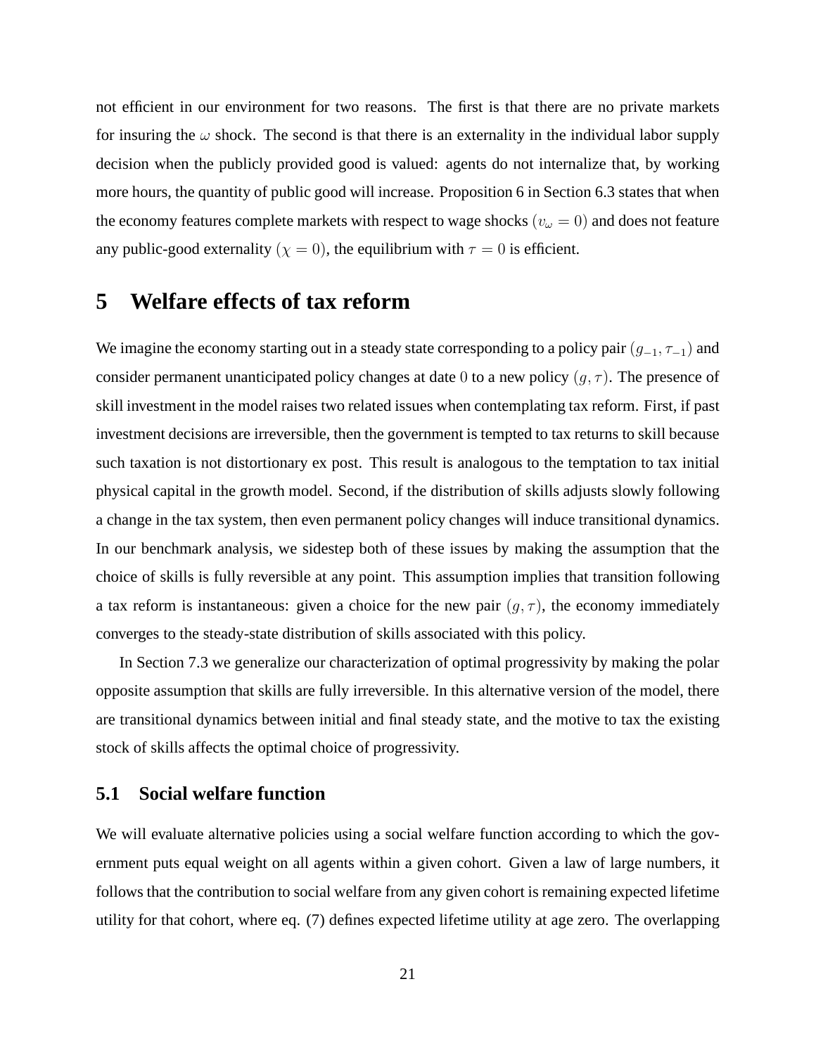not efficient in our environment for two reasons. The first is that there are no private markets for insuring the $\omega$ shock. The second is that there is an externality in the individual labor supply decision when the publicly provided good is valued: agents do not internalize that, by working more hours, the quantity of public good will increase. Proposition 6 in Section 6.3 states that when the economy features complete markets with respect to wage shocks ($v_\omega = 0$) and does not feature any public-good externality ($\chi = 0$), the equilibrium with $\tau = 0$ is efficient.

# 5 Welfare effects of tax reform

We imagine the economy starting out in a steady state corresponding to a policy pair $(g_{-1}, \tau_{-1})$ and consider permanent unanticipated policy changes at date 0 to a new policy $(g, \tau)$. The presence of skill investment in the model raises two related issues when contemplating tax reform. First, if past investment decisions are irreversible, then the government is tempted to tax returns to skill because such taxation is not distortionary ex post. This result is analogous to the temptation to tax initial physical capital in the growth model. Second, if the distribution of skills adjusts slowly following a change in the tax system, then even permanent policy changes will induce transitional dynamics. In our benchmark analysis, we sidestep both of these issues by making the assumption that the choice of skills is fully reversible at any point. This assumption implies that transition following a tax reform is instantaneous: given a choice for the new pair $(g, \tau)$, the economy immediately converges to the steady-state distribution of skills associated with this policy.

In Section 7.3 we generalize our characterization of optimal progressivity by making the polar opposite assumption that skills are fully irreversible. In this alternative version of the model, there are transitional dynamics between initial and final steady state, and the motive to tax the existing stock of skills affects the optimal choice of progressivity.

## 5.1 Social welfare function

We will evaluate alternative policies using a social welfare function according to which the government puts equal weight on all agents within a given cohort. Given a law of large numbers, it follows that the contribution to social welfare from any given cohort is remaining expected lifetime utility for that cohort, where eq. (7) defines expected lifetime utility at age zero. The overlapping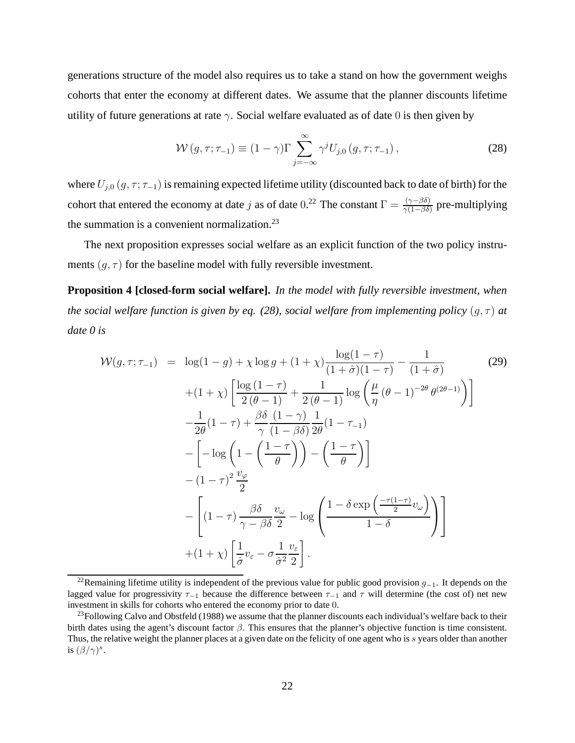generations structure of the model also requires us to take a stand on how the government weighs cohorts that enter the economy at different dates. We assume that the planner discounts lifetime utility of future generations at rate $\gamma$. Social welfare evaluated as of date 0 is then given by

$$\mathcal{W}\left(g,\tau;\tau_{-1}\right) \equiv (1-\gamma)\Gamma \sum_{j=-\infty}^{\infty} \gamma^{j} U_{j,0}\left(g,\tau;\tau_{-1}\right), \tag{28}$$

where $U_{j,0}\left(g,\tau;\tau_{-1}\right)$ is remaining expected lifetime utility (discounted back to date of birth) for the cohort that entered the economy at date $j$ as of date 0.[22] The constant $\Gamma = \frac{(\gamma-\beta\delta)}{\gamma(1-\beta\delta)}$ pre-multiplying the summation is a convenient normalization.[23]

The next proposition expresses social welfare as an explicit function of the two policy instruments $(g,\tau)$ for the baseline model with fully reversible investment.

**Proposition 4 [closed-form social welfare].** *In the model with fully reversible investment, when the social welfare function is given by eq. (28), social welfare from implementing policy $(g,\tau)$ at date 0 is*

$$\begin{aligned}
\mathcal{W}(g,\tau;\tau_{-1}) \;=\;& \log(1-g) + \chi\log g + (1+\chi)\frac{\log(1-\tau)}{(1+\hat{\sigma})(1-\tau)} - \frac{1}{(1+\hat{\sigma})} \\
& +(1+\chi)\left[\frac{\log\left(1-\tau\right)}{2\left(\theta-1\right)} + \frac{1}{2\left(\theta-1\right)}\log\left(\frac{\mu}{\eta}\left(\theta-1\right)^{-2\theta}\theta^{(2\theta-1)}\right)\right] \\
& -\frac{1}{2\theta}(1-\tau) + \frac{\beta\delta}{\gamma}\frac{(1-\gamma)}{(1-\beta\delta)}\frac{1}{2\theta}(1-\tau_{-1}) \\
& -\left[-\log\left(1-\left(\frac{1-\tau}{\theta}\right)\right) - \left(\frac{1-\tau}{\theta}\right)\right] \\
& -\left(1-\tau\right)^{2}\frac{v_{\varphi}}{2} \\
& -\left[\left(1-\tau\right)\frac{\beta\delta}{\gamma-\beta\delta}\frac{v_{\omega}}{2} - \log\left(\frac{1-\delta\exp\left(\frac{-\tau(1-\tau)}{2}v_{\omega}\right)}{1-\delta}\right)\right] \\
& +(1+\chi)\left[\frac{1}{\hat{\sigma}}v_{\varepsilon} - \sigma\frac{1}{\hat{\sigma}^{2}}\frac{v_{\varepsilon}}{2}\right].
\end{aligned} \tag{29}$$

[22] Remaining lifetime utility is independent of the previous value for public good provision $g_{-1}$. It depends on the lagged value for progressivity $\tau_{-1}$ because the difference between $\tau_{-1}$ and $\tau$ will determine (the cost of) net new investment in skills for cohorts who entered the economy prior to date 0.

[23] Following Calvo and Obstfeld (1988) we assume that the planner discounts each individual's welfare back to their birth dates using the agent's discount factor $\beta$. This ensures that the planner's objective function is time consistent. Thus, the relative weight the planner places at a given date on the felicity of one agent who is $s$ years older than another is $(\beta/\gamma)^{s}$.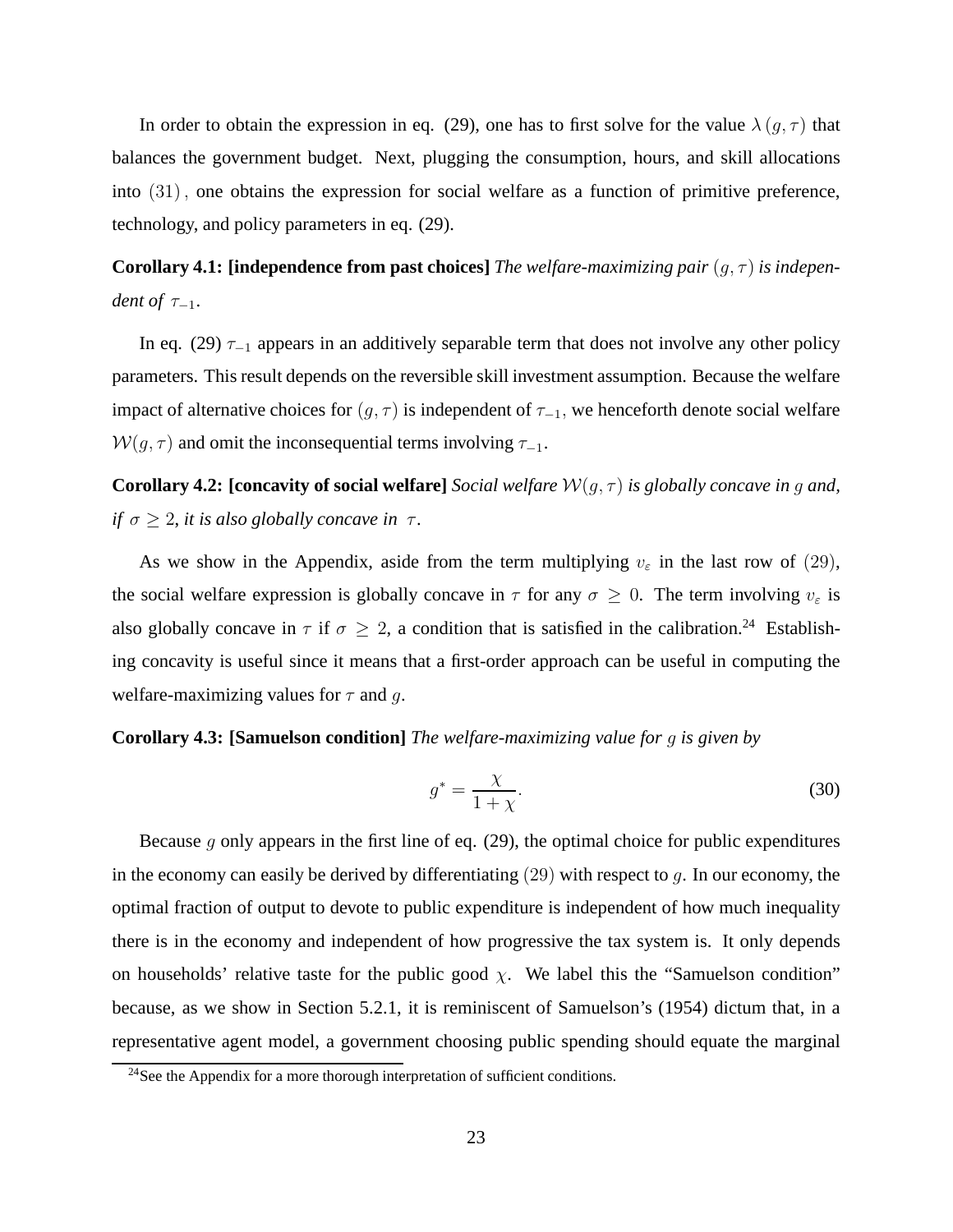In order to obtain the expression in eq. (29), one has to first solve for the value $\lambda(g,\tau)$ that balances the government budget. Next, plugging the consumption, hours, and skill allocations into $(31)$, one obtains the expression for social welfare as a function of primitive preference, technology, and policy parameters in eq. (29).

**Corollary 4.1: [independence from past choices]** *The welfare-maximizing pair $(g,\tau)$ is independent of $\tau_{-1}$.*

In eq. (29) $\tau_{-1}$ appears in an additively separable term that does not involve any other policy parameters. This result depends on the reversible skill investment assumption. Because the welfare impact of alternative choices for $(g,\tau)$ is independent of $\tau_{-1}$, we henceforth denote social welfare $\mathcal{W}(g,\tau)$ and omit the inconsequential terms involving $\tau_{-1}$.

**Corollary 4.2: [concavity of social welfare]** *Social welfare $\mathcal{W}(g,\tau)$ is globally concave in $g$ and, if $\sigma \geq 2$, it is also globally concave in $\tau$.*

As we show in the Appendix, aside from the term multiplying $v_{\varepsilon}$ in the last row of $(29)$, the social welfare expression is globally concave in $\tau$ for any $\sigma \geq 0$. The term involving $v_{\varepsilon}$ is also globally concave in $\tau$ if $\sigma \geq 2$, a condition that is satisfied in the calibration.[24] Establishing concavity is useful since it means that a first-order approach can be useful in computing the welfare-maximizing values for $\tau$ and $g$.

**Corollary 4.3: [Samuelson condition]** *The welfare-maximizing value for $g$ is given by*

$$g^{*} = \frac{\chi}{1+\chi}. \tag{30}$$

Because $g$ only appears in the first line of eq. (29), the optimal choice for public expenditures in the economy can easily be derived by differentiating $(29)$ with respect to $g$. In our economy, the optimal fraction of output to devote to public expenditure is independent of how much inequality there is in the economy and independent of how progressive the tax system is. It only depends on households' relative taste for the public good $\chi$. We label this the "Samuelson condition" because, as we show in Section 5.2.1, it is reminiscent of Samuelson's (1954) dictum that, in a representative agent model, a government choosing public spending should equate the marginal

[24] See the Appendix for a more thorough interpretation of sufficient conditions.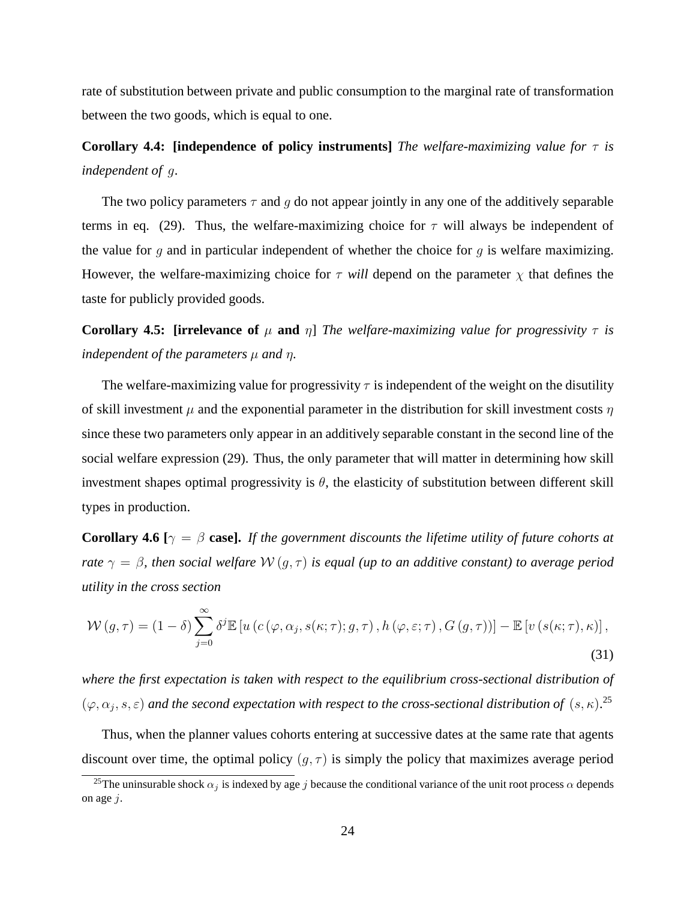rate of substitution between private and public consumption to the marginal rate of transformation between the two goods, which is equal to one.

**Corollary 4.4: [independence of policy instruments]** *The welfare-maximizing value for $\tau$ is independent of $g$.*

The two policy parameters $\tau$ and $g$ do not appear jointly in any one of the additively separable terms in eq. (29). Thus, the welfare-maximizing choice for $\tau$ will always be independent of the value for $g$ and in particular independent of whether the choice for $g$ is welfare maximizing. However, the welfare-maximizing choice for $\tau$ *will* depend on the parameter $\chi$ that defines the taste for publicly provided goods.

**Corollary 4.5: [irrelevance of $\mu$ and $\eta$]** *The welfare-maximizing value for progressivity $\tau$ is independent of the parameters $\mu$ and $\eta$.*

The welfare-maximizing value for progressivity $\tau$ is independent of the weight on the disutility of skill investment $\mu$ and the exponential parameter in the distribution for skill investment costs $\eta$ since these two parameters only appear in an additively separable constant in the second line of the social welfare expression (29). Thus, the only parameter that will matter in determining how skill investment shapes optimal progressivity is $\theta$, the elasticity of substitution between different skill types in production.

**Corollary 4.6 [$\gamma = \beta$ case].** *If the government discounts the lifetime utility of future cohorts at rate $\gamma = \beta$, then social welfare $\mathcal{W}(g, \tau)$ is equal (up to an additive constant) to average period utility in the cross section*

$$\mathcal{W}(g, \tau) = (1 - \delta) \sum_{j=0}^{\infty} \delta^j \mathbb{E}\left[u\left(c\left(\varphi, \alpha_j, s(\kappa; \tau); g, \tau\right), h\left(\varphi, \varepsilon; \tau\right), G\left(g, \tau\right)\right)\right] - \mathbb{E}\left[v\left(s(\kappa; \tau), \kappa\right)\right], \tag{31}$$

*where the first expectation is taken with respect to the equilibrium cross-sectional distribution of $(\varphi, \alpha_j, s, \varepsilon)$ and the second expectation with respect to the cross-sectional distribution of $(s, \kappa)$.*[25]

Thus, when the planner values cohorts entering at successive dates at the same rate that agents discount over time, the optimal policy $(g, \tau)$ is simply the policy that maximizes average period

[25]The uninsurable shock $\alpha_j$ is indexed by age $j$ because the conditional variance of the unit root process $\alpha$ depends on age $j$.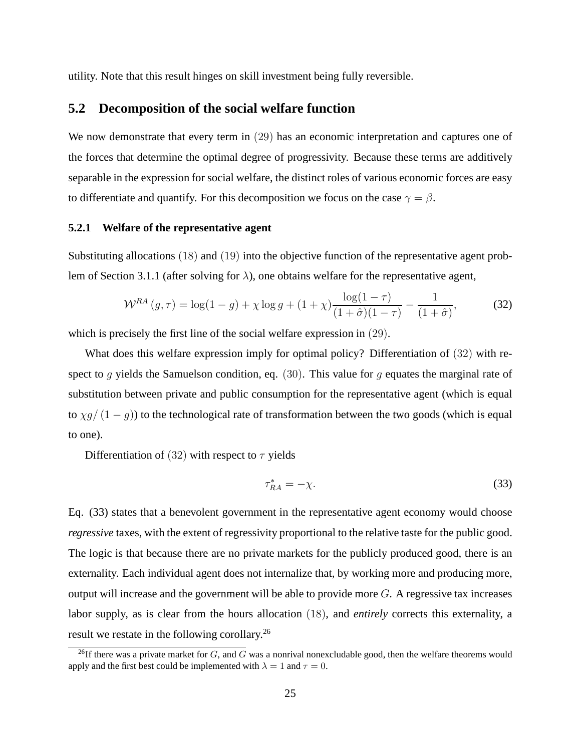utility. Note that this result hinges on skill investment being fully reversible.

## 5.2 Decomposition of the social welfare function

We now demonstrate that every term in $(29)$ has an economic interpretation and captures one of the forces that determine the optimal degree of progressivity. Because these terms are additively separable in the expression for social welfare, the distinct roles of various economic forces are easy to differentiate and quantify. For this decomposition we focus on the case $\gamma = \beta$.

### 5.2.1 Welfare of the representative agent

Substituting allocations $(18)$ and $(19)$ into the objective function of the representative agent problem of Section 3.1.1 (after solving for $\lambda$), one obtains welfare for the representative agent,

$$\mathcal{W}^{RA}(g, \tau) = \log(1-g) + \chi \log g + (1+\chi)\frac{\log(1-\tau)}{(1+\hat{\sigma})(1-\tau)} - \frac{1}{(1+\hat{\sigma})}, \tag{32}$$

which is precisely the first line of the social welfare expression in $(29)$.

What does this welfare expression imply for optimal policy? Differentiation of $(32)$ with respect to $g$ yields the Samuelson condition, eq. $(30)$. This value for $g$ equates the marginal rate of substitution between private and public consumption for the representative agent (which is equal to $\chi g/(1-g)$) to the technological rate of transformation between the two goods (which is equal to one).

Differentiation of $(32)$ with respect to $\tau$ yields

$$\tau^*_{RA} = -\chi. \tag{33}$$

Eq. (33) states that a benevolent government in the representative agent economy would choose *regressive* taxes, with the extent of regressivity proportional to the relative taste for the public good. The logic is that because there are no private markets for the publicly produced good, there is an externality. Each individual agent does not internalize that, by working more and producing more, output will increase and the government will be able to provide more $G$. A regressive tax increases labor supply, as is clear from the hours allocation $(18)$, and *entirely* corrects this externality, a result we restate in the following corollary.[26]

[26] If there was a private market for $G$, and $G$ was a nonrival nonexcludable good, then the welfare theorems would apply and the first best could be implemented with $\lambda = 1$ and $\tau = 0$.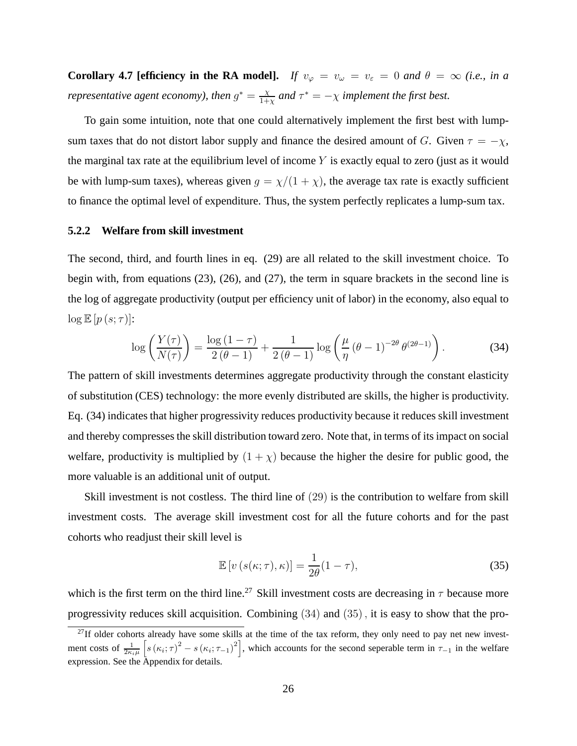**Corollary 4.7 [efficiency in the RA model].** *If $v_\varphi = v_\omega = v_\varepsilon = 0$ and $\theta = \infty$ (i.e., in a representative agent economy), then $g^* = \frac{\chi}{1+\chi}$ and $\tau^* = -\chi$ implement the first best.*

To gain some intuition, note that one could alternatively implement the first best with lump-sum taxes that do not distort labor supply and finance the desired amount of $G$. Given $\tau = -\chi$, the marginal tax rate at the equilibrium level of income $Y$ is exactly equal to zero (just as it would be with lump-sum taxes), whereas given $g = \chi/(1+\chi)$, the average tax rate is exactly sufficient to finance the optimal level of expenditure. Thus, the system perfectly replicates a lump-sum tax.

### 5.2.2 Welfare from skill investment

The second, third, and fourth lines in eq. (29) are all related to the skill investment choice. To begin with, from equations (23), (26), and (27), the term in square brackets in the second line is the log of aggregate productivity (output per efficiency unit of labor) in the economy, also equal to $\log \mathbb{E}\left[p\left(s;\tau\right)\right]$:

$$\log\left(\frac{Y(\tau)}{N(\tau)}\right) = \frac{\log\left(1-\tau\right)}{2\left(\theta-1\right)} + \frac{1}{2\left(\theta-1\right)}\log\left(\frac{\mu}{\eta}\left(\theta-1\right)^{-2\theta}\theta^{(2\theta-1)}\right). \tag{34}$$

The pattern of skill investments determines aggregate productivity through the constant elasticity of substitution (CES) technology: the more evenly distributed are skills, the higher is productivity. Eq. (34) indicates that higher progressivity reduces productivity because it reduces skill investment and thereby compresses the skill distribution toward zero. Note that, in terms of its impact on social welfare, productivity is multiplied by $(1+\chi)$ because the higher the desire for public good, the more valuable is an additional unit of output.

Skill investment is not costless. The third line of $(29)$ is the contribution to welfare from skill investment costs. The average skill investment cost for all the future cohorts and for the past cohorts who readjust their skill level is

$$\mathbb{E}\left[v\left(s(\kappa;\tau),\kappa\right)\right] = \frac{1}{2\theta}(1-\tau), \tag{35}$$

which is the first term on the third line.[27] Skill investment costs are decreasing in $\tau$ because more progressivity reduces skill acquisition. Combining $(34)$ and $(35)$, it is easy to show that the pro-

[27] If older cohorts already have some skills at the time of the tax reform, they only need to pay net new investment costs of $\frac{1}{2\kappa_i\mu}\left[s\left(\kappa_i;\tau\right)^2 - s\left(\kappa_i;\tau_{-1}\right)^2\right]$, which accounts for the second seperable term in $\tau_{-1}$ in the welfare expression. See the Appendix for details.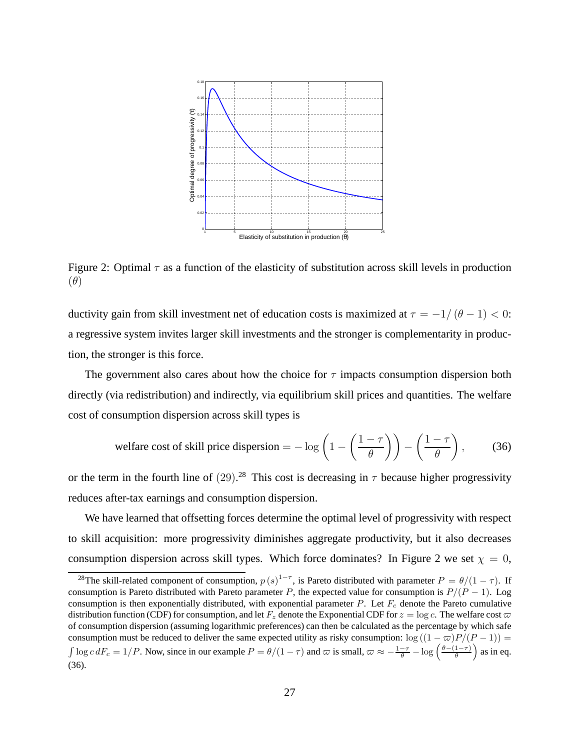Figure 2: Optimal $\tau$ as a function of the elasticity of substitution across skill levels in production ($\theta$)

ductivity gain from skill investment net of education costs is maximized at $\tau = -1/(\theta - 1) < 0$: a regressive system invites larger skill investments and the stronger is complementarity in production, the stronger is this force.

The government also cares about how the choice for $\tau$ impacts consumption dispersion both directly (via redistribution) and indirectly, via equilibrium skill prices and quantities. The welfare cost of consumption dispersion across skill types is

$$\text{welfare cost of skill price dispersion} = -\log\left(1 - \left(\frac{1-\tau}{\theta}\right)\right) - \left(\frac{1-\tau}{\theta}\right), \tag{36}$$

or the term in the fourth line of (29).[28] This cost is decreasing in $\tau$ because higher progressivity reduces after-tax earnings and consumption dispersion.

We have learned that offsetting forces determine the optimal level of progressivity with respect to skill acquisition: more progressivity diminishes aggregate productivity, but it also decreases consumption dispersion across skill types. Which force dominates? In Figure 2 we set $\chi = 0$,

[28]The skill-related component of consumption, $p(s)^{1-\tau}$, is Pareto distributed with parameter $P = \theta/(1-\tau)$. If consumption is Pareto distributed with Pareto parameter $P$, the expected value for consumption is $P/(P-1)$. Log consumption is then exponentially distributed, with exponential parameter $P$. Let $F_c$ denote the Pareto cumulative distribution function (CDF) for consumption, and let $F_z$ denote the Exponential CDF for $z = \log c$. The welfare cost $\varpi$ of consumption dispersion (assuming logarithmic preferences) can then be calculated as the percentage by which safe consumption must be reduced to deliver the same expected utility as risky consumption: $\log((1-\varpi)P/(P-1)) = \int \log c \, dF_c = 1/P$. Now, since in our example $P = \theta/(1-\tau)$ and $\varpi$ is small, $\varpi \approx -\frac{1-\tau}{\theta} - \log\left(\frac{\theta-(1-\tau)}{\theta}\right)$ as in eq. (36).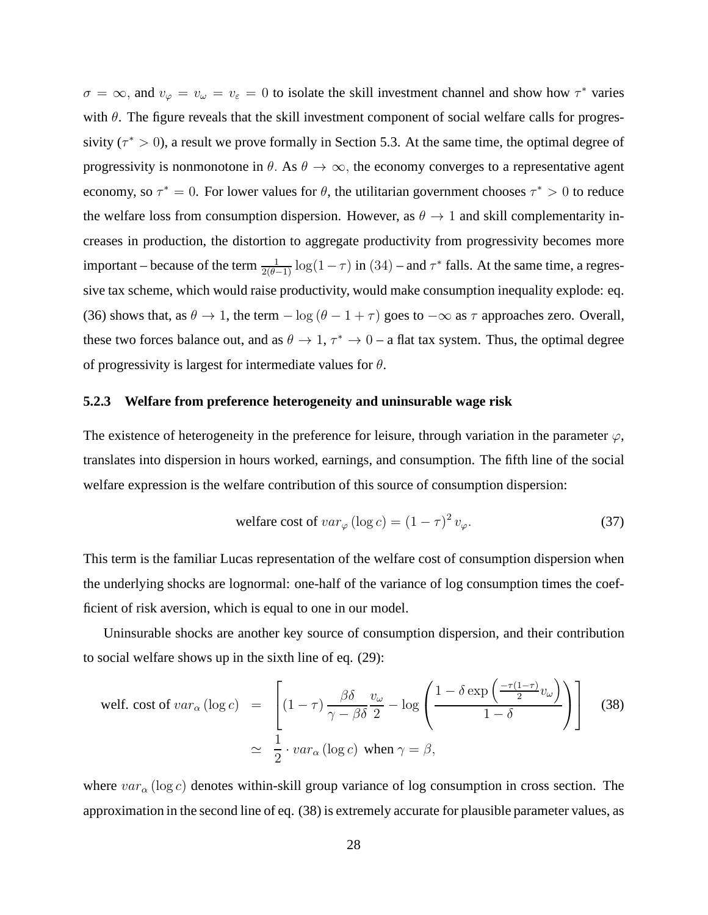$\sigma = \infty$, and $v_\varphi = v_\omega = v_\varepsilon = 0$ to isolate the skill investment channel and show how $\tau^*$ varies with $\theta$. The figure reveals that the skill investment component of social welfare calls for progressivity ($\tau^* > 0$), a result we prove formally in Section 5.3. At the same time, the optimal degree of progressivity is nonmonotone in $\theta$. As $\theta \to \infty$, the economy converges to a representative agent economy, so $\tau^* = 0$. For lower values for $\theta$, the utilitarian government chooses $\tau^* > 0$ to reduce the welfare loss from consumption dispersion. However, as $\theta \to 1$ and skill complementarity increases in production, the distortion to aggregate productivity from progressivity becomes more important – because of the term $\frac{1}{2(\theta-1)} \log(1-\tau)$ in $(34)$ – and $\tau^*$ falls. At the same time, a regressive tax scheme, which would raise productivity, would make consumption inequality explode: eq. (36) shows that, as $\theta \to 1$, the term $-\log(\theta - 1 + \tau)$ goes to $-\infty$ as $\tau$ approaches zero. Overall, these two forces balance out, and as $\theta \to 1$, $\tau^* \to 0$ – a flat tax system. Thus, the optimal degree of progressivity is largest for intermediate values for $\theta$.

### 5.2.3 Welfare from preference heterogeneity and uninsurable wage risk

The existence of heterogeneity in the preference for leisure, through variation in the parameter $\varphi$, translates into dispersion in hours worked, earnings, and consumption. The fifth line of the social welfare expression is the welfare contribution of this source of consumption dispersion:

$$\text{welfare cost of } var_\varphi (\log c) = (1-\tau)^2 v_\varphi. \tag{37}$$

This term is the familiar Lucas representation of the welfare cost of consumption dispersion when the underlying shocks are lognormal: one-half of the variance of log consumption times the coefficient of risk aversion, which is equal to one in our model.

Uninsurable shocks are another key source of consumption dispersion, and their contribution to social welfare shows up in the sixth line of eq. (29):

$$\begin{aligned} \text{welf. cost of } var_\alpha (\log c) &= \left[ (1-\tau) \frac{\beta\delta}{\gamma - \beta\delta} \frac{v_\omega}{2} - \log \left( \frac{1 - \delta \exp\left( \frac{-\tau(1-\tau)}{2} v_\omega \right)}{1-\delta} \right) \right] \\ &\simeq \frac{1}{2} \cdot var_\alpha (\log c) \text{ when } \gamma = \beta, \end{aligned} \tag{38}$$

where $var_\alpha (\log c)$ denotes within-skill group variance of log consumption in cross section. The approximation in the second line of eq. (38) is extremely accurate for plausible parameter values, as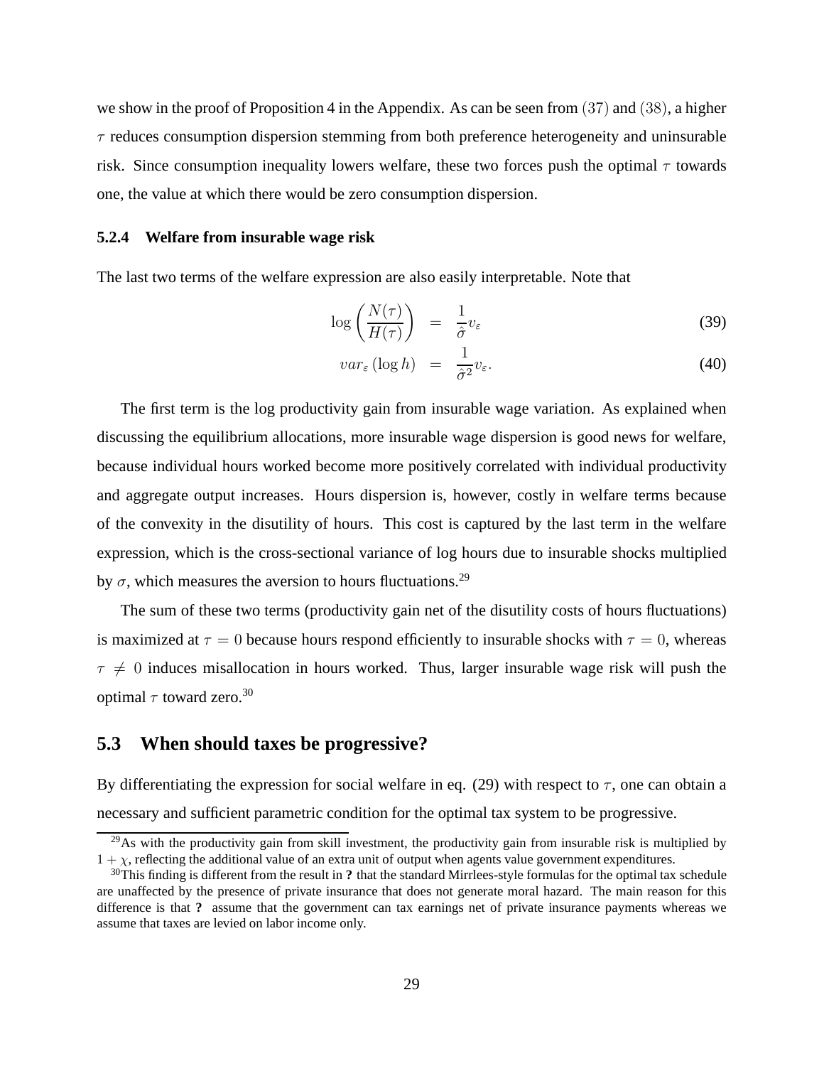we show in the proof of Proposition 4 in the Appendix. As can be seen from $(37)$ and $(38)$, a higher $\tau$ reduces consumption dispersion stemming from both preference heterogeneity and uninsurable risk. Since consumption inequality lowers welfare, these two forces push the optimal $\tau$ towards one, the value at which there would be zero consumption dispersion.

#### 5.2.4 Welfare from insurable wage risk

The last two terms of the welfare expression are also easily interpretable. Note that

$$\log\left(\frac{N(\tau)}{H(\tau)}\right) = \frac{1}{\hat{\sigma}}v_{\varepsilon} \tag{39}$$

$$var_{\varepsilon}\left(\log h\right) = \frac{1}{\hat{\sigma}^{2}}v_{\varepsilon}. \tag{40}$$

The first term is the log productivity gain from insurable wage variation. As explained when discussing the equilibrium allocations, more insurable wage dispersion is good news for welfare, because individual hours worked become more positively correlated with individual productivity and aggregate output increases. Hours dispersion is, however, costly in welfare terms because of the convexity in the disutility of hours. This cost is captured by the last term in the welfare expression, which is the cross-sectional variance of log hours due to insurable shocks multiplied by $\sigma$, which measures the aversion to hours fluctuations.[29]

The sum of these two terms (productivity gain net of the disutility costs of hours fluctuations) is maximized at $\tau = 0$ because hours respond efficiently to insurable shocks with $\tau = 0$, whereas $\tau \neq 0$ induces misallocation in hours worked. Thus, larger insurable wage risk will push the optimal $\tau$ toward zero.[30]

## 5.3 When should taxes be progressive?

By differentiating the expression for social welfare in eq. (29) with respect to $\tau$, one can obtain a necessary and sufficient parametric condition for the optimal tax system to be progressive.

[29] As with the productivity gain from skill investment, the productivity gain from insurable risk is multiplied by $1+\chi$, reflecting the additional value of an extra unit of output when agents value government expenditures.

[30] This finding is different from the result in **?** that the standard Mirrlees-style formulas for the optimal tax schedule are unaffected by the presence of private insurance that does not generate moral hazard. The main reason for this difference is that **?** assume that the government can tax earnings net of private insurance payments whereas we assume that taxes are levied on labor income only.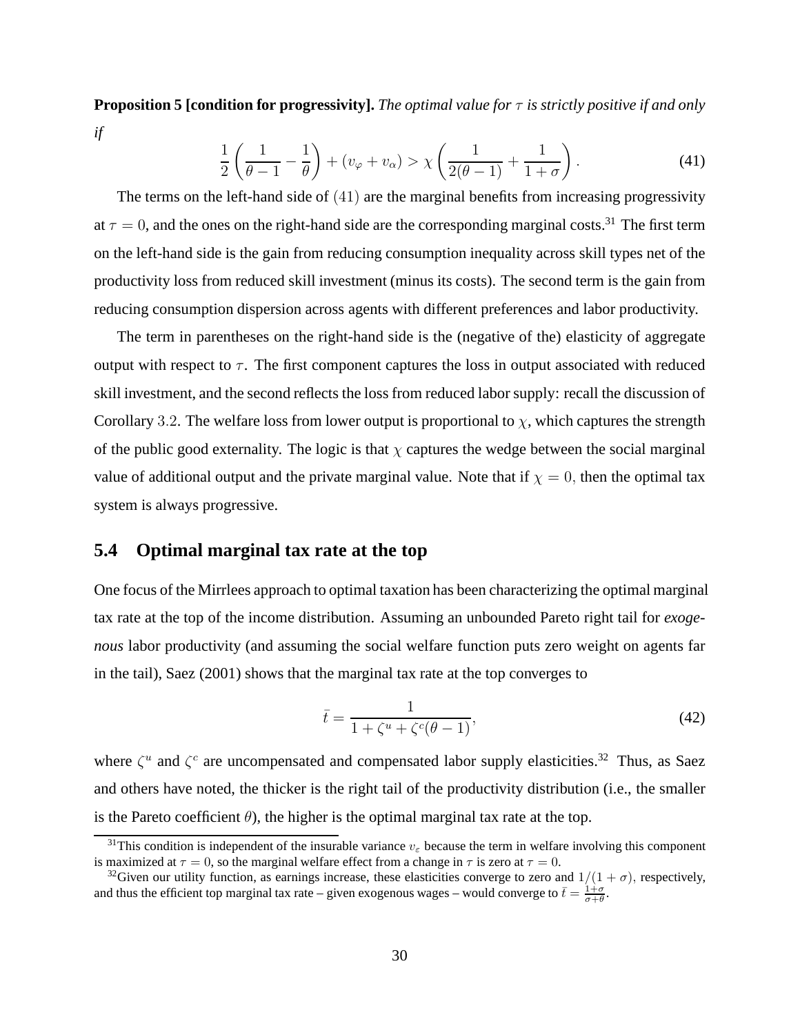**Proposition 5 [condition for progressivity].** *The optimal value for $\tau$ is strictly positive if and only if*

$$\frac{1}{2}\left(\frac{1}{\theta-1}-\frac{1}{\theta}\right)+(v_{\varphi}+v_{\alpha})>\chi\left(\frac{1}{2(\theta-1)}+\frac{1}{1+\sigma}\right). \tag{41}$$

The terms on the left-hand side of $(41)$ are the marginal benefits from increasing progressivity at $\tau=0$, and the ones on the right-hand side are the corresponding marginal costs.[31] The first term on the left-hand side is the gain from reducing consumption inequality across skill types net of the productivity loss from reduced skill investment (minus its costs). The second term is the gain from reducing consumption dispersion across agents with different preferences and labor productivity.

The term in parentheses on the right-hand side is the (negative of the) elasticity of aggregate output with respect to $\tau$. The first component captures the loss in output associated with reduced skill investment, and the second reflects the loss from reduced labor supply: recall the discussion of Corollary 3.2. The welfare loss from lower output is proportional to $\chi$, which captures the strength of the public good externality. The logic is that $\chi$ captures the wedge between the social marginal value of additional output and the private marginal value. Note that if $\chi=0$, then the optimal tax system is always progressive.

## 5.4 Optimal marginal tax rate at the top

One focus of the Mirrlees approach to optimal taxation has been characterizing the optimal marginal tax rate at the top of the income distribution. Assuming an unbounded Pareto right tail for *exogenous* labor productivity (and assuming the social welfare function puts zero weight on agents far in the tail), Saez (2001) shows that the marginal tax rate at the top converges to

$$\bar{t}=\frac{1}{1+\zeta^{u}+\zeta^{c}(\theta-1)}, \tag{42}$$

where $\zeta^{u}$ and $\zeta^{c}$ are uncompensated and compensated labor supply elasticities.[32] Thus, as Saez and others have noted, the thicker is the right tail of the productivity distribution (i.e., the smaller is the Pareto coefficient $\theta$), the higher is the optimal marginal tax rate at the top.

---

[31] This condition is independent of the insurable variance $v_{\varepsilon}$ because the term in welfare involving this component is maximized at $\tau=0$, so the marginal welfare effect from a change in $\tau$ is zero at $\tau=0$.

[32] Given our utility function, as earnings increase, these elasticities converge to zero and $1/(1+\sigma)$, respectively, and thus the efficient top marginal tax rate – given exogenous wages – would converge to $\bar{t}=\frac{1+\sigma}{\sigma+\theta}$.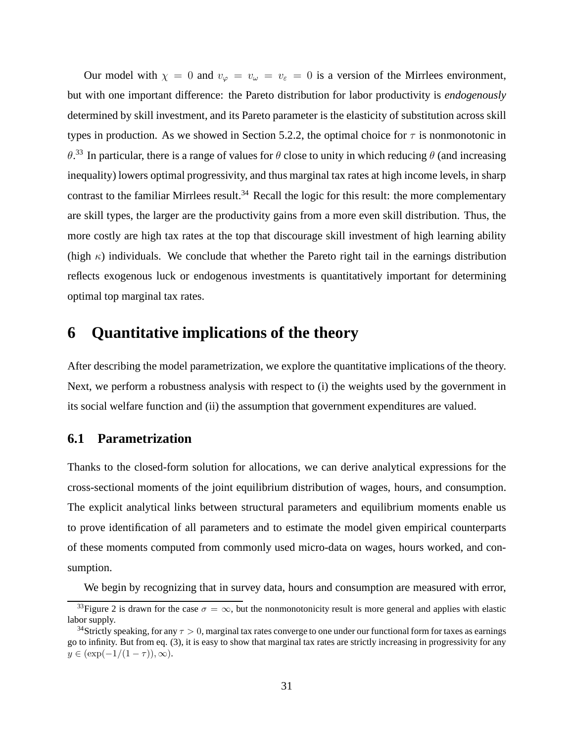Our model with $\chi = 0$ and $v_\varphi = v_\omega = v_\varepsilon = 0$ is a version of the Mirrlees environment, but with one important difference: the Pareto distribution for labor productivity is *endogenously* determined by skill investment, and its Pareto parameter is the elasticity of substitution across skill types in production. As we showed in Section 5.2.2, the optimal choice for $\tau$ is nonmonotonic in $\theta$.[33] In particular, there is a range of values for $\theta$ close to unity in which reducing $\theta$ (and increasing inequality) lowers optimal progressivity, and thus marginal tax rates at high income levels, in sharp contrast to the familiar Mirrlees result.[34] Recall the logic for this result: the more complementary are skill types, the larger are the productivity gains from a more even skill distribution. Thus, the more costly are high tax rates at the top that discourage skill investment of high learning ability (high $\kappa$) individuals. We conclude that whether the Pareto right tail in the earnings distribution reflects exogenous luck or endogenous investments is quantitatively important for determining optimal top marginal tax rates.

# 6 Quantitative implications of the theory

After describing the model parametrization, we explore the quantitative implications of the theory. Next, we perform a robustness analysis with respect to (i) the weights used by the government in its social welfare function and (ii) the assumption that government expenditures are valued.

## 6.1 Parametrization

Thanks to the closed-form solution for allocations, we can derive analytical expressions for the cross-sectional moments of the joint equilibrium distribution of wages, hours, and consumption. The explicit analytical links between structural parameters and equilibrium moments enable us to prove identification of all parameters and to estimate the model given empirical counterparts of these moments computed from commonly used micro-data on wages, hours worked, and consumption.

We begin by recognizing that in survey data, hours and consumption are measured with error,

[33] Figure 2 is drawn for the case $\sigma = \infty$, but the nonmonotonicity result is more general and applies with elastic labor supply.

[34] Strictly speaking, for any $\tau > 0$, marginal tax rates converge to one under our functional form for taxes as earnings go to infinity. But from eq. (3), it is easy to show that marginal tax rates are strictly increasing in progressivity for any $y \in (\exp(-1/(1-\tau)), \infty)$.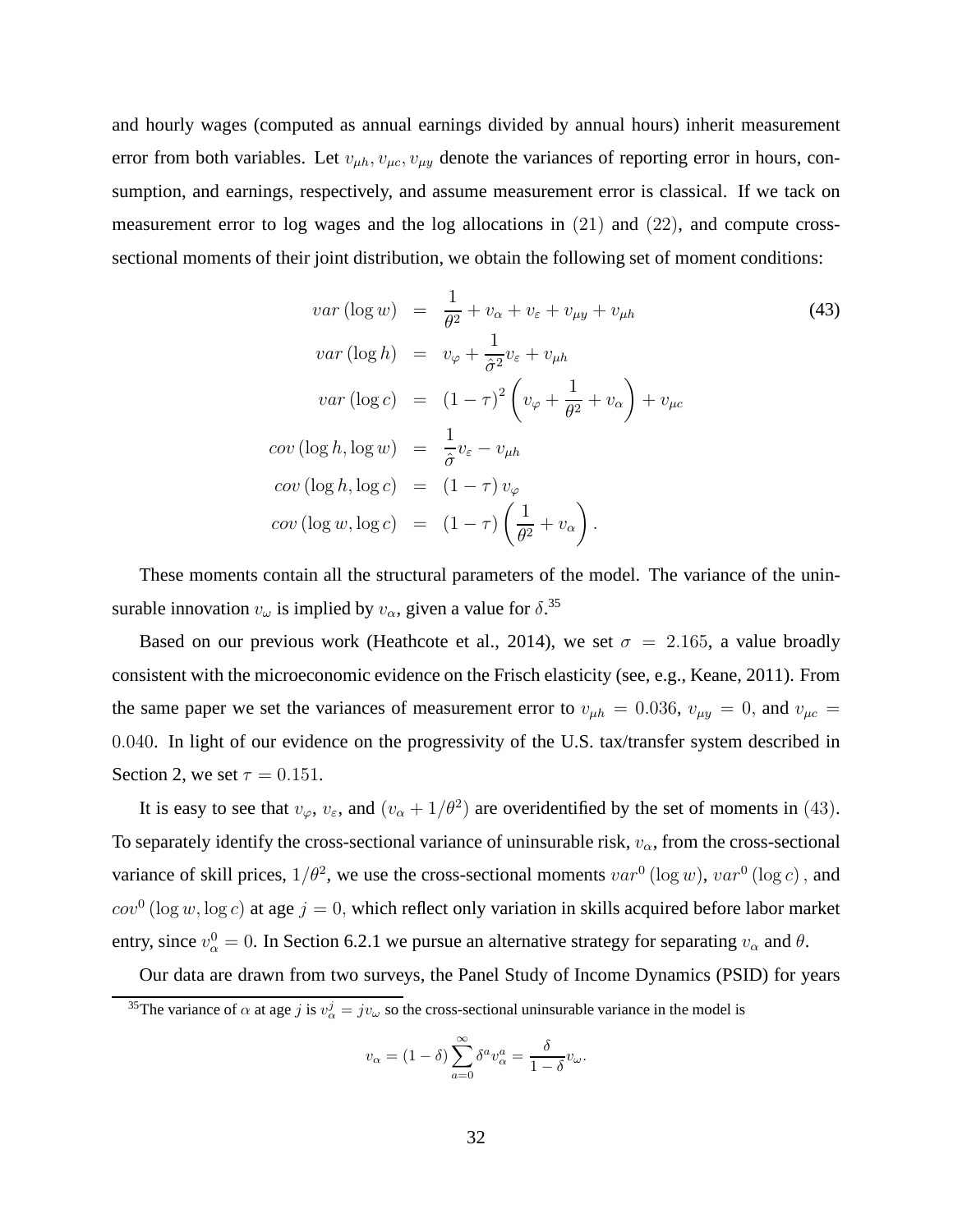and hourly wages (computed as annual earnings divided by annual hours) inherit measurement error from both variables. Let $v_{\mu h}, v_{\mu c}, v_{\mu y}$ denote the variances of reporting error in hours, consumption, and earnings, respectively, and assume measurement error is classical. If we tack on measurement error to log wages and the log allocations in $(21)$ and $(22)$, and compute cross-sectional moments of their joint distribution, we obtain the following set of moment conditions:

$$
\begin{aligned}
var\left(\log w\right) &= \frac{1}{\theta^2} + v_\alpha + v_\varepsilon + v_{\mu y} + v_{\mu h} \\
var\left(\log h\right) &= v_\varphi + \frac{1}{\hat{\sigma}^2} v_\varepsilon + v_{\mu h} \\
var\left(\log c\right) &= (1-\tau)^2 \left( v_\varphi + \frac{1}{\theta^2} + v_\alpha \right) + v_{\mu c} \\
cov\left(\log h, \log w\right) &= \frac{1}{\hat{\sigma}} v_\varepsilon - v_{\mu h} \\
cov\left(\log h, \log c\right) &= (1-\tau)\, v_\varphi \\
cov\left(\log w, \log c\right) &= (1-\tau) \left( \frac{1}{\theta^2} + v_\alpha \right).
\end{aligned}
\tag{43}
$$

These moments contain all the structural parameters of the model. The variance of the uninsurable innovation $v_\omega$ is implied by $v_\alpha$, given a value for $\delta$.[35]

Based on our previous work (Heathcote et al., 2014), we set $\sigma = 2.165$, a value broadly consistent with the microeconomic evidence on the Frisch elasticity (see, e.g., Keane, 2011). From the same paper we set the variances of measurement error to $v_{\mu h} = 0.036$, $v_{\mu y} = 0$, and $v_{\mu c} = 0.040$. In light of our evidence on the progressivity of the U.S. tax/transfer system described in Section 2, we set $\tau = 0.151$.

It is easy to see that $v_\varphi$, $v_\varepsilon$, and $(v_\alpha + 1/\theta^2)$ are overidentified by the set of moments in $(43)$. To separately identify the cross-sectional variance of uninsurable risk, $v_\alpha$, from the cross-sectional variance of skill prices, $1/\theta^2$, we use the cross-sectional moments $var^0(\log w)$, $var^0(\log c)$, and $cov^0(\log w, \log c)$ at age $j = 0$, which reflect only variation in skills acquired before labor market entry, since $v_\alpha^0 = 0$. In Section 6.2.1 we pursue an alternative strategy for separating $v_\alpha$ and $\theta$.

Our data are drawn from two surveys, the Panel Study of Income Dynamics (PSID) for years

[35] The variance of $\alpha$ at age $j$ is $v_\alpha^j = j v_\omega$ so the cross-sectional uninsurable variance in the model is

$$
v_\alpha = (1-\delta) \sum_{a=0}^{\infty} \delta^a v_\alpha^a = \frac{\delta}{1-\delta} v_\omega.
$$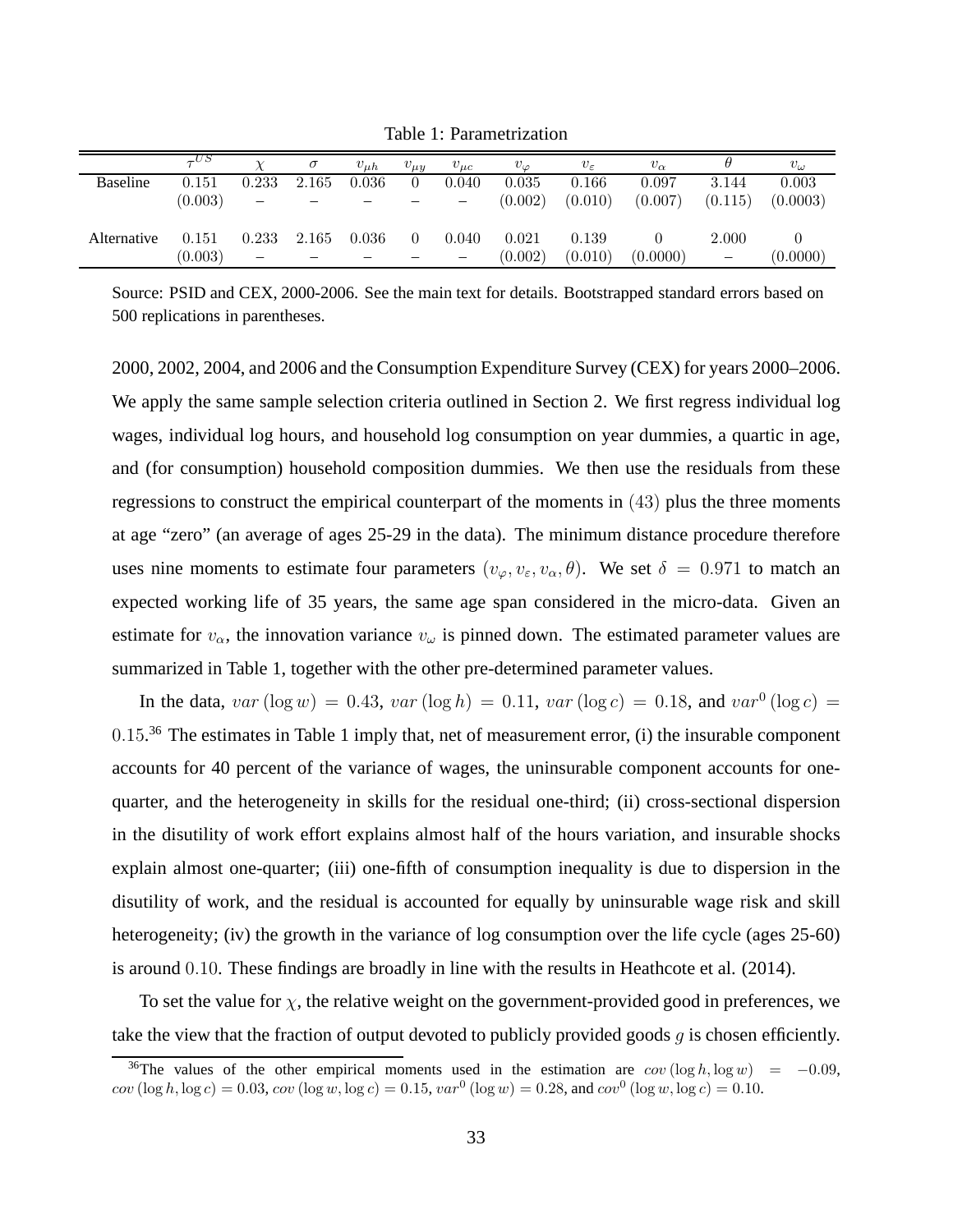Table 1: Parametrization

| | $\tau^{US}$ | $\chi$ | $\sigma$ | $v_{\mu h}$ | $v_{\mu y}$ | $v_{\mu c}$ | $v_{\varphi}$ | $v_{\varepsilon}$ | $v_{\alpha}$ | $\theta$ | $v_{\omega}$ |
|---|---|---|---|---|---|---|---|---|---|---|---|
| Baseline | $0.151$ | $0.233$ | $2.165$ | $0.036$ | $0$ | $0.040$ | $0.035$ | $0.166$ | $0.097$ | $3.144$ | $0.003$ |
| | $(0.003)$ | – | – | – | – | – | $(0.002)$ | $(0.010)$ | $(0.007)$ | $(0.115)$ | $(0.0003)$ |
| Alternative | $0.151$ | $0.233$ | $2.165$ | $0.036$ | $0$ | $0.040$ | $0.021$ | $0.139$ | $0$ | $2.000$ | $0$ |
| | $(0.003)$ | – | – | – | – | – | $(0.002)$ | $(0.010)$ | $(0.0000)$ | – | $(0.0000)$ |

Source: PSID and CEX, 2000-2006. See the main text for details. Bootstrapped standard errors based on 500 replications in parentheses.

2000, 2002, 2004, and 2006 and the Consumption Expenditure Survey (CEX) for years 2000–2006. We apply the same sample selection criteria outlined in Section 2. We first regress individual log wages, individual log hours, and household log consumption on year dummies, a quartic in age, and (for consumption) household composition dummies. We then use the residuals from these regressions to construct the empirical counterpart of the moments in $(43)$ plus the three moments at age "zero" (an average of ages 25-29 in the data). The minimum distance procedure therefore uses nine moments to estimate four parameters $(v_{\varphi}, v_{\varepsilon}, v_{\alpha}, \theta)$. We set $\delta = 0.971$ to match an expected working life of 35 years, the same age span considered in the micro-data. Given an estimate for $v_{\alpha}$, the innovation variance $v_{\omega}$ is pinned down. The estimated parameter values are summarized in Table 1, together with the other pre-determined parameter values.

In the data, $var(\log w) = 0.43$, $var(\log h) = 0.11$, $var(\log c) = 0.18$, and $var^0(\log c) = 0.15$.[36] The estimates in Table 1 imply that, net of measurement error, (i) the insurable component accounts for 40 percent of the variance of wages, the uninsurable component accounts for one-quarter, and the heterogeneity in skills for the residual one-third; (ii) cross-sectional dispersion in the disutility of work effort explains almost half of the hours variation, and insurable shocks explain almost one-quarter; (iii) one-fifth of consumption inequality is due to dispersion in the disutility of work, and the residual is accounted for equally by uninsurable wage risk and skill heterogeneity; (iv) the growth in the variance of log consumption over the life cycle (ages 25-60) is around $0.10$. These findings are broadly in line with the results in Heathcote et al. (2014).

To set the value for $\chi$, the relative weight on the government-provided good in preferences, we take the view that the fraction of output devoted to publicly provided goods $g$ is chosen efficiently.

[36]The values of the other empirical moments used in the estimation are $cov(\log h, \log w) = -0.09$, $cov(\log h, \log c) = 0.03$, $cov(\log w, \log c) = 0.15$, $var^0(\log w) = 0.28$, and $cov^0(\log w, \log c) = 0.10$.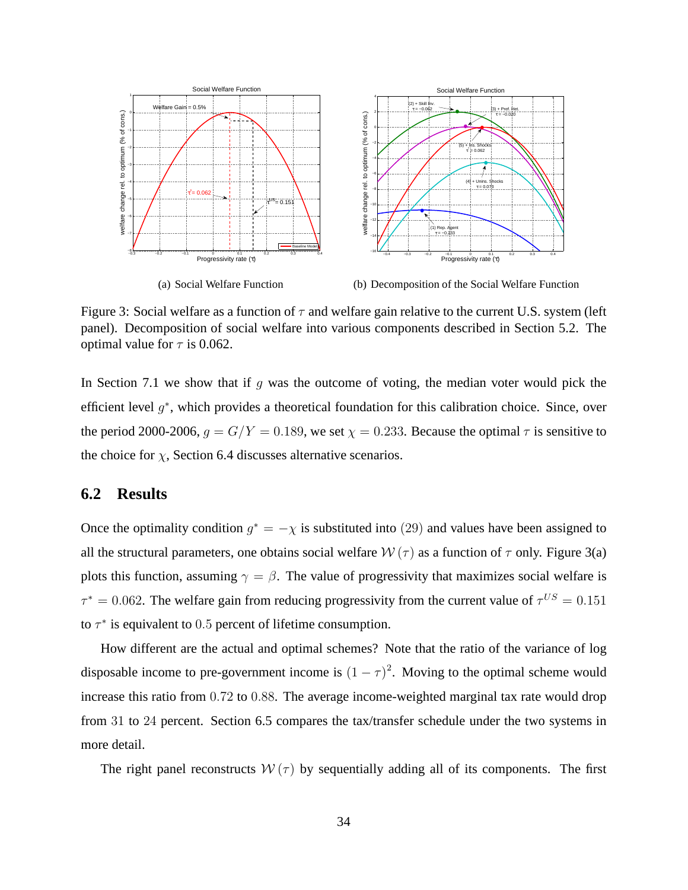(a) Social Welfare Function

(b) Decomposition of the Social Welfare Function

Figure 3: Social welfare as a function of $\tau$ and welfare gain relative to the current U.S. system (left panel). Decomposition of social welfare into various components described in Section 5.2. The optimal value for $\tau$ is 0.062.

In Section 7.1 we show that if $g$ was the outcome of voting, the median voter would pick the efficient level $g^*$, which provides a theoretical foundation for this calibration choice. Since, over the period 2000-2006, $g = G/Y = 0.189$, we set $\chi = 0.233$. Because the optimal $\tau$ is sensitive to the choice for $\chi$, Section 6.4 discusses alternative scenarios.

## 6.2 Results

Once the optimality condition $g^* = -\chi$ is substituted into $(29)$ and values have been assigned to all the structural parameters, one obtains social welfare $\mathcal{W}(\tau)$ as a function of $\tau$ only. Figure 3(a) plots this function, assuming $\gamma = \beta$. The value of progressivity that maximizes social welfare is $\tau^* = 0.062$. The welfare gain from reducing progressivity from the current value of $\tau^{US} = 0.151$ to $\tau^*$ is equivalent to $0.5$ percent of lifetime consumption.

How different are the actual and optimal schemes? Note that the ratio of the variance of log disposable income to pre-government income is $(1 - \tau)^2$. Moving to the optimal scheme would increase this ratio from $0.72$ to $0.88$. The average income-weighted marginal tax rate would drop from $31$ to $24$ percent. Section 6.5 compares the tax/transfer schedule under the two systems in more detail.

The right panel reconstructs $\mathcal{W}(\tau)$ by sequentially adding all of its components. The first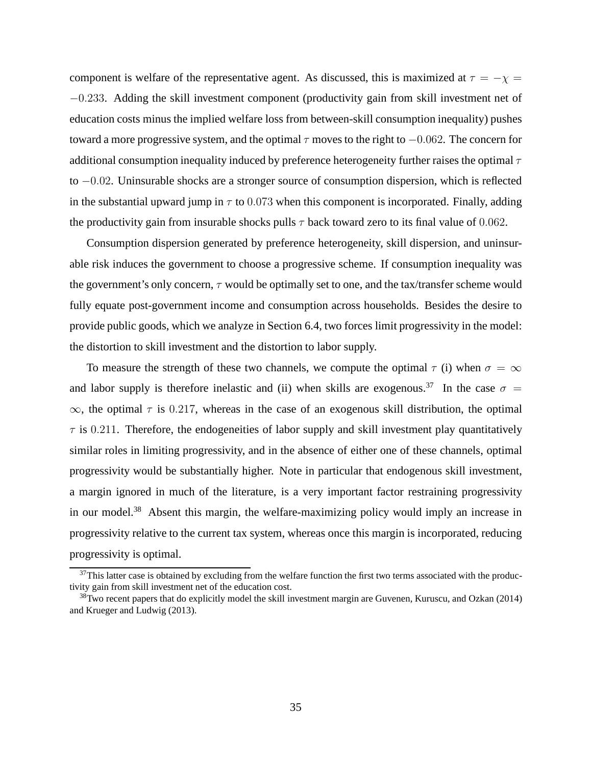component is welfare of the representative agent. As discussed, this is maximized at $\tau = -\chi = -0.233$. Adding the skill investment component (productivity gain from skill investment net of education costs minus the implied welfare loss from between-skill consumption inequality) pushes toward a more progressive system, and the optimal $\tau$ moves to the right to $-0.062$. The concern for additional consumption inequality induced by preference heterogeneity further raises the optimal $\tau$ to $-0.02$. Uninsurable shocks are a stronger source of consumption dispersion, which is reflected in the substantial upward jump in $\tau$ to $0.073$ when this component is incorporated. Finally, adding the productivity gain from insurable shocks pulls $\tau$ back toward zero to its final value of $0.062$.

Consumption dispersion generated by preference heterogeneity, skill dispersion, and uninsurable risk induces the government to choose a progressive scheme. If consumption inequality was the government's only concern, $\tau$ would be optimally set to one, and the tax/transfer scheme would fully equate post-government income and consumption across households. Besides the desire to provide public goods, which we analyze in Section 6.4, two forces limit progressivity in the model: the distortion to skill investment and the distortion to labor supply.

To measure the strength of these two channels, we compute the optimal $\tau$ (i) when $\sigma = \infty$ and labor supply is therefore inelastic and (ii) when skills are exogenous.[37] In the case $\sigma = \infty$, the optimal $\tau$ is $0.217$, whereas in the case of an exogenous skill distribution, the optimal $\tau$ is $0.211$. Therefore, the endogeneities of labor supply and skill investment play quantitatively similar roles in limiting progressivity, and in the absence of either one of these channels, optimal progressivity would be substantially higher. Note in particular that endogenous skill investment, a margin ignored in much of the literature, is a very important factor restraining progressivity in our model.[38] Absent this margin, the welfare-maximizing policy would imply an increase in progressivity relative to the current tax system, whereas once this margin is incorporated, reducing progressivity is optimal.

[37] This latter case is obtained by excluding from the welfare function the first two terms associated with the productivity gain from skill investment net of the education cost.

[38] Two recent papers that do explicitly model the skill investment margin are Guvenen, Kuruscu, and Ozkan (2014) and Krueger and Ludwig (2013).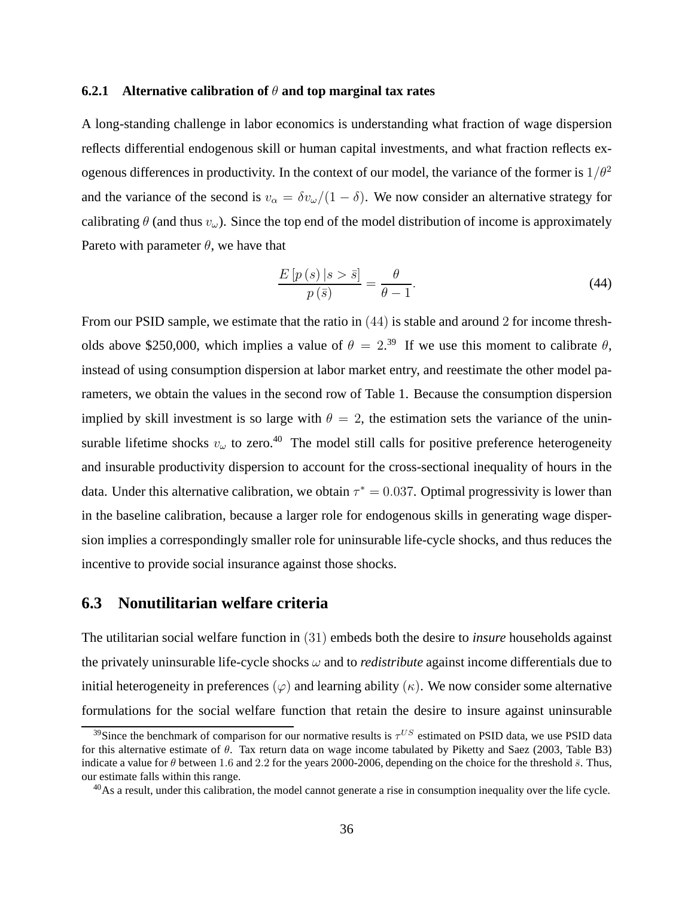#### 6.2.1 Alternative calibration of $\theta$ and top marginal tax rates

A long-standing challenge in labor economics is understanding what fraction of wage dispersion reflects differential endogenous skill or human capital investments, and what fraction reflects exogenous differences in productivity. In the context of our model, the variance of the former is $1/\theta^2$ and the variance of the second is $v_\alpha = \delta v_\omega / (1 - \delta)$. We now consider an alternative strategy for calibrating $\theta$ (and thus $v_\omega$). Since the top end of the model distribution of income is approximately Pareto with parameter $\theta$, we have that

$$\frac{E\left[p\left(s\right)|s > \bar{s}\right]}{p\left(\bar{s}\right)} = \frac{\theta}{\theta - 1}. \tag{44}$$

From our PSID sample, we estimate that the ratio in $(44)$ is stable and around $2$ for income thresholds above \$250,000, which implies a value of $\theta = 2$.[39] If we use this moment to calibrate $\theta$, instead of using consumption dispersion at labor market entry, and reestimate the other model parameters, we obtain the values in the second row of Table 1. Because the consumption dispersion implied by skill investment is so large with $\theta = 2$, the estimation sets the variance of the uninsurable lifetime shocks $v_\omega$ to zero.[40] The model still calls for positive preference heterogeneity and insurable productivity dispersion to account for the cross-sectional inequality of hours in the data. Under this alternative calibration, we obtain $\tau^* = 0.037$. Optimal progressivity is lower than in the baseline calibration, because a larger role for endogenous skills in generating wage dispersion implies a correspondingly smaller role for uninsurable life-cycle shocks, and thus reduces the incentive to provide social insurance against those shocks.

## 6.3 Nonutilitarian welfare criteria

The utilitarian social welfare function in $(31)$ embeds both the desire to *insure* households against the privately uninsurable life-cycle shocks $\omega$ and to *redistribute* against income differentials due to initial heterogeneity in preferences $(\varphi)$ and learning ability $(\kappa)$. We now consider some alternative formulations for the social welfare function that retain the desire to insure against uninsurable

[39] Since the benchmark of comparison for our normative results is $\tau^{US}$ estimated on PSID data, we use PSID data for this alternative estimate of $\theta$. Tax return data on wage income tabulated by Piketty and Saez (2003, Table B3) indicate a value for $\theta$ between $1.6$ and $2.2$ for the years 2000-2006, depending on the choice for the threshold $\bar{s}$. Thus, our estimate falls within this range.

[40] As a result, under this calibration, the model cannot generate a rise in consumption inequality over the life cycle.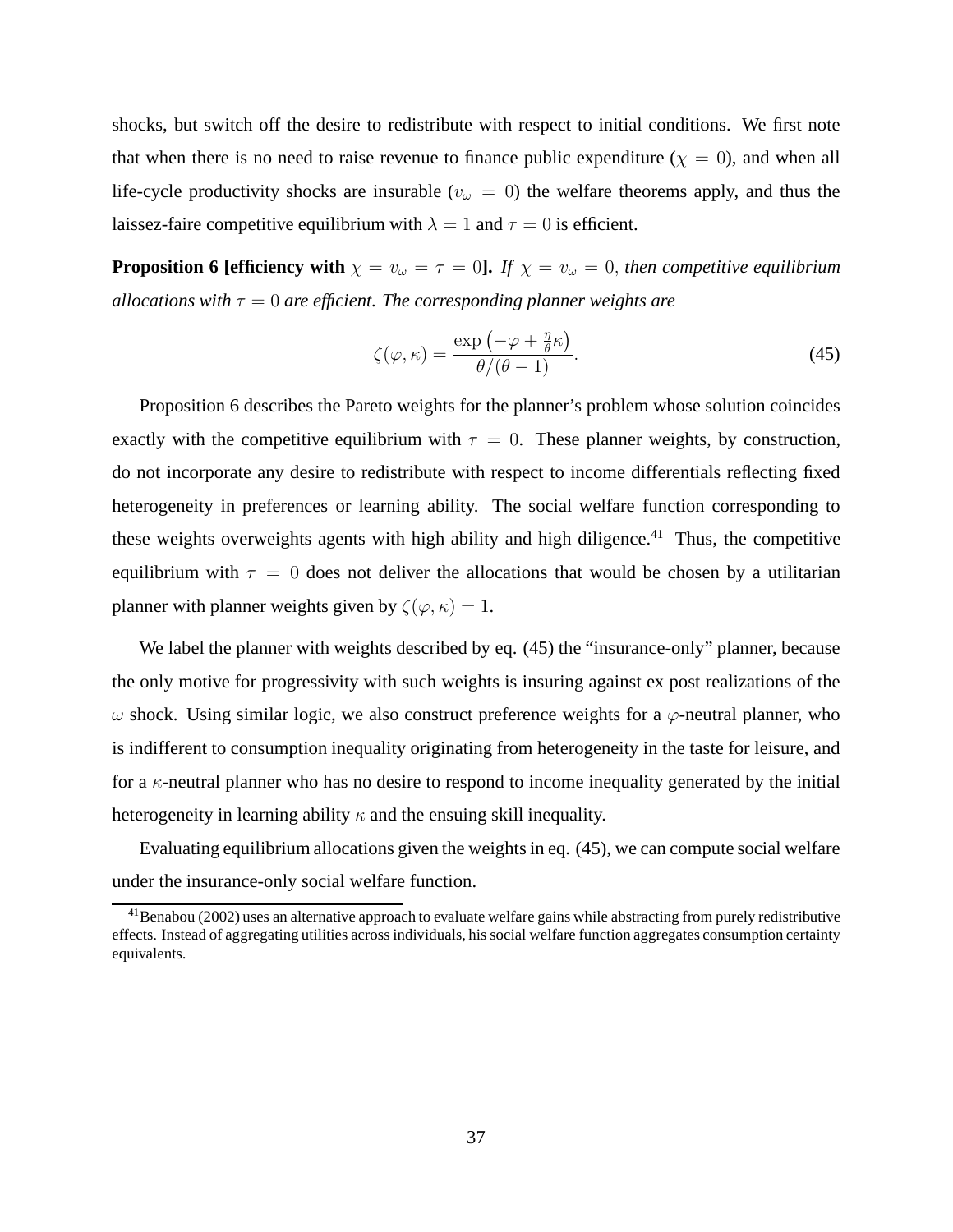shocks, but switch off the desire to redistribute with respect to initial conditions. We first note that when there is no need to raise revenue to finance public expenditure ($\chi = 0$), and when all life-cycle productivity shocks are insurable ($v_\omega = 0$) the welfare theorems apply, and thus the laissez-faire competitive equilibrium with $\lambda = 1$ and $\tau = 0$ is efficient.

**Proposition 6 [efficiency with $\chi = v_\omega = \tau = 0$].** *If $\chi = v_\omega = 0$, then competitive equilibrium allocations with $\tau = 0$ are efficient. The corresponding planner weights are*

$$\zeta(\varphi, \kappa) = \frac{\exp\left(-\varphi + \frac{\eta}{\theta}\kappa\right)}{\theta/(\theta - 1)}. \tag{45}$$

Proposition 6 describes the Pareto weights for the planner's problem whose solution coincides exactly with the competitive equilibrium with $\tau = 0$. These planner weights, by construction, do not incorporate any desire to redistribute with respect to income differentials reflecting fixed heterogeneity in preferences or learning ability. The social welfare function corresponding to these weights overweights agents with high ability and high diligence.[41] Thus, the competitive equilibrium with $\tau = 0$ does not deliver the allocations that would be chosen by a utilitarian planner with planner weights given by $\zeta(\varphi, \kappa) = 1$.

We label the planner with weights described by eq. (45) the "insurance-only" planner, because the only motive for progressivity with such weights is insuring against ex post realizations of the $\omega$ shock. Using similar logic, we also construct preference weights for a $\varphi$-neutral planner, who is indifferent to consumption inequality originating from heterogeneity in the taste for leisure, and for a $\kappa$-neutral planner who has no desire to respond to income inequality generated by the initial heterogeneity in learning ability $\kappa$ and the ensuing skill inequality.

Evaluating equilibrium allocations given the weights in eq. (45), we can compute social welfare under the insurance-only social welfare function.

[41] Benabou (2002) uses an alternative approach to evaluate welfare gains while abstracting from purely redistributive effects. Instead of aggregating utilities across individuals, his social welfare function aggregates consumption certainty equivalents.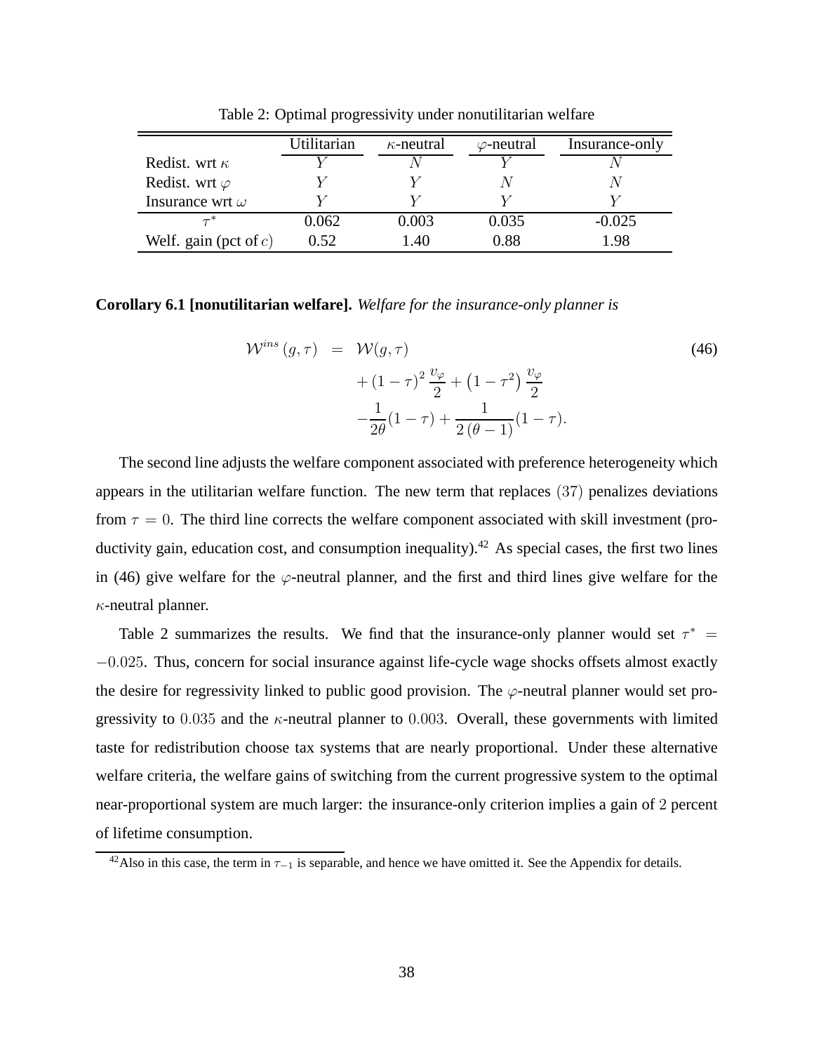Table 2: Optimal progressivity under nonutilitarian welfare

| | Utilitarian | $\kappa$-neutral | $\varphi$-neutral | Insurance-only |
|---|---|---|---|---|
| Redist. wrt $\kappa$ | $Y$ | $N$ | $Y$ | $N$ |
| Redist. wrt $\varphi$ | $Y$ | $Y$ | $N$ | $N$ |
| Insurance wrt $\omega$ | $Y$ | $Y$ | $Y$ | $Y$ |
| $\tau^*$ | 0.062 | 0.003 | 0.035 | -0.025 |
| Welf. gain (pct of $c$) | 0.52 | 1.40 | 0.88 | 1.98 |

**Corollary 6.1 [nonutilitarian welfare].** *Welfare for the insurance-only planner is*

$$
\begin{aligned}
\mathcal{W}^{ins}(g,\tau) &= \mathcal{W}(g,\tau) \\
&\quad + (1-\tau)^2 \frac{v_\varphi}{2} + \left(1-\tau^2\right)\frac{v_\varphi}{2} \\
&\quad - \frac{1}{2\theta}(1-\tau) + \frac{1}{2(\theta-1)}(1-\tau).
\end{aligned} \tag{46}
$$

The second line adjusts the welfare component associated with preference heterogeneity which appears in the utilitarian welfare function. The new term that replaces $(37)$ penalizes deviations from $\tau = 0$. The third line corrects the welfare component associated with skill investment (productivity gain, education cost, and consumption inequality).[42] As special cases, the first two lines in (46) give welfare for the $\varphi$-neutral planner, and the first and third lines give welfare for the $\kappa$-neutral planner.

Table 2 summarizes the results. We find that the insurance-only planner would set $\tau^* = -0.025$. Thus, concern for social insurance against life-cycle wage shocks offsets almost exactly the desire for regressivity linked to public good provision. The $\varphi$-neutral planner would set progressivity to $0.035$ and the $\kappa$-neutral planner to $0.003$. Overall, these governments with limited taste for redistribution choose tax systems that are nearly proportional. Under these alternative welfare criteria, the welfare gains of switching from the current progressive system to the optimal near-proportional system are much larger: the insurance-only criterion implies a gain of $2$ percent of lifetime consumption.

[42] Also in this case, the term in $\tau_{-1}$ is separable, and hence we have omitted it. See the Appendix for details.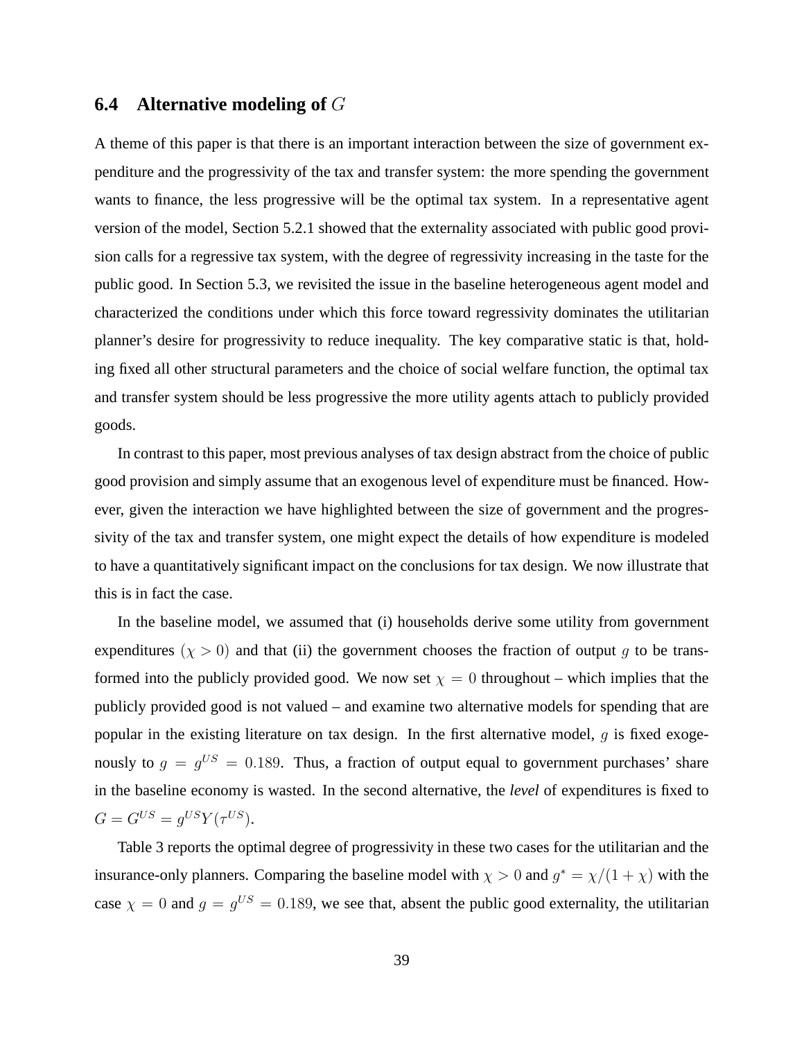### 6.4 Alternative modeling of $G$

A theme of this paper is that there is an important interaction between the size of government expenditure and the progressivity of the tax and transfer system: the more spending the government wants to finance, the less progressive will be the optimal tax system. In a representative agent version of the model, Section 5.2.1 showed that the externality associated with public good provision calls for a regressive tax system, with the degree of regressivity increasing in the taste for the public good. In Section 5.3, we revisited the issue in the baseline heterogeneous agent model and characterized the conditions under which this force toward regressivity dominates the utilitarian planner's desire for progressivity to reduce inequality. The key comparative static is that, holding fixed all other structural parameters and the choice of social welfare function, the optimal tax and transfer system should be less progressive the more utility agents attach to publicly provided goods.

In contrast to this paper, most previous analyses of tax design abstract from the choice of public good provision and simply assume that an exogenous level of expenditure must be financed. However, given the interaction we have highlighted between the size of government and the progressivity of the tax and transfer system, one might expect the details of how expenditure is modeled to have a quantitatively significant impact on the conclusions for tax design. We now illustrate that this is in fact the case.

In the baseline model, we assumed that (i) households derive some utility from government expenditures $(\chi > 0)$ and that (ii) the government chooses the fraction of output $g$ to be transformed into the publicly provided good. We now set $\chi = 0$ throughout – which implies that the publicly provided good is not valued – and examine two alternative models for spending that are popular in the existing literature on tax design. In the first alternative model, $g$ is fixed exogenously to $g = g^{US} = 0.189$. Thus, a fraction of output equal to government purchases' share in the baseline economy is wasted. In the second alternative, the *level* of expenditures is fixed to $G = G^{US} = g^{US} Y(\tau^{US})$.

Table 3 reports the optimal degree of progressivity in these two cases for the utilitarian and the insurance-only planners. Comparing the baseline model with $\chi > 0$ and $g^* = \chi/(1+\chi)$ with the case $\chi = 0$ and $g = g^{US} = 0.189$, we see that, absent the public good externality, the utilitarian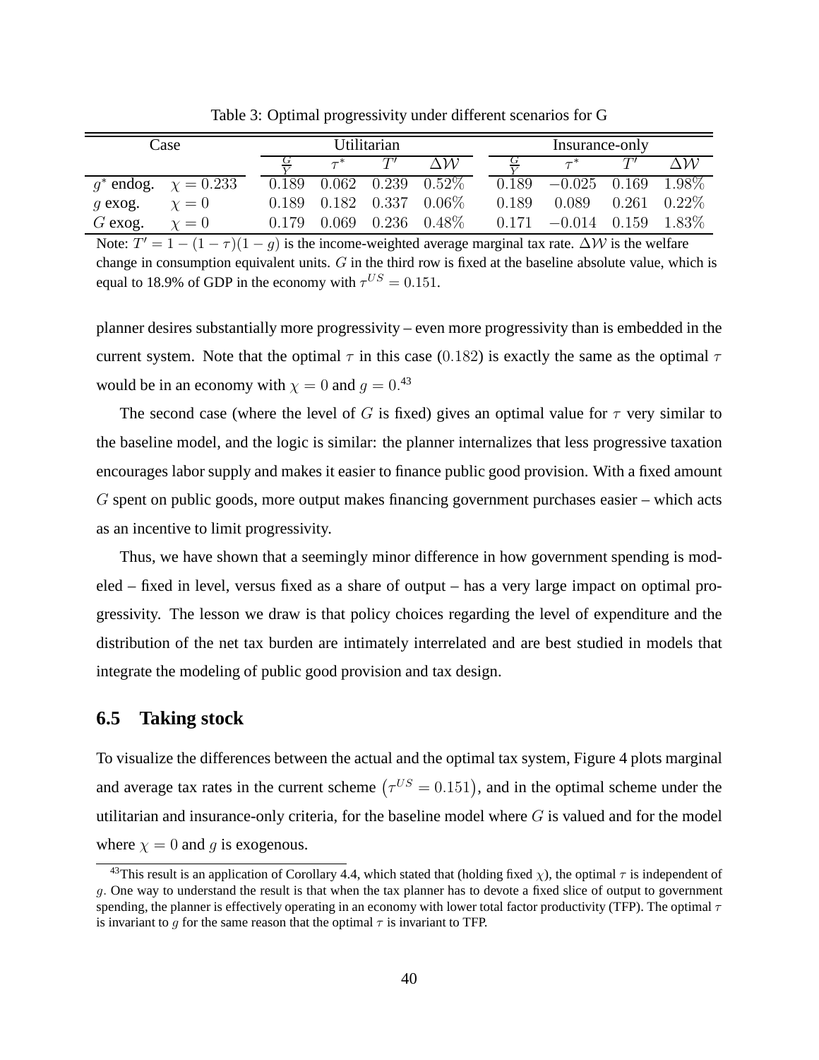Table 3: Optimal progressivity under different scenarios for G

| Case | | Utilitarian | | | | Insurance-only | | | |
|---|---|---|---|---|---|---|---|---|---|
| | | $\frac{G}{Y}$ | $\tau^*$ | $T'$ | $\Delta\mathcal{W}$ | $\frac{G}{Y}$ | $\tau^*$ | $T'$ | $\Delta\mathcal{W}$ |
| $g^*$ endog. | $\chi = 0.233$ | $0.189$ | $0.062$ | $0.239$ | $0.52\%$ | $0.189$ | $-0.025$ | $0.169$ | $1.98\%$ |
| $g$ exog. | $\chi = 0$ | $0.189$ | $0.182$ | $0.337$ | $0.06\%$ | $0.189$ | $0.089$ | $0.261$ | $0.22\%$ |
| $G$ exog. | $\chi = 0$ | $0.179$ | $0.069$ | $0.236$ | $0.48\%$ | $0.171$ | $-0.014$ | $0.159$ | $1.83\%$ |

Note: $T' = 1 - (1 - \tau)(1 - g)$ is the income-weighted average marginal tax rate. $\Delta\mathcal{W}$ is the welfare change in consumption equivalent units. $G$ in the third row is fixed at the baseline absolute value, which is equal to 18.9% of GDP in the economy with $\tau^{US} = 0.151$.

planner desires substantially more progressivity – even more progressivity than is embedded in the current system. Note that the optimal $\tau$ in this case ($0.182$) is exactly the same as the optimal $\tau$ would be in an economy with $\chi = 0$ and $g = 0$.[43]

The second case (where the level of $G$ is fixed) gives an optimal value for $\tau$ very similar to the baseline model, and the logic is similar: the planner internalizes that less progressive taxation encourages labor supply and makes it easier to finance public good provision. With a fixed amount $G$ spent on public goods, more output makes financing government purchases easier – which acts as an incentive to limit progressivity.

Thus, we have shown that a seemingly minor difference in how government spending is modeled – fixed in level, versus fixed as a share of output – has a very large impact on optimal progressivity. The lesson we draw is that policy choices regarding the level of expenditure and the distribution of the net tax burden are intimately interrelated and are best studied in models that integrate the modeling of public good provision and tax design.

## 6.5 Taking stock

To visualize the differences between the actual and the optimal tax system, Figure 4 plots marginal and average tax rates in the current scheme $\left(\tau^{US} = 0.151\right)$, and in the optimal scheme under the utilitarian and insurance-only criteria, for the baseline model where $G$ is valued and for the model where $\chi = 0$ and $g$ is exogenous.

[43] This result is an application of Corollary 4.4, which stated that (holding fixed $\chi$), the optimal $\tau$ is independent of $g$. One way to understand the result is that when the tax planner has to devote a fixed slice of output to government spending, the planner is effectively operating in an economy with lower total factor productivity (TFP). The optimal $\tau$ is invariant to $g$ for the same reason that the optimal $\tau$ is invariant to TFP.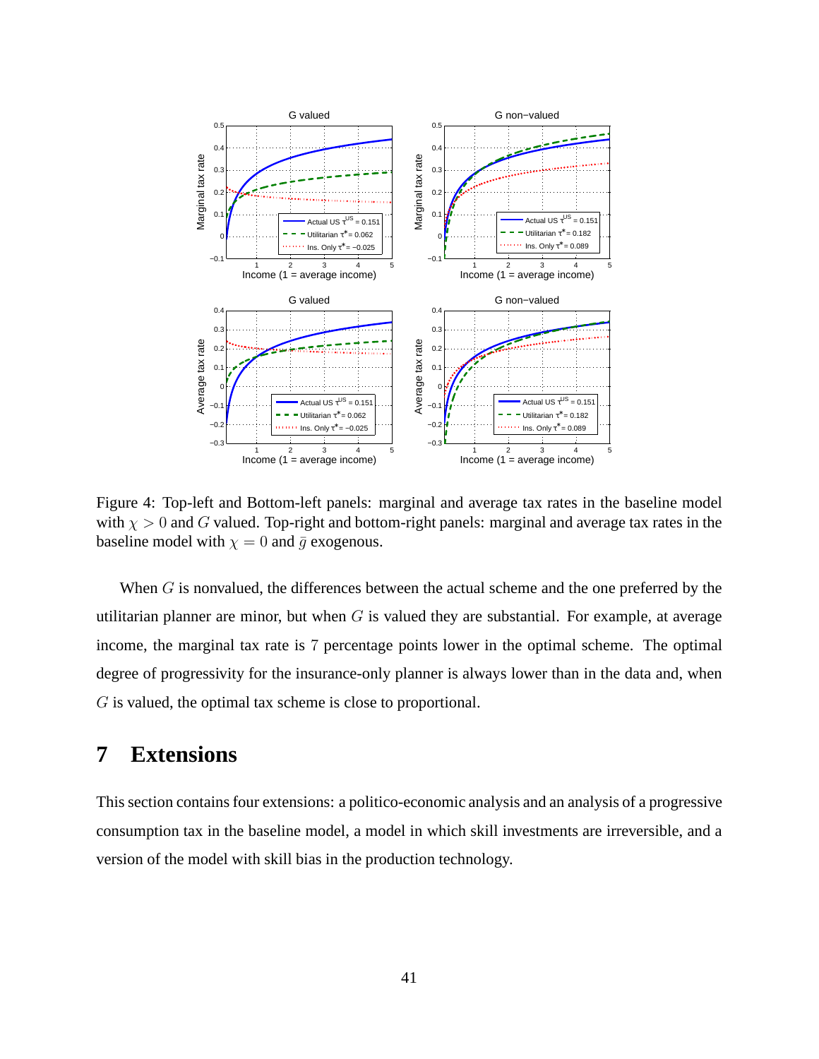Figure 4: Top-left and Bottom-left panels: marginal and average tax rates in the baseline model with $\chi > 0$ and $G$ valued. Top-right and bottom-right panels: marginal and average tax rates in the baseline model with $\chi = 0$ and $\bar{g}$ exogenous.

When $G$ is nonvalued, the differences between the actual scheme and the one preferred by the utilitarian planner are minor, but when $G$ is valued they are substantial. For example, at average income, the marginal tax rate is 7 percentage points lower in the optimal scheme. The optimal degree of progressivity for the insurance-only planner is always lower than in the data and, when $G$ is valued, the optimal tax scheme is close to proportional.

# 7 Extensions

This section contains four extensions: a politico-economic analysis and an analysis of a progressive consumption tax in the baseline model, a model in which skill investments are irreversible, and a version of the model with skill bias in the production technology.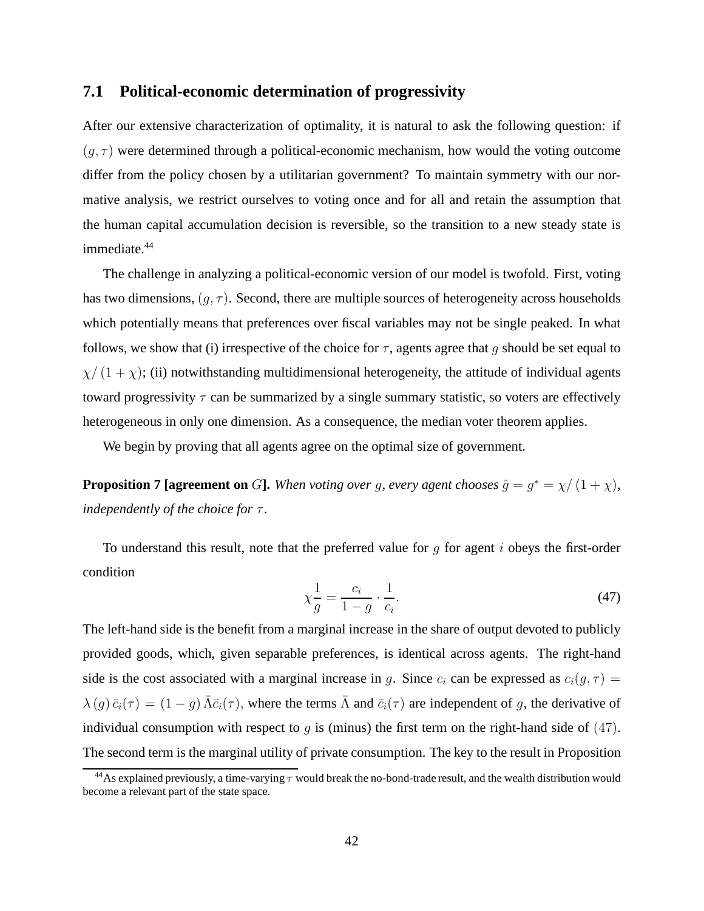### 7.1 Political-economic determination of progressivity

After our extensive characterization of optimality, it is natural to ask the following question: if $(g, \tau)$ were determined through a political-economic mechanism, how would the voting outcome differ from the policy chosen by a utilitarian government? To maintain symmetry with our normative analysis, we restrict ourselves to voting once and for all and retain the assumption that the human capital accumulation decision is reversible, so the transition to a new steady state is immediate.[44]

The challenge in analyzing a political-economic version of our model is twofold. First, voting has two dimensions, $(g, \tau)$. Second, there are multiple sources of heterogeneity across households which potentially means that preferences over fiscal variables may not be single peaked. In what follows, we show that (i) irrespective of the choice for $\tau$, agents agree that $g$ should be set equal to $\chi/(1+\chi)$; (ii) notwithstanding multidimensional heterogeneity, the attitude of individual agents toward progressivity $\tau$ can be summarized by a single summary statistic, so voters are effectively heterogeneous in only one dimension. As a consequence, the median voter theorem applies.

We begin by proving that all agents agree on the optimal size of government.

**Proposition 7 [agreement on $G$].** *When voting over $g$, every agent chooses $\hat{g} = g^* = \chi/(1+\chi)$, independently of the choice for $\tau$.*

To understand this result, note that the preferred value for $g$ for agent $i$ obeys the first-order condition

$$\chi \frac{1}{g} = \frac{c_i}{1-g} \cdot \frac{1}{c_i}. \tag{47}$$

The left-hand side is the benefit from a marginal increase in the share of output devoted to publicly provided goods, which, given separable preferences, is identical across agents. The right-hand side is the cost associated with a marginal increase in $g$. Since $c_i$ can be expressed as $c_i(g, \tau) = \lambda(g)\, \bar{c}_i(\tau) = (1-g)\, \bar{\Lambda} \bar{c}_i(\tau)$, where the terms $\bar{\Lambda}$ and $\bar{c}_i(\tau)$ are independent of $g$, the derivative of individual consumption with respect to $g$ is (minus) the first term on the right-hand side of $(47)$. The second term is the marginal utility of private consumption. The key to the result in Proposition

[44] As explained previously, a time-varying $\tau$ would break the no-bond-trade result, and the wealth distribution would become a relevant part of the state space.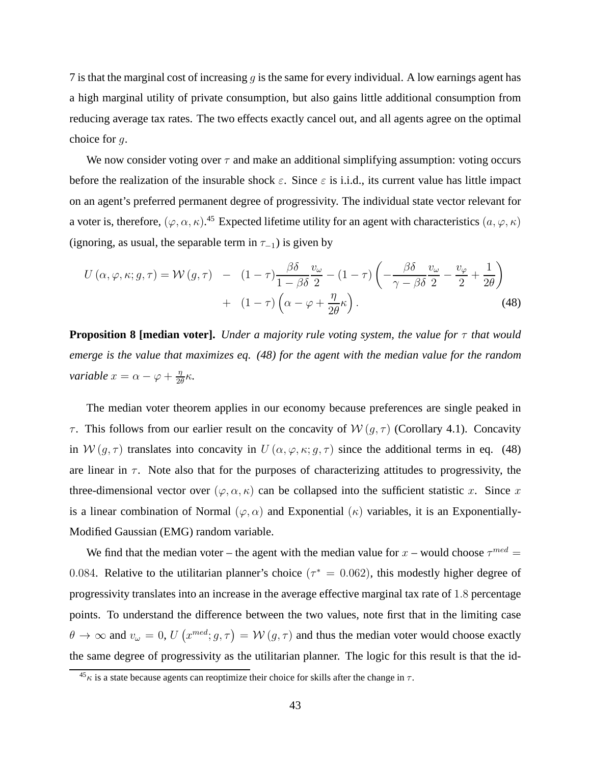7 is that the marginal cost of increasing $g$ is the same for every individual. A low earnings agent has a high marginal utility of private consumption, but also gains little additional consumption from reducing average tax rates. The two effects exactly cancel out, and all agents agree on the optimal choice for $g$.

We now consider voting over $\tau$ and make an additional simplifying assumption: voting occurs before the realization of the insurable shock $\varepsilon$. Since $\varepsilon$ is i.i.d., its current value has little impact on an agent's preferred permanent degree of progressivity. The individual state vector relevant for a voter is, therefore, $(\varphi, \alpha, \kappa)$.[45] Expected lifetime utility for an agent with characteristics $(a, \varphi, \kappa)$ (ignoring, as usual, the separable term in $\tau_{-1}$) is given by

$$U(\alpha, \varphi, \kappa; g, \tau) = \mathcal{W}(g, \tau) \quad - \quad (1-\tau)\frac{\beta\delta}{1-\beta\delta}\frac{v_{\omega}}{2} - (1-\tau)\left(-\frac{\beta\delta}{\gamma-\beta\delta}\frac{v_{\omega}}{2} - \frac{v_{\varphi}}{2} + \frac{1}{2\theta}\right) + \quad (1-\tau)\left(\alpha - \varphi + \frac{\eta}{2\theta}\kappa\right). \tag{48}$$

**Proposition 8 [median voter].** *Under a majority rule voting system, the value for $\tau$ that would emerge is the value that maximizes eq. (48) for the agent with the median value for the random variable $x = \alpha - \varphi + \frac{\eta}{2\theta}\kappa$.*

The median voter theorem applies in our economy because preferences are single peaked in $\tau$. This follows from our earlier result on the concavity of $\mathcal{W}(g, \tau)$ (Corollary 4.1). Concavity in $\mathcal{W}(g, \tau)$ translates into concavity in $U(\alpha, \varphi, \kappa; g, \tau)$ since the additional terms in eq. (48) are linear in $\tau$. Note also that for the purposes of characterizing attitudes to progressivity, the three-dimensional vector over $(\varphi, \alpha, \kappa)$ can be collapsed into the sufficient statistic $x$. Since $x$ is a linear combination of Normal $(\varphi, \alpha)$ and Exponential $(\kappa)$ variables, it is an Exponentially-Modified Gaussian (EMG) random variable.

We find that the median voter – the agent with the median value for $x$ – would choose $\tau^{med} = 0.084$. Relative to the utilitarian planner's choice ($\tau^* = 0.062$), this modestly higher degree of progressivity translates into an increase in the average effective marginal tax rate of $1.8$ percentage points. To understand the difference between the two values, note first that in the limiting case $\theta \to \infty$ and $v_{\omega} = 0$, $U\left(x^{med}; g, \tau\right) = \mathcal{W}(g, \tau)$ and thus the median voter would choose exactly the same degree of progressivity as the utilitarian planner. The logic for this result is that the id-

[45] $\kappa$ is a state because agents can reoptimize their choice for skills after the change in $\tau$.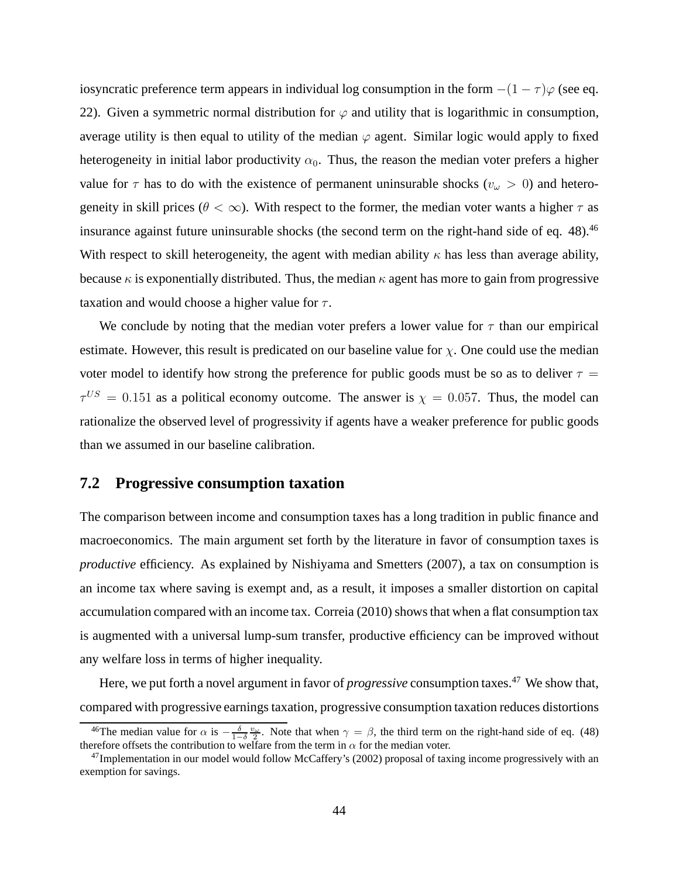iosyncratic preference term appears in individual log consumption in the form $-(1-\tau)\varphi$ (see eq. 22). Given a symmetric normal distribution for $\varphi$ and utility that is logarithmic in consumption, average utility is then equal to utility of the median $\varphi$ agent. Similar logic would apply to fixed heterogeneity in initial labor productivity $\alpha_0$. Thus, the reason the median voter prefers a higher value for $\tau$ has to do with the existence of permanent uninsurable shocks ($v_\omega > 0$) and heterogeneity in skill prices ($\theta < \infty$). With respect to the former, the median voter wants a higher $\tau$ as insurance against future uninsurable shocks (the second term on the right-hand side of eq. 48).[46] With respect to skill heterogeneity, the agent with median ability $\kappa$ has less than average ability, because $\kappa$ is exponentially distributed. Thus, the median $\kappa$ agent has more to gain from progressive taxation and would choose a higher value for $\tau$.

We conclude by noting that the median voter prefers a lower value for $\tau$ than our empirical estimate. However, this result is predicated on our baseline value for $\chi$. One could use the median voter model to identify how strong the preference for public goods must be so as to deliver $\tau = \tau^{US} = 0.151$ as a political economy outcome. The answer is $\chi = 0.057$. Thus, the model can rationalize the observed level of progressivity if agents have a weaker preference for public goods than we assumed in our baseline calibration.

## 7.2 Progressive consumption taxation

The comparison between income and consumption taxes has a long tradition in public finance and macroeconomics. The main argument set forth by the literature in favor of consumption taxes is *productive* efficiency. As explained by Nishiyama and Smetters (2007), a tax on consumption is an income tax where saving is exempt and, as a result, it imposes a smaller distortion on capital accumulation compared with an income tax. Correia (2010) shows that when a flat consumption tax is augmented with a universal lump-sum transfer, productive efficiency can be improved without any welfare loss in terms of higher inequality.

Here, we put forth a novel argument in favor of *progressive* consumption taxes.[47] We show that, compared with progressive earnings taxation, progressive consumption taxation reduces distortions

[46] The median value for $\alpha$ is $-\frac{\delta}{1-\delta}\frac{v_\omega}{2}$. Note that when $\gamma = \beta$, the third term on the right-hand side of eq. (48) therefore offsets the contribution to welfare from the term in $\alpha$ for the median voter.

[47] Implementation in our model would follow McCaffery's (2002) proposal of taxing income progressively with an exemption for savings.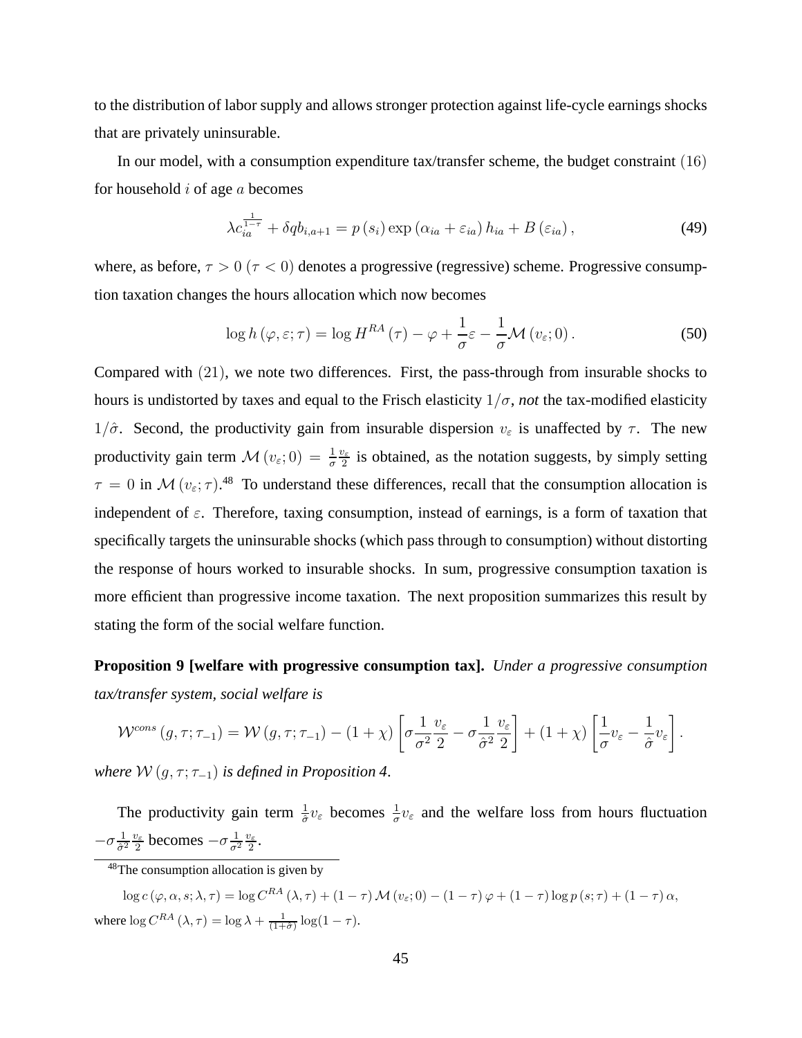to the distribution of labor supply and allows stronger protection against life-cycle earnings shocks that are privately uninsurable.

In our model, with a consumption expenditure tax/transfer scheme, the budget constraint $(16)$ for household $i$ of age $a$ becomes

$$\lambda c_{ia}^{\frac{1}{1-\tau}} + \delta q b_{i,a+1} = p(s_i) \exp(\alpha_{ia} + \varepsilon_{ia}) h_{ia} + B(\varepsilon_{ia}), \tag{49}$$

where, as before, $\tau > 0$ ($\tau < 0$) denotes a progressive (regressive) scheme. Progressive consumption taxation changes the hours allocation which now becomes

$$\log h(\varphi, \varepsilon; \tau) = \log H^{RA}(\tau) - \varphi + \frac{1}{\sigma}\varepsilon - \frac{1}{\sigma}\mathcal{M}(v_\varepsilon; 0). \tag{50}$$

Compared with $(21)$, we note two differences. First, the pass-through from insurable shocks to hours is undistorted by taxes and equal to the Frisch elasticity $1/\sigma$, *not* the tax-modified elasticity $1/\hat{\sigma}$. Second, the productivity gain from insurable dispersion $v_\varepsilon$ is unaffected by $\tau$. The new productivity gain term $\mathcal{M}(v_\varepsilon; 0) = \frac{1}{\sigma}\frac{v_\varepsilon}{2}$ is obtained, as the notation suggests, by simply setting $\tau = 0$ in $\mathcal{M}(v_\varepsilon; \tau)$.[48] To understand these differences, recall that the consumption allocation is independent of $\varepsilon$. Therefore, taxing consumption, instead of earnings, is a form of taxation that specifically targets the uninsurable shocks (which pass through to consumption) without distorting the response of hours worked to insurable shocks. In sum, progressive consumption taxation is more efficient than progressive income taxation. The next proposition summarizes this result by stating the form of the social welfare function.

**Proposition 9 [welfare with progressive consumption tax].** *Under a progressive consumption tax/transfer system, social welfare is*

$$\mathcal{W}^{cons}(g, \tau; \tau_{-1}) = \mathcal{W}(g, \tau; \tau_{-1}) - (1+\chi)\left[\sigma \frac{1}{\sigma^2}\frac{v_\varepsilon}{2} - \sigma \frac{1}{\hat{\sigma}^2}\frac{v_\varepsilon}{2}\right] + (1+\chi)\left[\frac{1}{\sigma}v_\varepsilon - \frac{1}{\hat{\sigma}}v_\varepsilon\right].$$

*where* $\mathcal{W}(g, \tau; \tau_{-1})$ *is defined in Proposition 4.*

The productivity gain term $\frac{1}{\hat{\sigma}}v_\varepsilon$ becomes $\frac{1}{\sigma}v_\varepsilon$ and the welfare loss from hours fluctuation $-\sigma\frac{1}{\hat{\sigma}^2}\frac{v_\varepsilon}{2}$ becomes $-\sigma\frac{1}{\sigma^2}\frac{v_\varepsilon}{2}$.

---

[48] The consumption allocation is given by

$$\log c(\varphi, \alpha, s; \lambda, \tau) = \log C^{RA}(\lambda, \tau) + (1-\tau)\mathcal{M}(v_\varepsilon; 0) - (1-\tau)\varphi + (1-\tau)\log p(s; \tau) + (1-\tau)\alpha,$$

where $\log C^{RA}(\lambda, \tau) = \log \lambda + \frac{1}{(1+\sigma)}\log(1-\tau)$.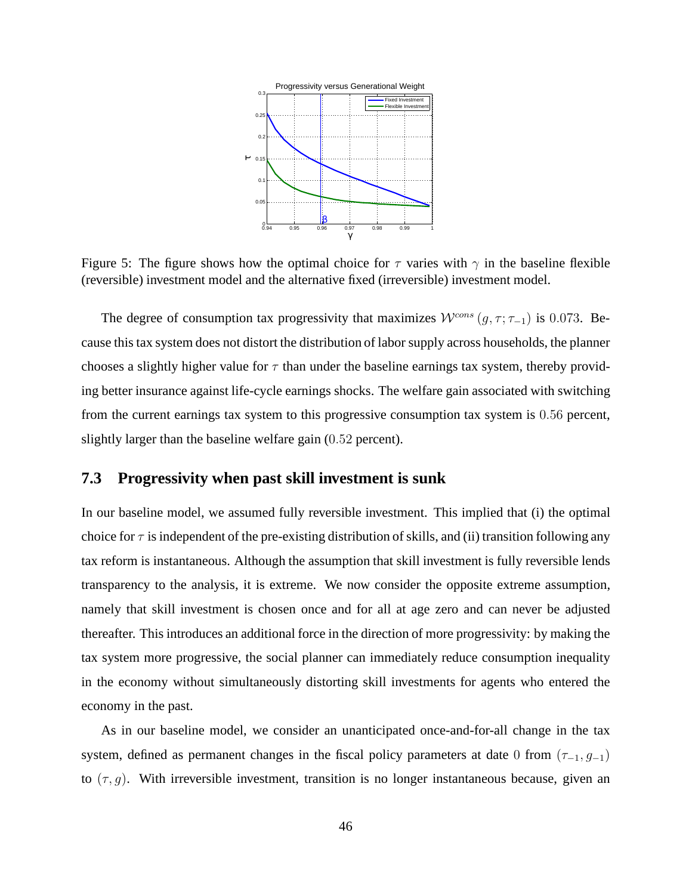Figure 5: The figure shows how the optimal choice for $\tau$ varies with $\gamma$ in the baseline flexible (reversible) investment model and the alternative fixed (irreversible) investment model.

The degree of consumption tax progressivity that maximizes $\mathcal{W}^{cons}(g, \tau; \tau_{-1})$ is $0.073$. Because this tax system does not distort the distribution of labor supply across households, the planner chooses a slightly higher value for $\tau$ than under the baseline earnings tax system, thereby providing better insurance against life-cycle earnings shocks. The welfare gain associated with switching from the current earnings tax system to this progressive consumption tax system is $0.56$ percent, slightly larger than the baseline welfare gain ($0.52$ percent).

### 7.3 Progressivity when past skill investment is sunk

In our baseline model, we assumed fully reversible investment. This implied that (i) the optimal choice for $\tau$ is independent of the pre-existing distribution of skills, and (ii) transition following any tax reform is instantaneous. Although the assumption that skill investment is fully reversible lends transparency to the analysis, it is extreme. We now consider the opposite extreme assumption, namely that skill investment is chosen once and for all at age zero and can never be adjusted thereafter. This introduces an additional force in the direction of more progressivity: by making the tax system more progressive, the social planner can immediately reduce consumption inequality in the economy without simultaneously distorting skill investments for agents who entered the economy in the past.

As in our baseline model, we consider an unanticipated once-and-for-all change in the tax system, defined as permanent changes in the fiscal policy parameters at date $0$ from $(\tau_{-1}, g_{-1})$ to $(\tau, g)$. With irreversible investment, transition is no longer instantaneous because, given an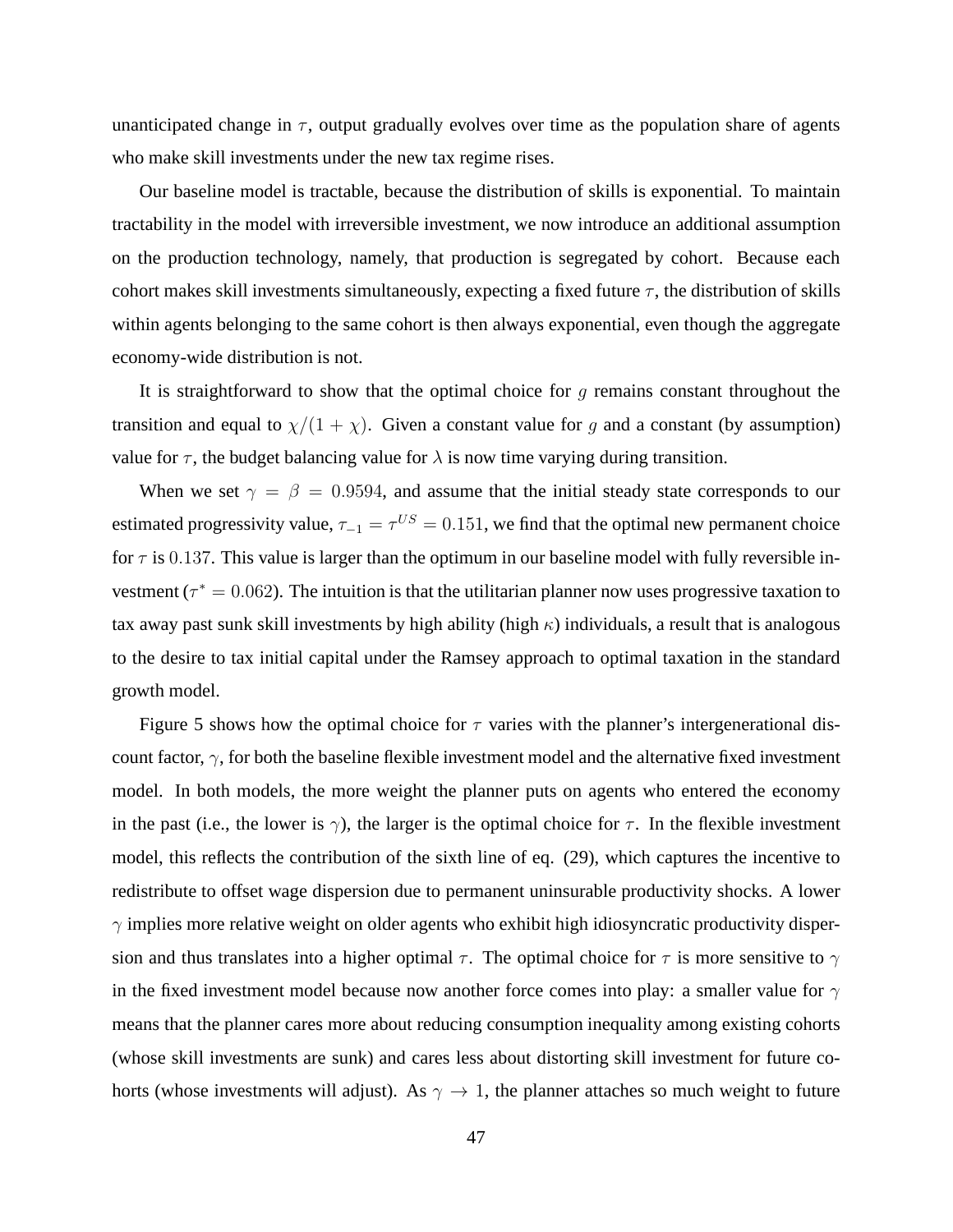unanticipated change in $\tau$, output gradually evolves over time as the population share of agents who make skill investments under the new tax regime rises.

Our baseline model is tractable, because the distribution of skills is exponential. To maintain tractability in the model with irreversible investment, we now introduce an additional assumption on the production technology, namely, that production is segregated by cohort. Because each cohort makes skill investments simultaneously, expecting a fixed future $\tau$, the distribution of skills within agents belonging to the same cohort is then always exponential, even though the aggregate economy-wide distribution is not.

It is straightforward to show that the optimal choice for $g$ remains constant throughout the transition and equal to $\chi/(1+\chi)$. Given a constant value for $g$ and a constant (by assumption) value for $\tau$, the budget balancing value for $\lambda$ is now time varying during transition.

When we set $\gamma = \beta = 0.9594$, and assume that the initial steady state corresponds to our estimated progressivity value, $\tau_{-1} = \tau^{US} = 0.151$, we find that the optimal new permanent choice for $\tau$ is $0.137$. This value is larger than the optimum in our baseline model with fully reversible investment ($\tau^* = 0.062$). The intuition is that the utilitarian planner now uses progressive taxation to tax away past sunk skill investments by high ability (high $\kappa$) individuals, a result that is analogous to the desire to tax initial capital under the Ramsey approach to optimal taxation in the standard growth model.

Figure 5 shows how the optimal choice for $\tau$ varies with the planner's intergenerational discount factor, $\gamma$, for both the baseline flexible investment model and the alternative fixed investment model. In both models, the more weight the planner puts on agents who entered the economy in the past (i.e., the lower is $\gamma$), the larger is the optimal choice for $\tau$. In the flexible investment model, this reflects the contribution of the sixth line of eq. (29), which captures the incentive to redistribute to offset wage dispersion due to permanent uninsurable productivity shocks. A lower $\gamma$ implies more relative weight on older agents who exhibit high idiosyncratic productivity dispersion and thus translates into a higher optimal $\tau$. The optimal choice for $\tau$ is more sensitive to $\gamma$ in the fixed investment model because now another force comes into play: a smaller value for $\gamma$ means that the planner cares more about reducing consumption inequality among existing cohorts (whose skill investments are sunk) and cares less about distorting skill investment for future cohorts (whose investments will adjust). As $\gamma \to 1$, the planner attaches so much weight to future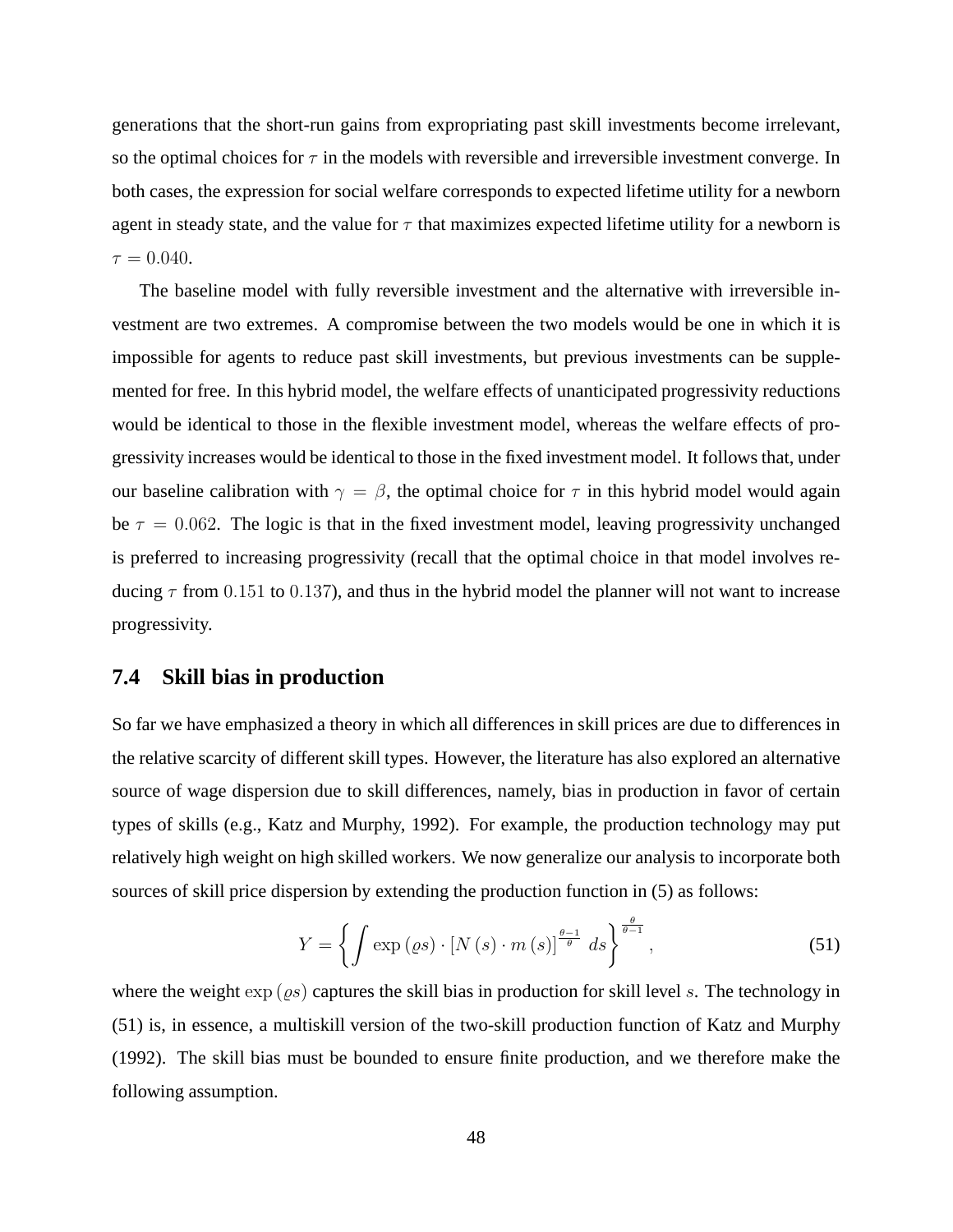generations that the short-run gains from expropriating past skill investments become irrelevant, so the optimal choices for $\tau$ in the models with reversible and irreversible investment converge. In both cases, the expression for social welfare corresponds to expected lifetime utility for a newborn agent in steady state, and the value for $\tau$ that maximizes expected lifetime utility for a newborn is $\tau = 0.040$.

The baseline model with fully reversible investment and the alternative with irreversible investment are two extremes. A compromise between the two models would be one in which it is impossible for agents to reduce past skill investments, but previous investments can be supplemented for free. In this hybrid model, the welfare effects of unanticipated progressivity reductions would be identical to those in the flexible investment model, whereas the welfare effects of progressivity increases would be identical to those in the fixed investment model. It follows that, under our baseline calibration with $\gamma = \beta$, the optimal choice for $\tau$ in this hybrid model would again be $\tau = 0.062$. The logic is that in the fixed investment model, leaving progressivity unchanged is preferred to increasing progressivity (recall that the optimal choice in that model involves reducing $\tau$ from $0.151$ to $0.137$), and thus in the hybrid model the planner will not want to increase progressivity.

## 7.4 Skill bias in production

So far we have emphasized a theory in which all differences in skill prices are due to differences in the relative scarcity of different skill types. However, the literature has also explored an alternative source of wage dispersion due to skill differences, namely, bias in production in favor of certain types of skills (e.g., Katz and Murphy, 1992). For example, the production technology may put relatively high weight on high skilled workers. We now generalize our analysis to incorporate both sources of skill price dispersion by extending the production function in (5) as follows:

$$Y = \left\{ \int \exp\left(\varrho s\right) \cdot \left[N\left(s\right) \cdot m\left(s\right)\right]^{\frac{\theta-1}{\theta}} \, ds \right\}^{\frac{\theta}{\theta-1}}, \tag{51}$$

where the weight $\exp\left(\varrho s\right)$ captures the skill bias in production for skill level $s$. The technology in (51) is, in essence, a multiskill version of the two-skill production function of Katz and Murphy (1992). The skill bias must be bounded to ensure finite production, and we therefore make the following assumption.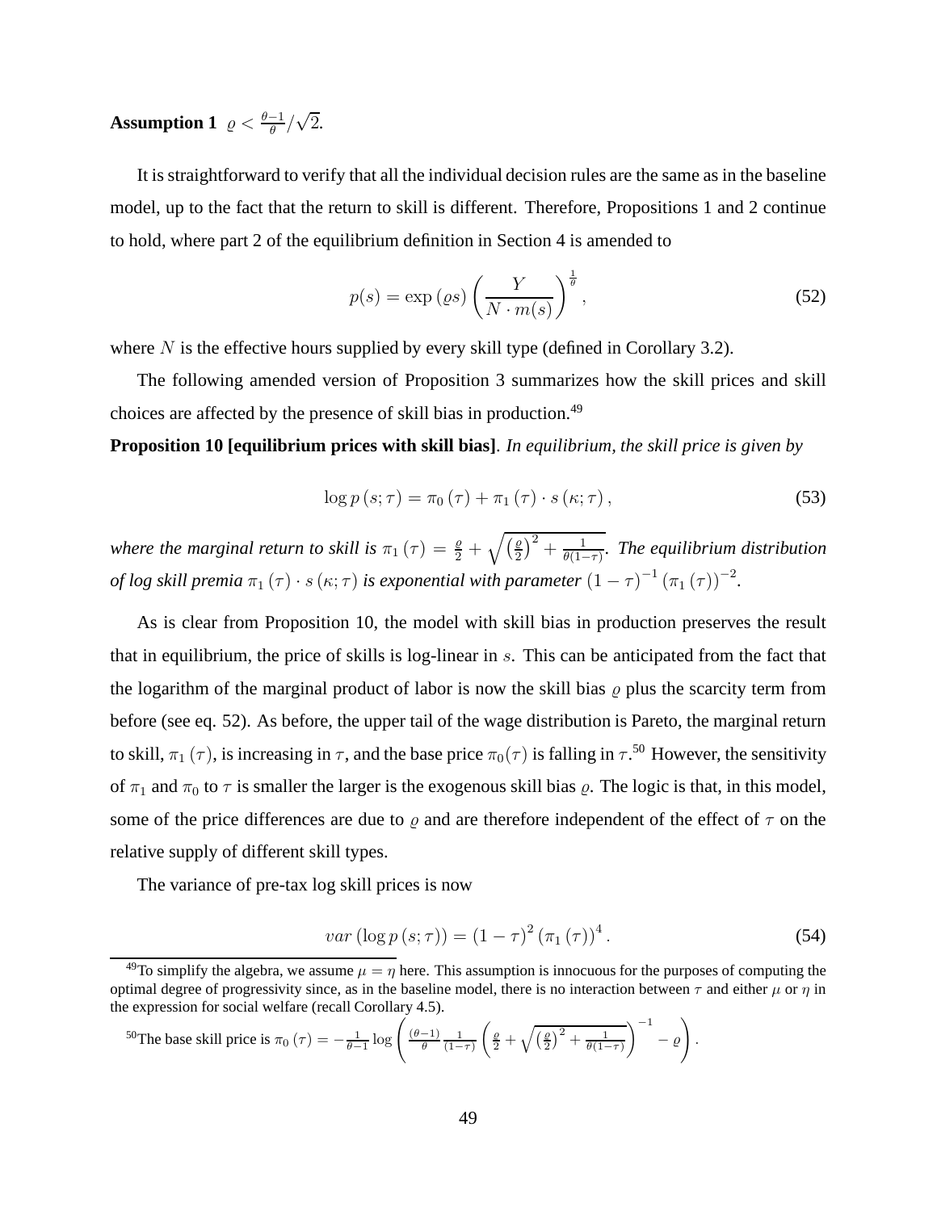**Assumption 1** $\varrho < \frac{\theta-1}{\theta}/\sqrt{2}$.

It is straightforward to verify that all the individual decision rules are the same as in the baseline model, up to the fact that the return to skill is different. Therefore, Propositions 1 and 2 continue to hold, where part 2 of the equilibrium definition in Section 4 is amended to

$$p(s) = \exp(\varrho s) \left( \frac{Y}{N \cdot m(s)} \right)^{\frac{1}{\theta}}, \tag{52}$$

where $N$ is the effective hours supplied by every skill type (defined in Corollary 3.2).

The following amended version of Proposition 3 summarizes how the skill prices and skill choices are affected by the presence of skill bias in production.[49]

**Proposition 10 [equilibrium prices with skill bias]**. *In equilibrium, the skill price is given by*

$$\log p(s; \tau) = \pi_0(\tau) + \pi_1(\tau) \cdot s(\kappa; \tau), \tag{53}$$

*where the marginal return to skill is* $\pi_1(\tau) = \frac{\varrho}{2} + \sqrt{\left(\frac{\varrho}{2}\right)^2 + \frac{1}{\theta(1-\tau)}}$. *The equilibrium distribution of log skill premia* $\pi_1(\tau) \cdot s(\kappa; \tau)$ *is exponential with parameter* $(1-\tau)^{-1} (\pi_1(\tau))^{-2}$.

As is clear from Proposition 10, the model with skill bias in production preserves the result that in equilibrium, the price of skills is log-linear in $s$. This can be anticipated from the fact that the logarithm of the marginal product of labor is now the skill bias $\varrho$ plus the scarcity term from before (see eq. 52). As before, the upper tail of the wage distribution is Pareto, the marginal return to skill, $\pi_1(\tau)$, is increasing in $\tau$, and the base price $\pi_0(\tau)$ is falling in $\tau$.[50] However, the sensitivity of $\pi_1$ and $\pi_0$ to $\tau$ is smaller the larger is the exogenous skill bias $\varrho$. The logic is that, in this model, some of the price differences are due to $\varrho$ and are therefore independent of the effect of $\tau$ on the relative supply of different skill types.

The variance of pre-tax log skill prices is now

$$var(\log p(s; \tau)) = (1-\tau)^2 (\pi_1(\tau))^4. \tag{54}$$

[49] To simplify the algebra, we assume $\mu = \eta$ here. This assumption is innocuous for the purposes of computing the optimal degree of progressivity since, as in the baseline model, there is no interaction between $\tau$ and either $\mu$ or $\eta$ in the expression for social welfare (recall Corollary 4.5).

[50] The base skill price is $\pi_0(\tau) = -\frac{1}{\theta-1} \log \left( \frac{(\theta-1)}{\theta} \frac{1}{(1-\tau)} \left( \frac{\varrho}{2} + \sqrt{\left(\frac{\varrho}{2}\right)^2 + \frac{1}{\theta(1-\tau)}} \right)^{-1} - \varrho \right)$.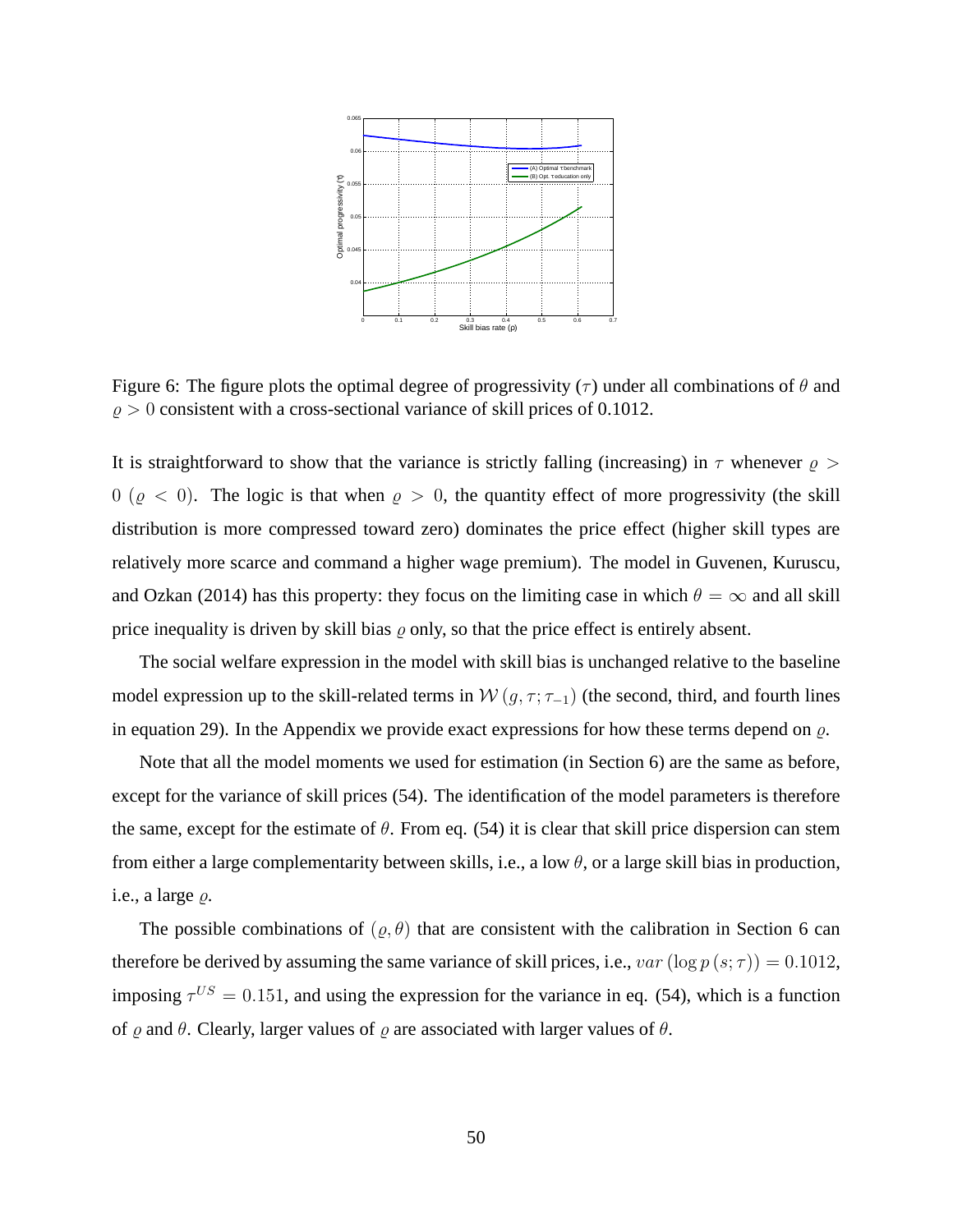Figure 6: The figure plots the optimal degree of progressivity ($\tau$) under all combinations of $\theta$ and $\varrho > 0$ consistent with a cross-sectional variance of skill prices of 0.1012.

It is straightforward to show that the variance is strictly falling (increasing) in $\tau$ whenever $\varrho > 0$ ($\varrho < 0$). The logic is that when $\varrho > 0$, the quantity effect of more progressivity (the skill distribution is more compressed toward zero) dominates the price effect (higher skill types are relatively more scarce and command a higher wage premium). The model in Guvenen, Kuruscu, and Ozkan (2014) has this property: they focus on the limiting case in which $\theta = \infty$ and all skill price inequality is driven by skill bias $\varrho$ only, so that the price effect is entirely absent.

The social welfare expression in the model with skill bias is unchanged relative to the baseline model expression up to the skill-related terms in $\mathcal{W}(g, \tau; \tau_{-1})$ (the second, third, and fourth lines in equation 29). In the Appendix we provide exact expressions for how these terms depend on $\varrho$.

Note that all the model moments we used for estimation (in Section 6) are the same as before, except for the variance of skill prices (54). The identification of the model parameters is therefore the same, except for the estimate of $\theta$. From eq. (54) it is clear that skill price dispersion can stem from either a large complementarity between skills, i.e., a low $\theta$, or a large skill bias in production, i.e., a large $\varrho$.

The possible combinations of $(\varrho, \theta)$ that are consistent with the calibration in Section 6 can therefore be derived by assuming the same variance of skill prices, i.e., $var(\log p(s; \tau)) = 0.1012$, imposing $\tau^{US} = 0.151$, and using the expression for the variance in eq. (54), which is a function of $\varrho$ and $\theta$. Clearly, larger values of $\varrho$ are associated with larger values of $\theta$.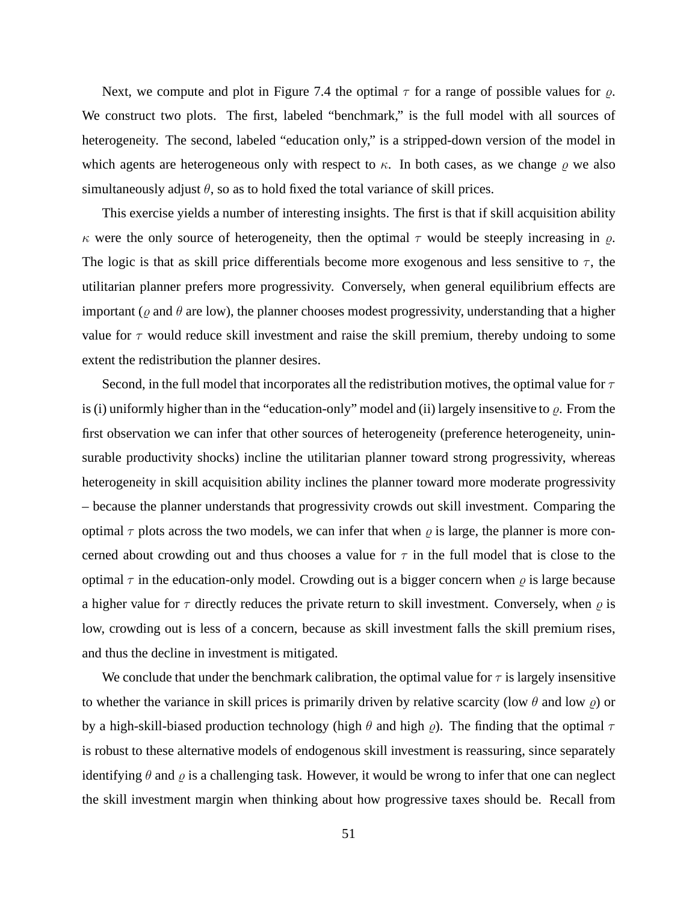Next, we compute and plot in Figure 7.4 the optimal $\tau$ for a range of possible values for $\varrho$. We construct two plots. The first, labeled "benchmark," is the full model with all sources of heterogeneity. The second, labeled "education only," is a stripped-down version of the model in which agents are heterogeneous only with respect to $\kappa$. In both cases, as we change $\varrho$ we also simultaneously adjust $\theta$, so as to hold fixed the total variance of skill prices.

This exercise yields a number of interesting insights. The first is that if skill acquisition ability $\kappa$ were the only source of heterogeneity, then the optimal $\tau$ would be steeply increasing in $\varrho$. The logic is that as skill price differentials become more exogenous and less sensitive to $\tau$, the utilitarian planner prefers more progressivity. Conversely, when general equilibrium effects are important ($\varrho$ and $\theta$ are low), the planner chooses modest progressivity, understanding that a higher value for $\tau$ would reduce skill investment and raise the skill premium, thereby undoing to some extent the redistribution the planner desires.

Second, in the full model that incorporates all the redistribution motives, the optimal value for $\tau$ is (i) uniformly higher than in the "education-only" model and (ii) largely insensitive to $\varrho$. From the first observation we can infer that other sources of heterogeneity (preference heterogeneity, uninsurable productivity shocks) incline the utilitarian planner toward strong progressivity, whereas heterogeneity in skill acquisition ability inclines the planner toward more moderate progressivity – because the planner understands that progressivity crowds out skill investment. Comparing the optimal $\tau$ plots across the two models, we can infer that when $\varrho$ is large, the planner is more concerned about crowding out and thus chooses a value for $\tau$ in the full model that is close to the optimal $\tau$ in the education-only model. Crowding out is a bigger concern when $\varrho$ is large because a higher value for $\tau$ directly reduces the private return to skill investment. Conversely, when $\varrho$ is low, crowding out is less of a concern, because as skill investment falls the skill premium rises, and thus the decline in investment is mitigated.

We conclude that under the benchmark calibration, the optimal value for $\tau$ is largely insensitive to whether the variance in skill prices is primarily driven by relative scarcity (low $\theta$ and low $\varrho$) or by a high-skill-biased production technology (high $\theta$ and high $\varrho$). The finding that the optimal $\tau$ is robust to these alternative models of endogenous skill investment is reassuring, since separately identifying $\theta$ and $\varrho$ is a challenging task. However, it would be wrong to infer that one can neglect the skill investment margin when thinking about how progressive taxes should be. Recall from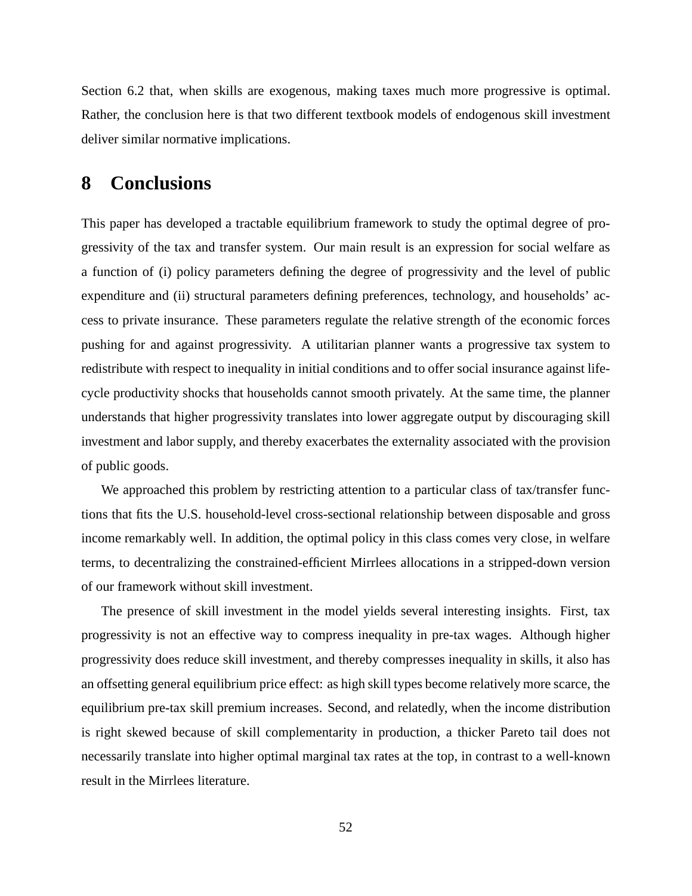Section 6.2 that, when skills are exogenous, making taxes much more progressive is optimal. Rather, the conclusion here is that two different textbook models of endogenous skill investment deliver similar normative implications.

# 8 Conclusions

This paper has developed a tractable equilibrium framework to study the optimal degree of progressivity of the tax and transfer system. Our main result is an expression for social welfare as a function of (i) policy parameters defining the degree of progressivity and the level of public expenditure and (ii) structural parameters defining preferences, technology, and households' access to private insurance. These parameters regulate the relative strength of the economic forces pushing for and against progressivity. A utilitarian planner wants a progressive tax system to redistribute with respect to inequality in initial conditions and to offer social insurance against life-cycle productivity shocks that households cannot smooth privately. At the same time, the planner understands that higher progressivity translates into lower aggregate output by discouraging skill investment and labor supply, and thereby exacerbates the externality associated with the provision of public goods.

We approached this problem by restricting attention to a particular class of tax/transfer functions that fits the U.S. household-level cross-sectional relationship between disposable and gross income remarkably well. In addition, the optimal policy in this class comes very close, in welfare terms, to decentralizing the constrained-efficient Mirrlees allocations in a stripped-down version of our framework without skill investment.

The presence of skill investment in the model yields several interesting insights. First, tax progressivity is not an effective way to compress inequality in pre-tax wages. Although higher progressivity does reduce skill investment, and thereby compresses inequality in skills, it also has an offsetting general equilibrium price effect: as high skill types become relatively more scarce, the equilibrium pre-tax skill premium increases. Second, and relatedly, when the income distribution is right skewed because of skill complementarity in production, a thicker Pareto tail does not necessarily translate into higher optimal marginal tax rates at the top, in contrast to a well-known result in the Mirrlees literature.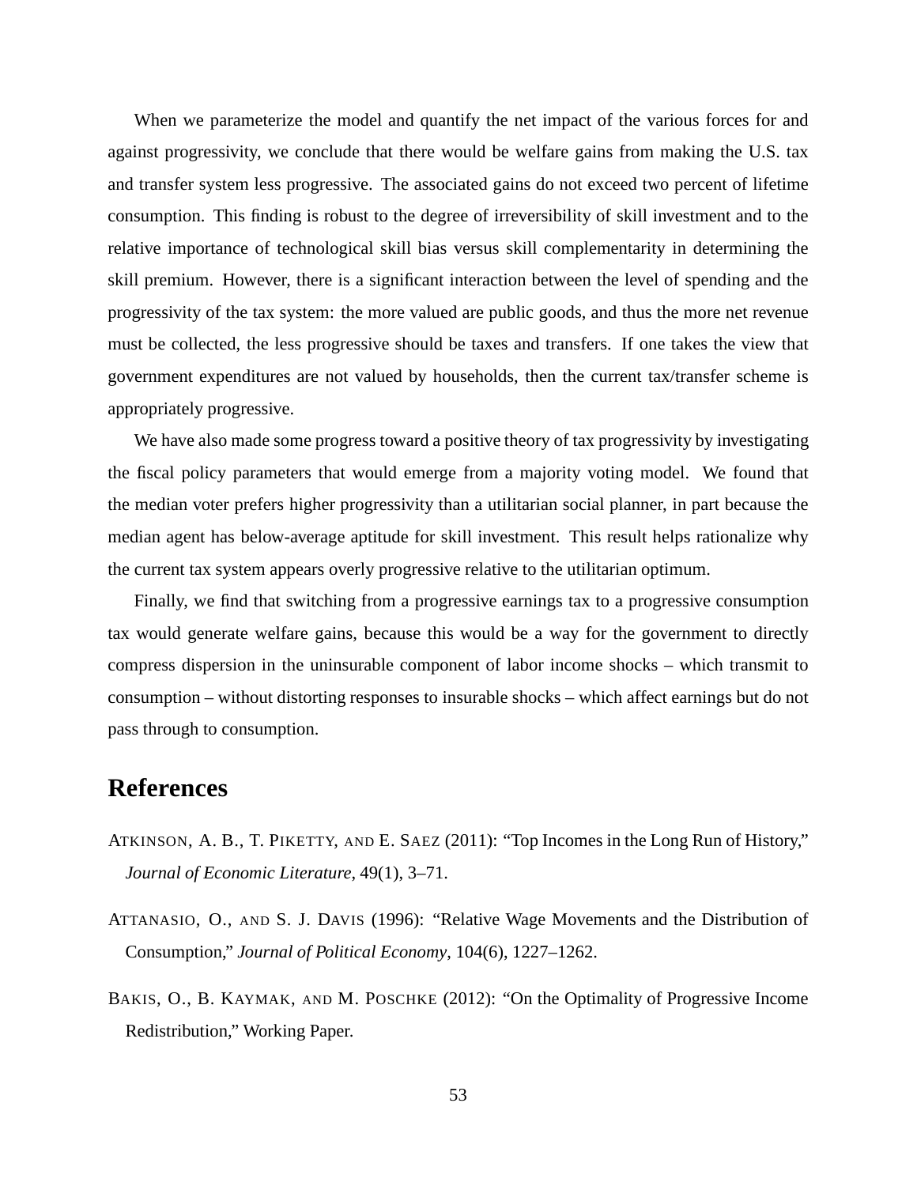When we parameterize the model and quantify the net impact of the various forces for and against progressivity, we conclude that there would be welfare gains from making the U.S. tax and transfer system less progressive. The associated gains do not exceed two percent of lifetime consumption. This finding is robust to the degree of irreversibility of skill investment and to the relative importance of technological skill bias versus skill complementarity in determining the skill premium. However, there is a significant interaction between the level of spending and the progressivity of the tax system: the more valued are public goods, and thus the more net revenue must be collected, the less progressive should be taxes and transfers. If one takes the view that government expenditures are not valued by households, then the current tax/transfer scheme is appropriately progressive.

We have also made some progress toward a positive theory of tax progressivity by investigating the fiscal policy parameters that would emerge from a majority voting model. We found that the median voter prefers higher progressivity than a utilitarian social planner, in part because the median agent has below-average aptitude for skill investment. This result helps rationalize why the current tax system appears overly progressive relative to the utilitarian optimum.

Finally, we find that switching from a progressive earnings tax to a progressive consumption tax would generate welfare gains, because this would be a way for the government to directly compress dispersion in the uninsurable component of labor income shocks – which transmit to consumption – without distorting responses to insurable shocks – which affect earnings but do not pass through to consumption.

# References

Atkinson, A. B., T. Piketty, and E. Saez (2011): "Top Incomes in the Long Run of History," *Journal of Economic Literature*, 49(1), 3–71.

Attanasio, O., and S. J. Davis (1996): "Relative Wage Movements and the Distribution of Consumption," *Journal of Political Economy*, 104(6), 1227–1262.

Bakis, O., B. Kaymak, and M. Poschke (2012): "On the Optimality of Progressive Income Redistribution," Working Paper.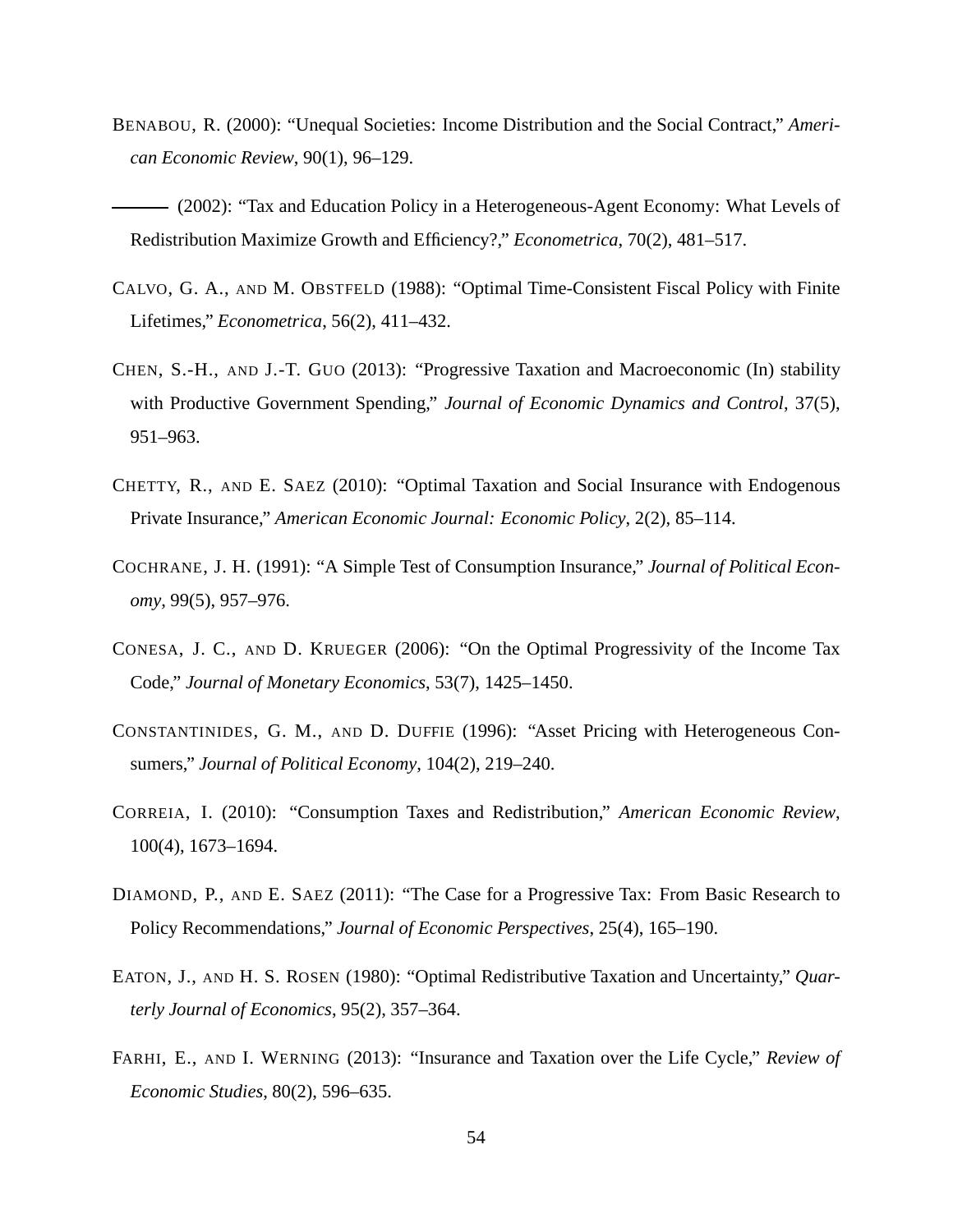BENABOU, R. (2000): "Unequal Societies: Income Distribution and the Social Contract," *American Economic Review*, 90(1), 96–129.

——— (2002): "Tax and Education Policy in a Heterogeneous-Agent Economy: What Levels of Redistribution Maximize Growth and Efficiency?," *Econometrica*, 70(2), 481–517.

CALVO, G. A., AND M. OBSTFELD (1988): "Optimal Time-Consistent Fiscal Policy with Finite Lifetimes," *Econometrica*, 56(2), 411–432.

CHEN, S.-H., AND J.-T. GUO (2013): "Progressive Taxation and Macroeconomic (In) stability with Productive Government Spending," *Journal of Economic Dynamics and Control*, 37(5), 951–963.

CHETTY, R., AND E. SAEZ (2010): "Optimal Taxation and Social Insurance with Endogenous Private Insurance," *American Economic Journal: Economic Policy*, 2(2), 85–114.

COCHRANE, J. H. (1991): "A Simple Test of Consumption Insurance," *Journal of Political Economy*, 99(5), 957–976.

CONESA, J. C., AND D. KRUEGER (2006): "On the Optimal Progressivity of the Income Tax Code," *Journal of Monetary Economics*, 53(7), 1425–1450.

CONSTANTINIDES, G. M., AND D. DUFFIE (1996): "Asset Pricing with Heterogeneous Consumers," *Journal of Political Economy*, 104(2), 219–240.

CORREIA, I. (2010): "Consumption Taxes and Redistribution," *American Economic Review*, 100(4), 1673–1694.

DIAMOND, P., AND E. SAEZ (2011): "The Case for a Progressive Tax: From Basic Research to Policy Recommendations," *Journal of Economic Perspectives*, 25(4), 165–190.

EATON, J., AND H. S. ROSEN (1980): "Optimal Redistributive Taxation and Uncertainty," *Quarterly Journal of Economics*, 95(2), 357–364.

FARHI, E., AND I. WERNING (2013): "Insurance and Taxation over the Life Cycle," *Review of Economic Studies*, 80(2), 596–635.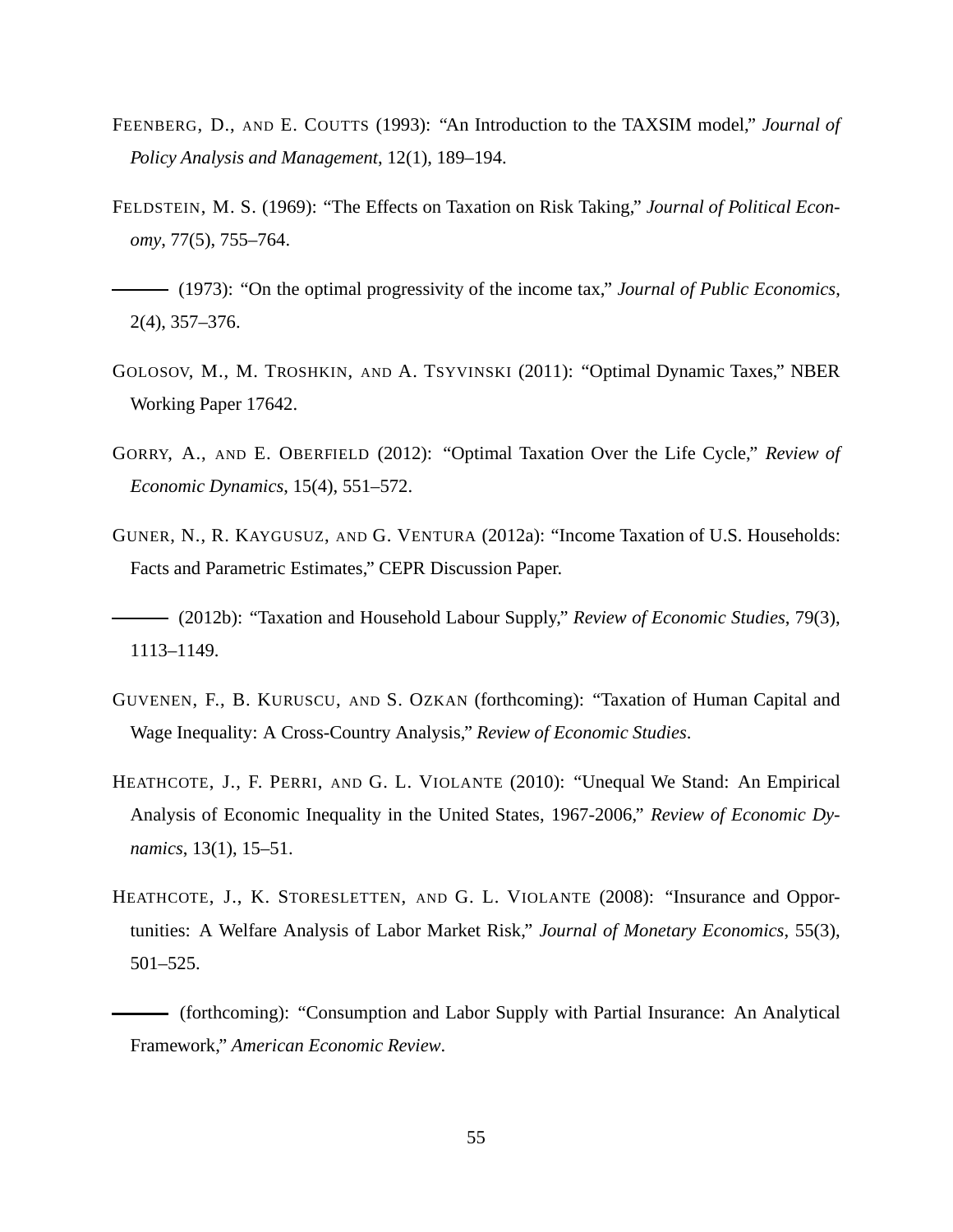FEENBERG, D., AND E. COUTTS (1993): "An Introduction to the TAXSIM model," *Journal of Policy Analysis and Management*, 12(1), 189–194.

FELDSTEIN, M. S. (1969): "The Effects on Taxation on Risk Taking," *Journal of Political Economy*, 77(5), 755–764.

——— (1973): "On the optimal progressivity of the income tax," *Journal of Public Economics*, 2(4), 357–376.

GOLOSOV, M., M. TROSHKIN, AND A. TSYVINSKI (2011): "Optimal Dynamic Taxes," NBER Working Paper 17642.

GORRY, A., AND E. OBERFIELD (2012): "Optimal Taxation Over the Life Cycle," *Review of Economic Dynamics*, 15(4), 551–572.

GUNER, N., R. KAYGUSUZ, AND G. VENTURA (2012a): "Income Taxation of U.S. Households: Facts and Parametric Estimates," CEPR Discussion Paper.

——— (2012b): "Taxation and Household Labour Supply," *Review of Economic Studies*, 79(3), 1113–1149.

GUVENEN, F., B. KURUSCU, AND S. OZKAN (forthcoming): "Taxation of Human Capital and Wage Inequality: A Cross-Country Analysis," *Review of Economic Studies*.

HEATHCOTE, J., F. PERRI, AND G. L. VIOLANTE (2010): "Unequal We Stand: An Empirical Analysis of Economic Inequality in the United States, 1967-2006," *Review of Economic Dynamics*, 13(1), 15–51.

HEATHCOTE, J., K. STORESLETTEN, AND G. L. VIOLANTE (2008): "Insurance and Opportunities: A Welfare Analysis of Labor Market Risk," *Journal of Monetary Economics*, 55(3), 501–525.

——— (forthcoming): "Consumption and Labor Supply with Partial Insurance: An Analytical Framework," *American Economic Review*.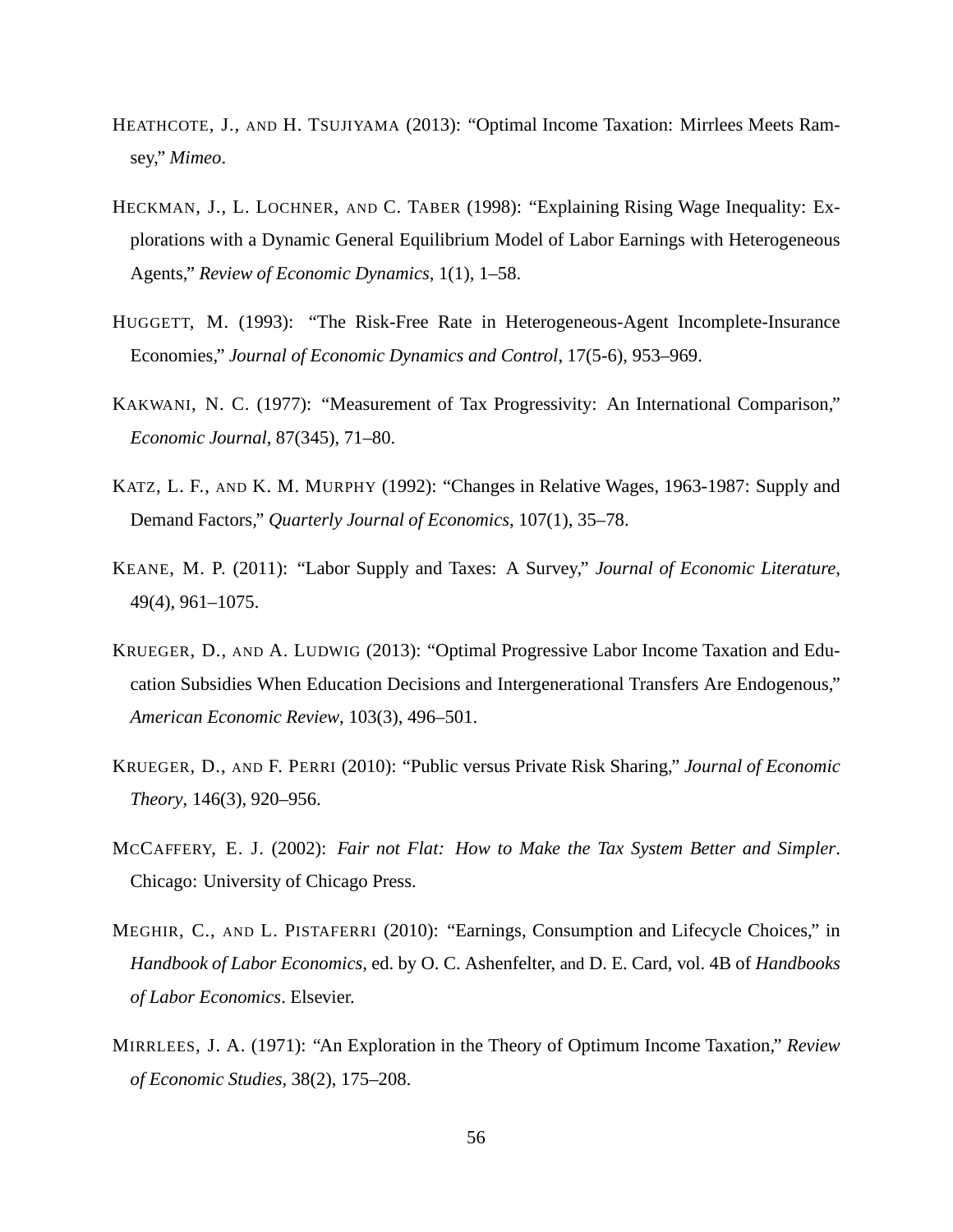HEATHCOTE, J., AND H. TSUJIYAMA (2013): "Optimal Income Taxation: Mirrlees Meets Ramsey," *Mimeo*.

HECKMAN, J., L. LOCHNER, AND C. TABER (1998): "Explaining Rising Wage Inequality: Explorations with a Dynamic General Equilibrium Model of Labor Earnings with Heterogeneous Agents," *Review of Economic Dynamics*, 1(1), 1–58.

HUGGETT, M. (1993): "The Risk-Free Rate in Heterogeneous-Agent Incomplete-Insurance Economies," *Journal of Economic Dynamics and Control*, 17(5-6), 953–969.

KAKWANI, N. C. (1977): "Measurement of Tax Progressivity: An International Comparison," *Economic Journal*, 87(345), 71–80.

KATZ, L. F., AND K. M. MURPHY (1992): "Changes in Relative Wages, 1963-1987: Supply and Demand Factors," *Quarterly Journal of Economics*, 107(1), 35–78.

KEANE, M. P. (2011): "Labor Supply and Taxes: A Survey," *Journal of Economic Literature*, 49(4), 961–1075.

KRUEGER, D., AND A. LUDWIG (2013): "Optimal Progressive Labor Income Taxation and Education Subsidies When Education Decisions and Intergenerational Transfers Are Endogenous," *American Economic Review*, 103(3), 496–501.

KRUEGER, D., AND F. PERRI (2010): "Public versus Private Risk Sharing," *Journal of Economic Theory*, 146(3), 920–956.

MCCAFFERY, E. J. (2002): *Fair not Flat: How to Make the Tax System Better and Simpler*. Chicago: University of Chicago Press.

MEGHIR, C., AND L. PISTAFERRI (2010): "Earnings, Consumption and Lifecycle Choices," in *Handbook of Labor Economics*, ed. by O. C. Ashenfelter, and D. E. Card, vol. 4B of *Handbooks of Labor Economics*. Elsevier.

MIRRLEES, J. A. (1971): "An Exploration in the Theory of Optimum Income Taxation," *Review of Economic Studies*, 38(2), 175–208.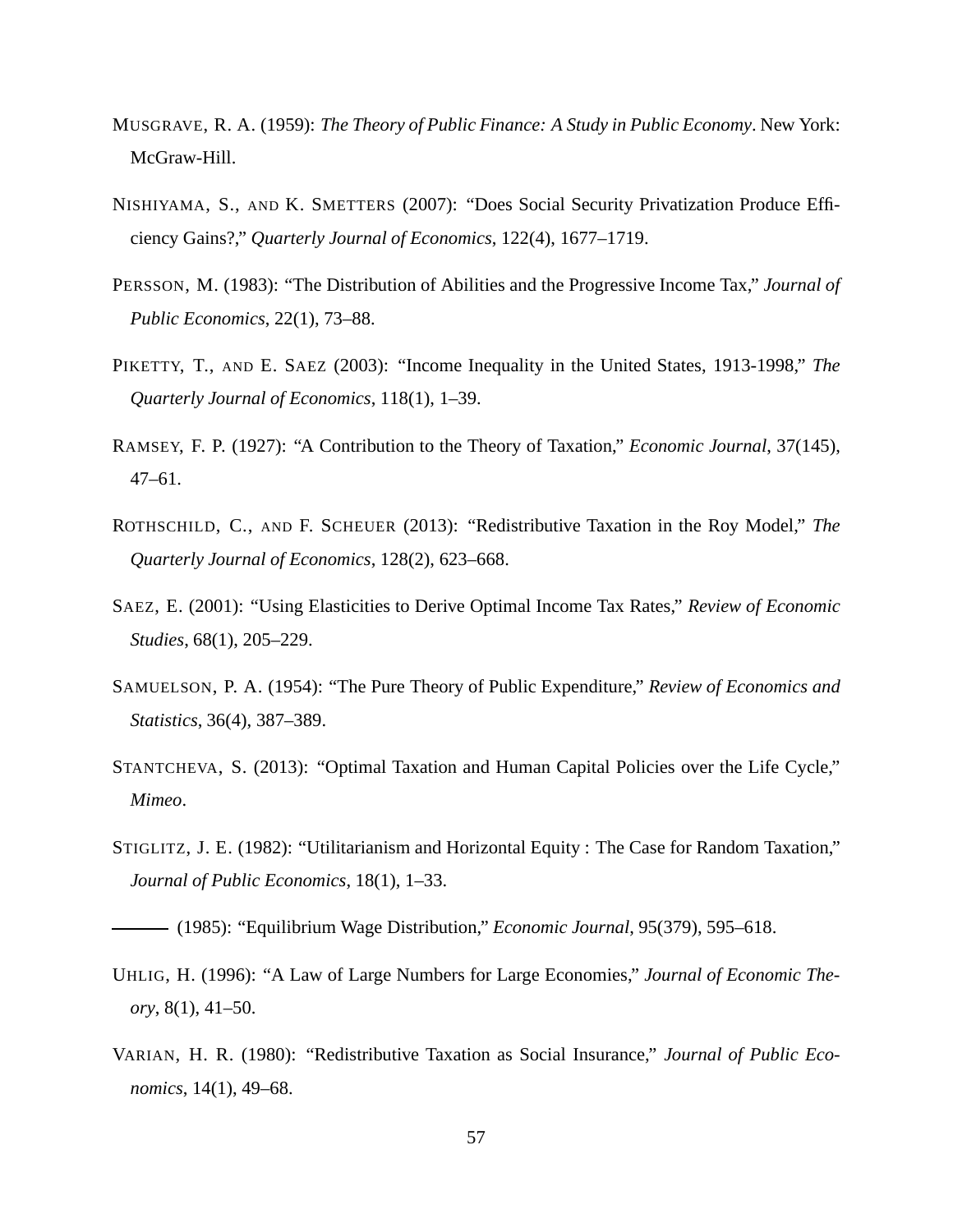MUSGRAVE, R. A. (1959): *The Theory of Public Finance: A Study in Public Economy*. New York: McGraw-Hill.

NISHIYAMA, S., AND K. SMETTERS (2007): "Does Social Security Privatization Produce Efficiency Gains?," *Quarterly Journal of Economics*, 122(4), 1677–1719.

PERSSON, M. (1983): "The Distribution of Abilities and the Progressive Income Tax," *Journal of Public Economics*, 22(1), 73–88.

PIKETTY, T., AND E. SAEZ (2003): "Income Inequality in the United States, 1913-1998," *The Quarterly Journal of Economics*, 118(1), 1–39.

RAMSEY, F. P. (1927): "A Contribution to the Theory of Taxation," *Economic Journal*, 37(145), 47–61.

ROTHSCHILD, C., AND F. SCHEUER (2013): "Redistributive Taxation in the Roy Model," *The Quarterly Journal of Economics*, 128(2), 623–668.

SAEZ, E. (2001): "Using Elasticities to Derive Optimal Income Tax Rates," *Review of Economic Studies*, 68(1), 205–229.

SAMUELSON, P. A. (1954): "The Pure Theory of Public Expenditure," *Review of Economics and Statistics*, 36(4), 387–389.

STANTCHEVA, S. (2013): "Optimal Taxation and Human Capital Policies over the Life Cycle," *Mimeo*.

STIGLITZ, J. E. (1982): "Utilitarianism and Horizontal Equity : The Case for Random Taxation," *Journal of Public Economics*, 18(1), 1–33.

——— (1985): "Equilibrium Wage Distribution," *Economic Journal*, 95(379), 595–618.

UHLIG, H. (1996): "A Law of Large Numbers for Large Economies," *Journal of Economic Theory*, 8(1), 41–50.

VARIAN, H. R. (1980): "Redistributive Taxation as Social Insurance," *Journal of Public Economics*, 14(1), 49–68.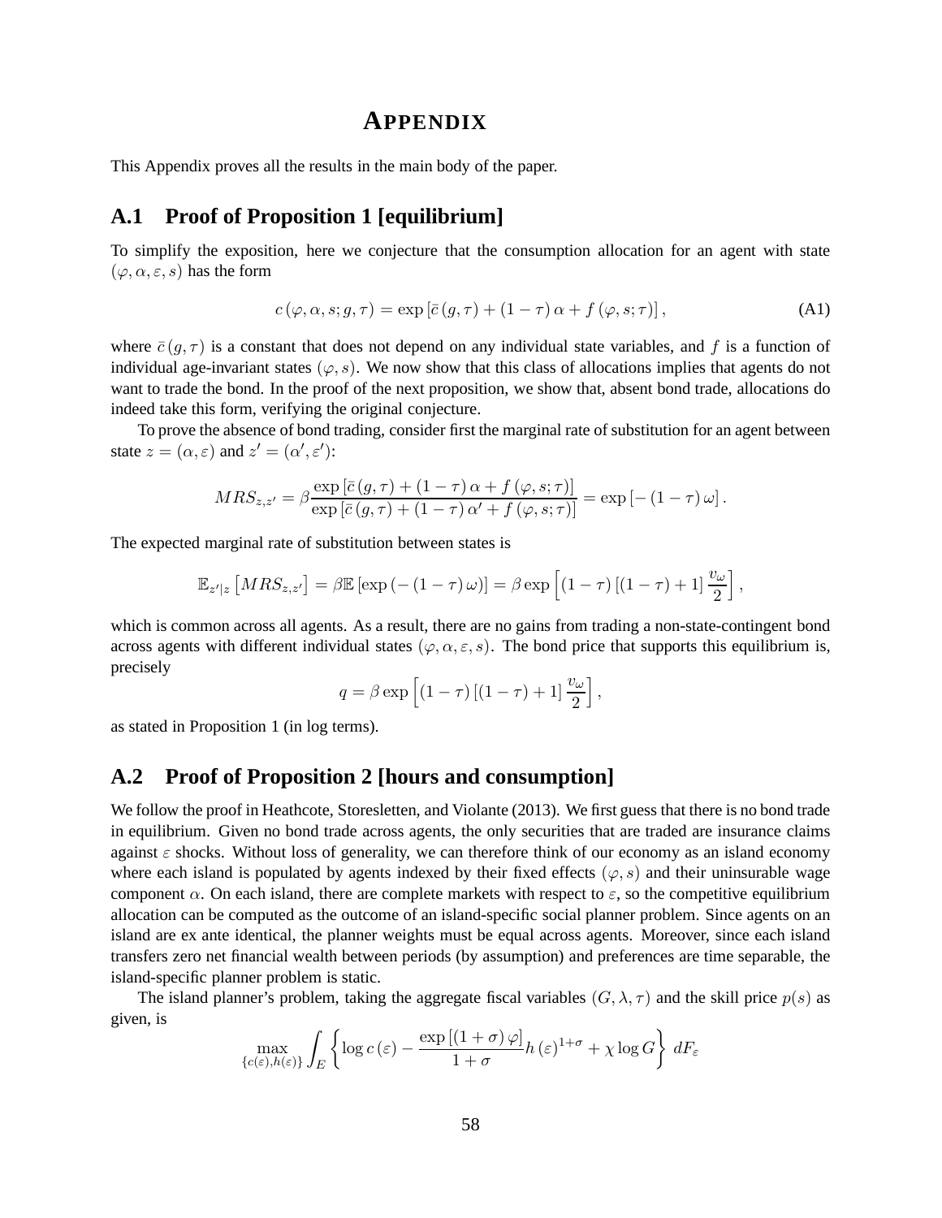# APPENDIX

This Appendix proves all the results in the main body of the paper.

## A.1 Proof of Proposition 1 [equilibrium]

To simplify the exposition, here we conjecture that the consumption allocation for an agent with state $(\varphi, \alpha, \varepsilon, s)$ has the form

$$c(\varphi, \alpha, s; g, \tau) = \exp\left[\bar{c}(g, \tau) + (1-\tau)\alpha + f(\varphi, s; \tau)\right], \tag{A1}$$

where $\bar{c}(g, \tau)$ is a constant that does not depend on any individual state variables, and $f$ is a function of individual age-invariant states $(\varphi, s)$. We now show that this class of allocations implies that agents do not want to trade the bond. In the proof of the next proposition, we show that, absent bond trade, allocations do indeed take this form, verifying the original conjecture.

To prove the absence of bond trading, consider first the marginal rate of substitution for an agent between state $z = (\alpha, \varepsilon)$ and $z' = (\alpha', \varepsilon')$:

$$MRS_{z,z'} = \beta \frac{\exp\left[\bar{c}(g, \tau) + (1-\tau)\alpha + f(\varphi, s; \tau)\right]}{\exp\left[\bar{c}(g, \tau) + (1-\tau)\alpha' + f(\varphi, s; \tau)\right]} = \exp\left[-(1-\tau)\omega\right].$$

The expected marginal rate of substitution between states is

$$\mathbb{E}_{z'|z}\left[MRS_{z,z'}\right] = \beta \mathbb{E}\left[\exp\left(-(1-\tau)\omega\right)\right] = \beta \exp\left[(1-\tau)\left[(1-\tau)+1\right]\frac{v_\omega}{2}\right],$$

which is common across all agents. As a result, there are no gains from trading a non-state-contingent bond across agents with different individual states $(\varphi, \alpha, \varepsilon, s)$. The bond price that supports this equilibrium is, precisely

$$q = \beta \exp\left[(1-\tau)\left[(1-\tau)+1\right]\frac{v_\omega}{2}\right],$$

as stated in Proposition 1 (in log terms).

## A.2 Proof of Proposition 2 [hours and consumption]

We follow the proof in Heathcote, Storesletten, and Violante (2013). We first guess that there is no bond trade in equilibrium. Given no bond trade across agents, the only securities that are traded are insurance claims against $\varepsilon$ shocks. Without loss of generality, we can therefore think of our economy as an island economy where each island is populated by agents indexed by their fixed effects $(\varphi, s)$ and their uninsurable wage component $\alpha$. On each island, there are complete markets with respect to $\varepsilon$, so the competitive equilibrium allocation can be computed as the outcome of an island-specific social planner problem. Since agents on an island are ex ante identical, the planner weights must be equal across agents. Moreover, since each island transfers zero net financial wealth between periods (by assumption) and preferences are time separable, the island-specific planner problem is static.

The island planner's problem, taking the aggregate fiscal variables $(G, \lambda, \tau)$ and the skill price $p(s)$ as given, is

$$\max_{\{c(\varepsilon), h(\varepsilon)\}} \int_E \left\{\log c(\varepsilon) - \frac{\exp\left[(1+\sigma)\varphi\right]}{1+\sigma} h(\varepsilon)^{1+\sigma} + \chi \log G\right\} dF_\varepsilon$$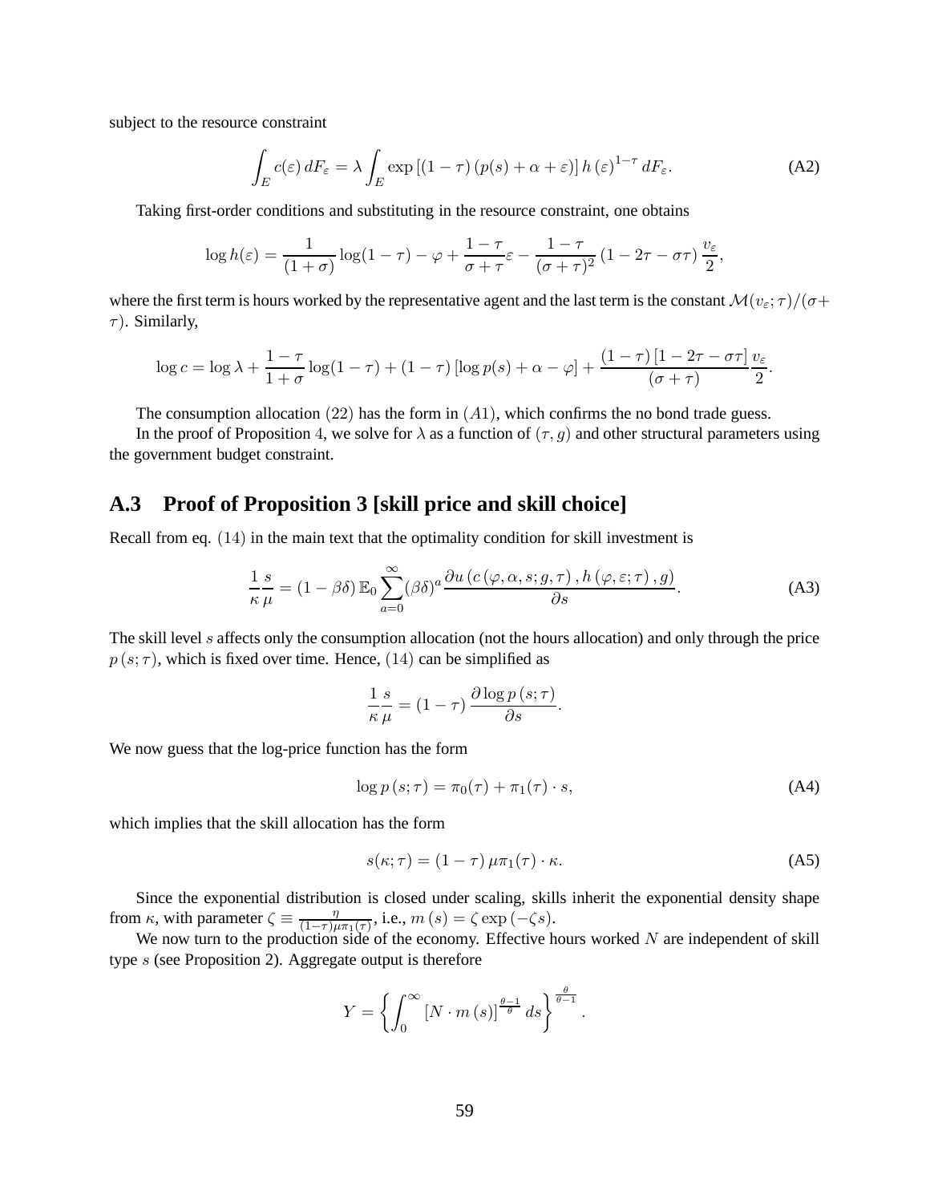subject to the resource constraint

$$\int_E c(\varepsilon)\, dF_\varepsilon = \lambda \int_E \exp\left[(1-\tau)\left(p(s)+\alpha+\varepsilon\right)\right] h\left(\varepsilon\right)^{1-\tau} dF_\varepsilon. \tag{A2}$$

Taking first-order conditions and substituting in the resource constraint, one obtains

$$\log h(\varepsilon) = \frac{1}{(1+\sigma)}\log(1-\tau) - \varphi + \frac{1-\tau}{\sigma+\tau}\varepsilon - \frac{1-\tau}{(\sigma+\tau)^2}\left(1-2\tau-\sigma\tau\right)\frac{v_\varepsilon}{2},$$

where the first term is hours worked by the representative agent and the last term is the constant $\mathcal{M}(v_\varepsilon;\tau)/(\sigma+\tau)$. Similarly,

$$\log c = \log\lambda + \frac{1-\tau}{1+\sigma}\log(1-\tau) + (1-\tau)\left[\log p(s) + \alpha - \varphi\right] + \frac{(1-\tau)\left[1-2\tau-\sigma\tau\right]}{(\sigma+\tau)}\frac{v_\varepsilon}{2}.$$

The consumption allocation $(22)$ has the form in $(A1)$, which confirms the no bond trade guess.

In the proof of Proposition 4, we solve for $\lambda$ as a function of $(\tau, g)$ and other structural parameters using the government budget constraint.

## A.3 Proof of Proposition 3 [skill price and skill choice]

Recall from eq. $(14)$ in the main text that the optimality condition for skill investment is

$$\frac{1}{\kappa}\frac{s}{\mu} = (1-\beta\delta)\,\mathbb{E}_0\sum_{a=0}^{\infty}(\beta\delta)^a\frac{\partial u\left(c\left(\varphi,\alpha,s;g,\tau\right),h\left(\varphi,\varepsilon;\tau\right),g\right)}{\partial s}. \tag{A3}$$

The skill level $s$ affects only the consumption allocation (not the hours allocation) and only through the price $p\left(s;\tau\right)$, which is fixed over time. Hence, $(14)$ can be simplified as

$$\frac{1}{\kappa}\frac{s}{\mu} = (1-\tau)\frac{\partial\log p\left(s;\tau\right)}{\partial s}.$$

We now guess that the log-price function has the form

$$\log p\left(s;\tau\right) = \pi_0(\tau) + \pi_1(\tau)\cdot s, \tag{A4}$$

which implies that the skill allocation has the form

$$s(\kappa;\tau) = (1-\tau)\,\mu\pi_1(\tau)\cdot\kappa. \tag{A5}$$

Since the exponential distribution is closed under scaling, skills inherit the exponential density shape from $\kappa$, with parameter $\zeta \equiv \frac{\eta}{(1-\tau)\mu\pi_1(\tau)}$, i.e., $m\left(s\right) = \zeta\exp\left(-\zeta s\right)$.

We now turn to the production side of the economy. Effective hours worked $N$ are independent of skill type $s$ (see Proposition 2). Aggregate output is therefore

$$Y = \left\{\int_0^\infty\left[N\cdot m\left(s\right)\right]^{\frac{\theta-1}{\theta}}ds\right\}^{\frac{\theta}{\theta-1}}.$$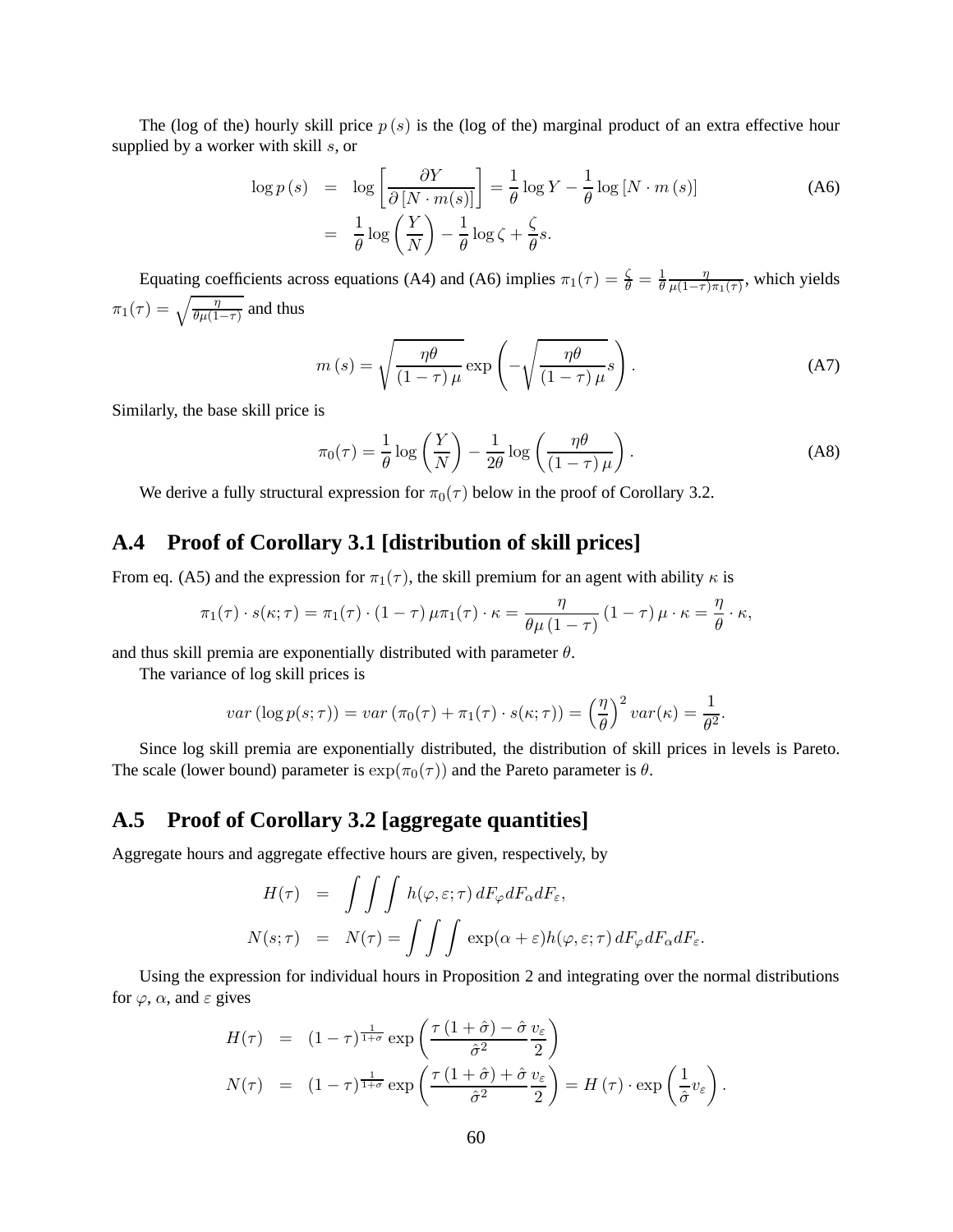The (log of the) hourly skill price $p(s)$ is the (log of the) marginal product of an extra effective hour supplied by a worker with skill $s$, or

$$
\begin{aligned}
\log p(s) &= \log\left[\frac{\partial Y}{\partial [N \cdot m(s)]}\right] = \frac{1}{\theta}\log Y - \frac{1}{\theta}\log[N \cdot m(s)] \qquad \text{(A6)}\\
&= \frac{1}{\theta}\log\left(\frac{Y}{N}\right) - \frac{1}{\theta}\log\zeta + \frac{\zeta}{\theta}s.
\end{aligned}
$$

Equating coefficients across equations (A4) and (A6) implies $\pi_1(\tau) = \frac{\zeta}{\theta} = \frac{1}{\theta}\frac{\eta}{\mu(1-\tau)\pi_1(\tau)}$, which yields $\pi_1(\tau) = \sqrt{\frac{\eta}{\theta\mu(1-\tau)}}$ and thus

$$
m(s) = \sqrt{\frac{\eta\theta}{(1-\tau)\mu}}\exp\left(-\sqrt{\frac{\eta\theta}{(1-\tau)\mu}}s\right). \qquad \text{(A7)}
$$

Similarly, the base skill price is

$$
\pi_0(\tau) = \frac{1}{\theta}\log\left(\frac{Y}{N}\right) - \frac{1}{2\theta}\log\left(\frac{\eta\theta}{(1-\tau)\mu}\right). \qquad \text{(A8)}
$$

We derive a fully structural expression for $\pi_0(\tau)$ below in the proof of Corollary 3.2.

## A.4 Proof of Corollary 3.1 [distribution of skill prices]

From eq. (A5) and the expression for $\pi_1(\tau)$, the skill premium for an agent with ability $\kappa$ is

$$
\pi_1(\tau)\cdot s(\kappa;\tau) = \pi_1(\tau)\cdot(1-\tau)\mu\pi_1(\tau)\cdot\kappa = \frac{\eta}{\theta\mu(1-\tau)}(1-\tau)\mu\cdot\kappa = \frac{\eta}{\theta}\cdot\kappa,
$$

and thus skill premia are exponentially distributed with parameter $\theta$.

The variance of log skill prices is

$$
var(\log p(s;\tau)) = var(\pi_0(\tau) + \pi_1(\tau)\cdot s(\kappa;\tau)) = \left(\frac{\eta}{\theta}\right)^2 var(\kappa) = \frac{1}{\theta^2}.
$$

Since log skill premia are exponentially distributed, the distribution of skill prices in levels is Pareto. The scale (lower bound) parameter is $\exp(\pi_0(\tau))$ and the Pareto parameter is $\theta$.

## A.5 Proof of Corollary 3.2 [aggregate quantities]

Aggregate hours and aggregate effective hours are given, respectively, by

$$
\begin{aligned}
H(\tau) &= \int\int\int h(\varphi,\varepsilon;\tau)\,dF_\varphi dF_\alpha dF_\varepsilon,\\
N(s;\tau) &= N(\tau) = \int\int\int \exp(\alpha+\varepsilon)h(\varphi,\varepsilon;\tau)\,dF_\varphi dF_\alpha dF_\varepsilon.
\end{aligned}
$$

Using the expression for individual hours in Proposition 2 and integrating over the normal distributions for $\varphi$, $\alpha$, and $\varepsilon$ gives

$$
\begin{aligned}
H(\tau) &= (1-\tau)^{\frac{1}{1+\sigma}}\exp\left(\frac{\tau(1+\hat{\sigma})-\hat{\sigma}}{\hat{\sigma}^2}\frac{v_\varepsilon}{2}\right)\\
N(\tau) &= (1-\tau)^{\frac{1}{1+\sigma}}\exp\left(\frac{\tau(1+\hat{\sigma})+\hat{\sigma}}{\hat{\sigma}^2}\frac{v_\varepsilon}{2}\right) = H(\tau)\cdot\exp\left(\frac{1}{\hat{\sigma}}v_\varepsilon\right).
\end{aligned}
$$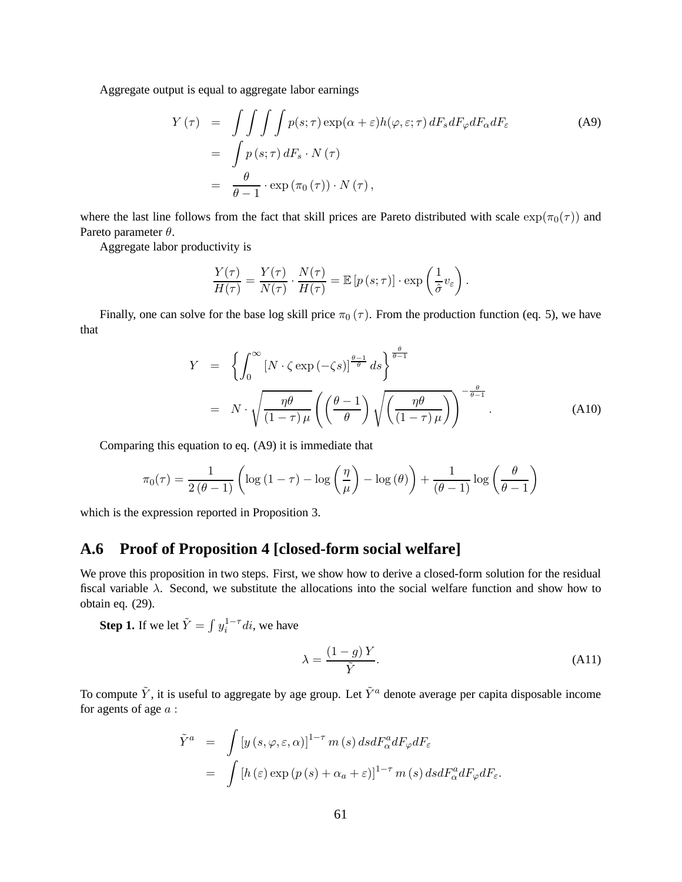Aggregate output is equal to aggregate labor earnings

$$
\begin{aligned}
Y(\tau) &= \int\int\int\int p(s;\tau)\exp(\alpha+\varepsilon)h(\varphi,\varepsilon;\tau)\,dF_s dF_\varphi dF_\alpha dF_\varepsilon \\
&= \int p(s;\tau)\,dF_s \cdot N(\tau) \\
&= \frac{\theta}{\theta-1}\cdot\exp(\pi_0(\tau))\cdot N(\tau),
\end{aligned} \tag{A9}
$$

where the last line follows from the fact that skill prices are Pareto distributed with scale $\exp(\pi_0(\tau))$ and Pareto parameter $\theta$.

Aggregate labor productivity is

$$
\frac{Y(\tau)}{H(\tau)} = \frac{Y(\tau)}{N(\tau)}\cdot\frac{N(\tau)}{H(\tau)} = \mathbb{E}\left[p(s;\tau)\right]\cdot\exp\left(\frac{1}{\hat{\sigma}}v_\varepsilon\right).
$$

Finally, one can solve for the base log skill price $\pi_0(\tau)$. From the production function (eq. 5), we have that

$$
\begin{aligned}
Y &= \left\{\int_0^\infty \left[N\cdot\zeta\exp(-\zeta s)\right]^{\frac{\theta-1}{\theta}}ds\right\}^{\frac{\theta}{\theta-1}} \\
&= N\cdot\sqrt{\frac{\eta\theta}{(1-\tau)\mu}}\left(\left(\frac{\theta-1}{\theta}\right)\sqrt{\left(\frac{\eta\theta}{(1-\tau)\mu}\right)}\right)^{-\frac{\theta}{\theta-1}}.
\end{aligned} \tag{A10}
$$

Comparing this equation to eq. (A9) it is immediate that

$$
\pi_0(\tau) = \frac{1}{2(\theta-1)}\left(\log(1-\tau)-\log\left(\frac{\eta}{\mu}\right)-\log(\theta)\right)+\frac{1}{(\theta-1)}\log\left(\frac{\theta}{\theta-1}\right)
$$

which is the expression reported in Proposition 3.

## A.6 Proof of Proposition 4 [closed-form social welfare]

We prove this proposition in two steps. First, we show how to derive a closed-form solution for the residual fiscal variable $\lambda$. Second, we substitute the allocations into the social welfare function and show how to obtain eq. (29).

**Step 1.** If we let $\tilde{Y} = \int y_i^{1-\tau}di$, we have

$$
\lambda = \frac{(1-g)\,Y}{\tilde{Y}}. \tag{A11}
$$

To compute $\tilde{Y}$, it is useful to aggregate by age group. Let $\tilde{Y}^a$ denote average per capita disposable income for agents of age $a$ :

$$
\begin{aligned}
\tilde{Y}^a &= \int\left[y(s,\varphi,\varepsilon,\alpha)\right]^{1-\tau}m(s)\,ds dF_\alpha^a dF_\varphi dF_\varepsilon \\
&= \int\left[h(\varepsilon)\exp(p(s)+\alpha_a+\varepsilon)\right]^{1-\tau}m(s)\,ds dF_\alpha^a dF_\varphi dF_\varepsilon.
\end{aligned}
$$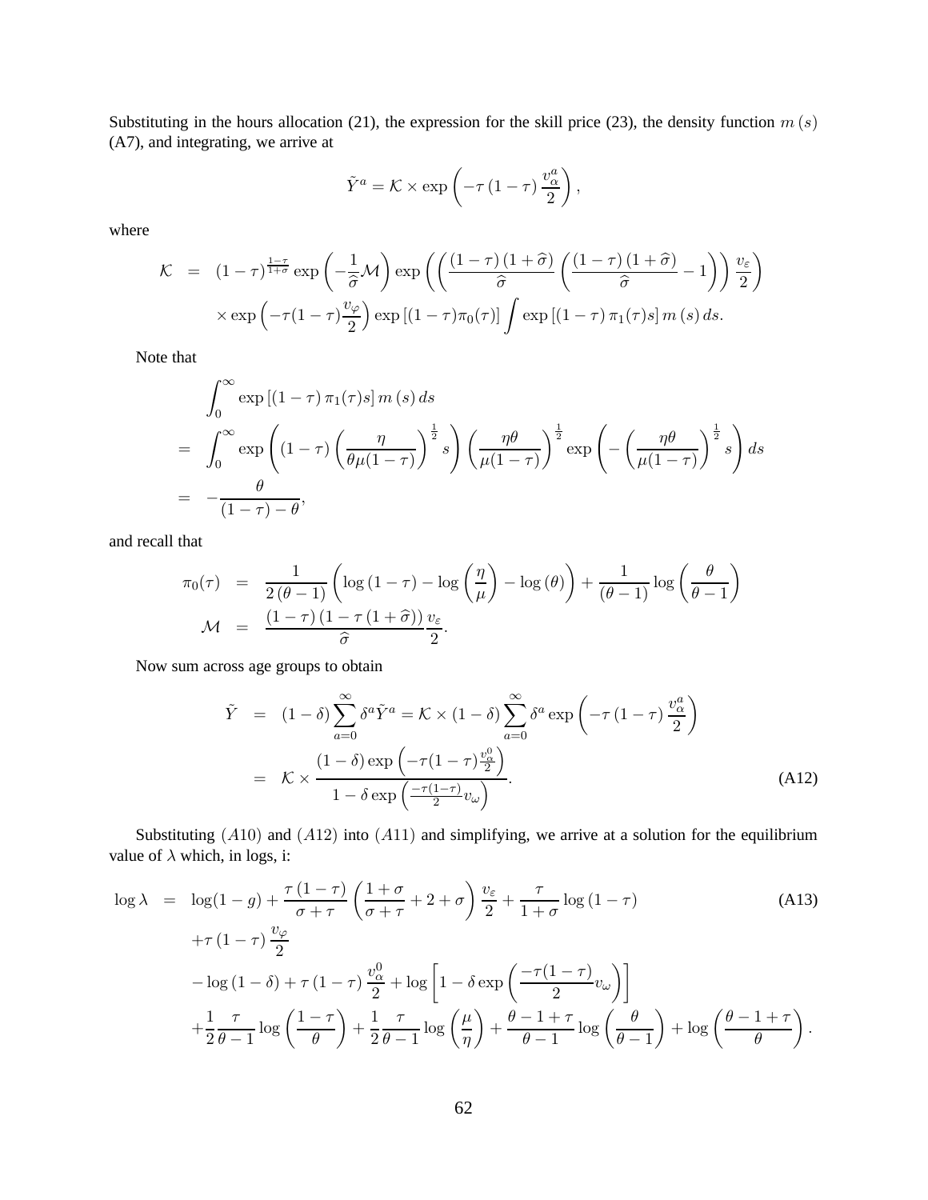Substituting in the hours allocation (21), the expression for the skill price (23), the density function $m(s)$ (A7), and integrating, we arrive at

$$\tilde{Y}^a = \mathcal{K} \times \exp\left(-\tau(1-\tau)\frac{v_\alpha^a}{2}\right),$$

where

$$\begin{aligned}
\mathcal{K} &= (1-\tau)^{\frac{1-\tau}{1+\sigma}} \exp\left(-\frac{1}{\widehat{\sigma}}\mathcal{M}\right) \exp\left(\left(\frac{(1-\tau)(1+\widehat{\sigma})}{\widehat{\sigma}}\left(\frac{(1-\tau)(1+\widehat{\sigma})}{\widehat{\sigma}}-1\right)\right)\frac{v_\varepsilon}{2}\right) \\
&\quad \times \exp\left(-\tau(1-\tau)\frac{v_\varphi}{2}\right) \exp\left[(1-\tau)\pi_0(\tau)\right] \int \exp\left[(1-\tau)\pi_1(\tau)s\right] m(s)\, ds.
\end{aligned}$$

Note that

$$\begin{aligned}
&\int_0^\infty \exp\left[(1-\tau)\pi_1(\tau)s\right] m(s)\, ds \\
&= \int_0^\infty \exp\left((1-\tau)\left(\frac{\eta}{\theta\mu(1-\tau)}\right)^{\frac{1}{2}} s\right)\left(\frac{\eta\theta}{\mu(1-\tau)}\right)^{\frac{1}{2}} \exp\left(-\left(\frac{\eta\theta}{\mu(1-\tau)}\right)^{\frac{1}{2}} s\right) ds \\
&= -\frac{\theta}{(1-\tau)-\theta},
\end{aligned}$$

and recall that

$$\begin{aligned}
\pi_0(\tau) &= \frac{1}{2(\theta-1)}\left(\log(1-\tau) - \log\left(\frac{\eta}{\mu}\right) - \log(\theta)\right) + \frac{1}{(\theta-1)}\log\left(\frac{\theta}{\theta-1}\right) \\
\mathcal{M} &= \frac{(1-\tau)(1-\tau(1+\widehat{\sigma}))}{\widehat{\sigma}}\frac{v_\varepsilon}{2}.
\end{aligned}$$

Now sum across age groups to obtain

$$\begin{aligned}
\tilde{Y} &= (1-\delta)\sum_{a=0}^\infty \delta^a \tilde{Y}^a = \mathcal{K} \times (1-\delta)\sum_{a=0}^\infty \delta^a \exp\left(-\tau(1-\tau)\frac{v_\alpha^a}{2}\right) \\
&= \mathcal{K} \times \frac{(1-\delta)\exp\left(-\tau(1-\tau)\frac{v_\alpha^0}{2}\right)}{1-\delta\exp\left(\frac{-\tau(1-\tau)}{2}v_\omega\right)}. \qquad \text{(A12)}
\end{aligned}$$

Substituting $(A10)$ and $(A12)$ into $(A11)$ and simplifying, we arrive at a solution for the equilibrium value of $\lambda$ which, in logs, i:

$$\begin{aligned}
\log\lambda &= \log(1-g) + \frac{\tau(1-\tau)}{\sigma+\tau}\left(\frac{1+\sigma}{\sigma+\tau}+2+\sigma\right)\frac{v_\varepsilon}{2} + \frac{\tau}{1+\sigma}\log(1-\tau) \qquad \text{(A13)} \\
&\quad + \tau(1-\tau)\frac{v_\varphi}{2} \\
&\quad - \log(1-\delta) + \tau(1-\tau)\frac{v_\alpha^0}{2} + \log\left[1-\delta\exp\left(\frac{-\tau(1-\tau)}{2}v_\omega\right)\right] \\
&\quad + \frac{1}{2}\frac{\tau}{\theta-1}\log\left(\frac{1-\tau}{\theta}\right) + \frac{1}{2}\frac{\tau}{\theta-1}\log\left(\frac{\mu}{\eta}\right) + \frac{\theta-1+\tau}{\theta-1}\log\left(\frac{\theta}{\theta-1}\right) + \log\left(\frac{\theta-1+\tau}{\theta}\right).
\end{aligned}$$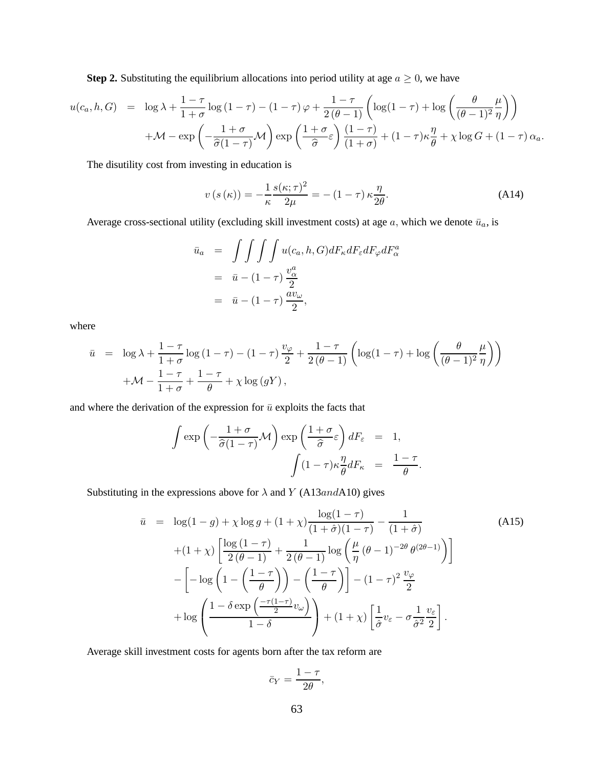**Step 2.** Substituting the equilibrium allocations into period utility at age $a \geq 0$, we have

$$
\begin{aligned}
u(c_a, h, G) &= \log \lambda + \frac{1-\tau}{1+\sigma} \log (1-\tau) - (1-\tau)\varphi + \frac{1-\tau}{2(\theta-1)} \left( \log(1-\tau) + \log\left( \frac{\theta}{(\theta-1)^2} \frac{\mu}{\eta} \right) \right) \\
&\quad + \mathcal{M} - \exp\left( -\frac{1+\sigma}{\widehat{\sigma}(1-\tau)} \mathcal{M} \right) \exp\left( \frac{1+\sigma}{\widehat{\sigma}} \varepsilon \right) \frac{(1-\tau)}{(1+\sigma)} + (1-\tau)\kappa \frac{\eta}{\theta} + \chi \log G + (1-\tau)\alpha_a.
\end{aligned}
$$

The disutility cost from investing in education is

$$
v(s(\kappa)) = -\frac{1}{\kappa} \frac{s(\kappa;\tau)^2}{2\mu} = -(1-\tau)\kappa \frac{\eta}{2\theta}. \tag{A14}
$$

Average cross-sectional utility (excluding skill investment costs) at age $a$, which we denote $\bar{u}_a$, is

$$
\begin{aligned}
\bar{u}_a &= \int\int\int\int u(c_a, h, G) dF_\kappa dF_\varepsilon dF_\varphi dF_\alpha^a \\
&= \bar{u} - (1-\tau) \frac{v_\alpha^a}{2} \\
&= \bar{u} - (1-\tau) \frac{a v_\omega}{2},
\end{aligned}
$$

where

$$
\begin{aligned}
\bar{u} &= \log \lambda + \frac{1-\tau}{1+\sigma} \log (1-\tau) - (1-\tau) \frac{v_\varphi}{2} + \frac{1-\tau}{2(\theta-1)} \left( \log(1-\tau) + \log\left( \frac{\theta}{(\theta-1)^2} \frac{\mu}{\eta} \right) \right) \\
&\quad + \mathcal{M} - \frac{1-\tau}{1+\sigma} + \frac{1-\tau}{\theta} + \chi \log(gY),
\end{aligned}
$$

and where the derivation of the expression for $\bar{u}$ exploits the facts that

$$
\begin{aligned}
\int \exp\left( -\frac{1+\sigma}{\widehat{\sigma}(1-\tau)} \mathcal{M} \right) \exp\left( \frac{1+\sigma}{\widehat{\sigma}} \varepsilon \right) dF_\varepsilon &= 1, \\
\int (1-\tau)\kappa \frac{\eta}{\theta} dF_\kappa &= \frac{1-\tau}{\theta}.
\end{aligned}
$$

Substituting in the expressions above for $\lambda$ and $Y$ (A13$and$A10) gives

$$
\begin{aligned}
\bar{u} &= \log(1-g) + \chi \log g + (1+\chi) \frac{\log(1-\tau)}{(1+\hat{\sigma})(1-\tau)} - \frac{1}{(1+\hat{\sigma})} \\
&\quad + (1+\chi) \left[ \frac{\log(1-\tau)}{2(\theta-1)} + \frac{1}{2(\theta-1)} \log\left( \frac{\mu}{\eta} (\theta-1)^{-2\theta} \theta^{(2\theta-1)} \right) \right] \\
&\quad - \left[ -\log\left( 1 - \left( \frac{1-\tau}{\theta} \right) \right) - \left( \frac{1-\tau}{\theta} \right) \right] - (1-\tau)^2 \frac{v_\varphi}{2} \\
&\quad + \log\left( \frac{1 - \delta \exp\left( \frac{-\tau(1-\tau)}{2} v_\omega \right)}{1-\delta} \right) + (1+\chi) \left[ \frac{1}{\hat{\sigma}} v_\varepsilon - \sigma \frac{1}{\hat{\sigma}^2} \frac{v_\varepsilon}{2} \right].
\end{aligned} \tag{A15}
$$

Average skill investment costs for agents born after the tax reform are

$$
\bar{c}_Y = \frac{1-\tau}{2\theta},
$$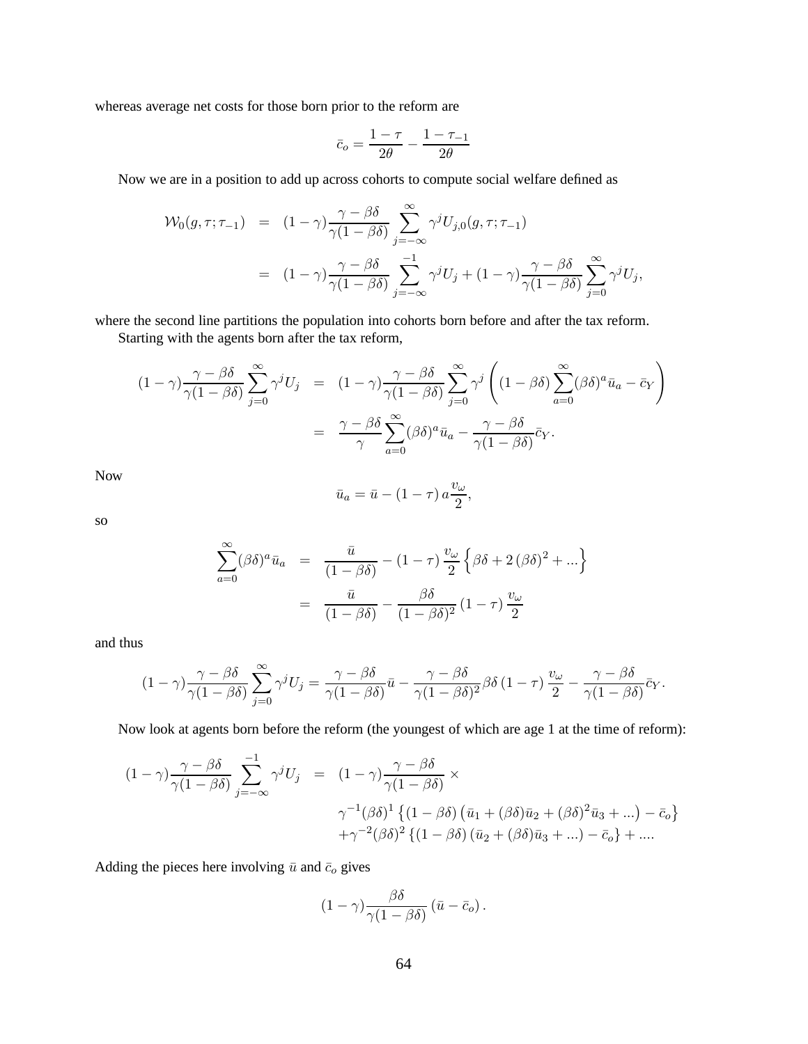whereas average net costs for those born prior to the reform are

$$\bar{c}_o = \frac{1-\tau}{2\theta} - \frac{1-\tau_{-1}}{2\theta}$$

Now we are in a position to add up across cohorts to compute social welfare defined as

$$\begin{aligned}
\mathcal{W}_0(g, \tau; \tau_{-1}) &= (1-\gamma)\frac{\gamma - \beta\delta}{\gamma(1-\beta\delta)} \sum_{j=-\infty}^{\infty} \gamma^j U_{j,0}(g, \tau; \tau_{-1}) \\
&= (1-\gamma)\frac{\gamma - \beta\delta}{\gamma(1-\beta\delta)} \sum_{j=-\infty}^{-1} \gamma^j U_j + (1-\gamma)\frac{\gamma - \beta\delta}{\gamma(1-\beta\delta)} \sum_{j=0}^{\infty} \gamma^j U_j,
\end{aligned}$$

where the second line partitions the population into cohorts born before and after the tax reform.

Starting with the agents born after the tax reform,

$$\begin{aligned}
(1-\gamma)\frac{\gamma - \beta\delta}{\gamma(1-\beta\delta)} \sum_{j=0}^{\infty} \gamma^j U_j &= (1-\gamma)\frac{\gamma - \beta\delta}{\gamma(1-\beta\delta)} \sum_{j=0}^{\infty} \gamma^j \left( (1-\beta\delta) \sum_{a=0}^{\infty} (\beta\delta)^a \bar{u}_a - \bar{c}_Y \right) \\
&= \frac{\gamma - \beta\delta}{\gamma} \sum_{a=0}^{\infty} (\beta\delta)^a \bar{u}_a - \frac{\gamma - \beta\delta}{\gamma(1-\beta\delta)} \bar{c}_Y.
\end{aligned}$$

Now

$$\bar{u}_a = \bar{u} - (1-\tau)\, a \frac{v_\omega}{2},$$

so

$$\begin{aligned}
\sum_{a=0}^{\infty} (\beta\delta)^a \bar{u}_a &= \frac{\bar{u}}{(1-\beta\delta)} - (1-\tau)\frac{v_\omega}{2} \left\{ \beta\delta + 2(\beta\delta)^2 + ... \right\} \\
&= \frac{\bar{u}}{(1-\beta\delta)} - \frac{\beta\delta}{(1-\beta\delta)^2} (1-\tau) \frac{v_\omega}{2}
\end{aligned}$$

and thus

$$(1-\gamma)\frac{\gamma - \beta\delta}{\gamma(1-\beta\delta)} \sum_{j=0}^{\infty} \gamma^j U_j = \frac{\gamma - \beta\delta}{\gamma(1-\beta\delta)} \bar{u} - \frac{\gamma - \beta\delta}{\gamma(1-\beta\delta)^2} \beta\delta (1-\tau) \frac{v_\omega}{2} - \frac{\gamma - \beta\delta}{\gamma(1-\beta\delta)} \bar{c}_Y.$$

Now look at agents born before the reform (the youngest of which are age 1 at the time of reform):

$$\begin{aligned}
(1-\gamma)\frac{\gamma - \beta\delta}{\gamma(1-\beta\delta)} \sum_{j=-\infty}^{-1} \gamma^j U_j &= (1-\gamma)\frac{\gamma - \beta\delta}{\gamma(1-\beta\delta)} \times \\
&\quad \gamma^{-1}(\beta\delta)^1 \left\{ (1-\beta\delta) \left( \bar{u}_1 + (\beta\delta)\bar{u}_2 + (\beta\delta)^2 \bar{u}_3 + ... \right) - \bar{c}_o \right\} \\
&\quad + \gamma^{-2}(\beta\delta)^2 \left\{ (1-\beta\delta) \left( \bar{u}_2 + (\beta\delta)\bar{u}_3 + ... \right) - \bar{c}_o \right\} + ....
\end{aligned}$$

Adding the pieces here involving $\bar{u}$ and $\bar{c}_o$ gives

$$(1-\gamma)\frac{\beta\delta}{\gamma(1-\beta\delta)} (\bar{u} - \bar{c}_o).$$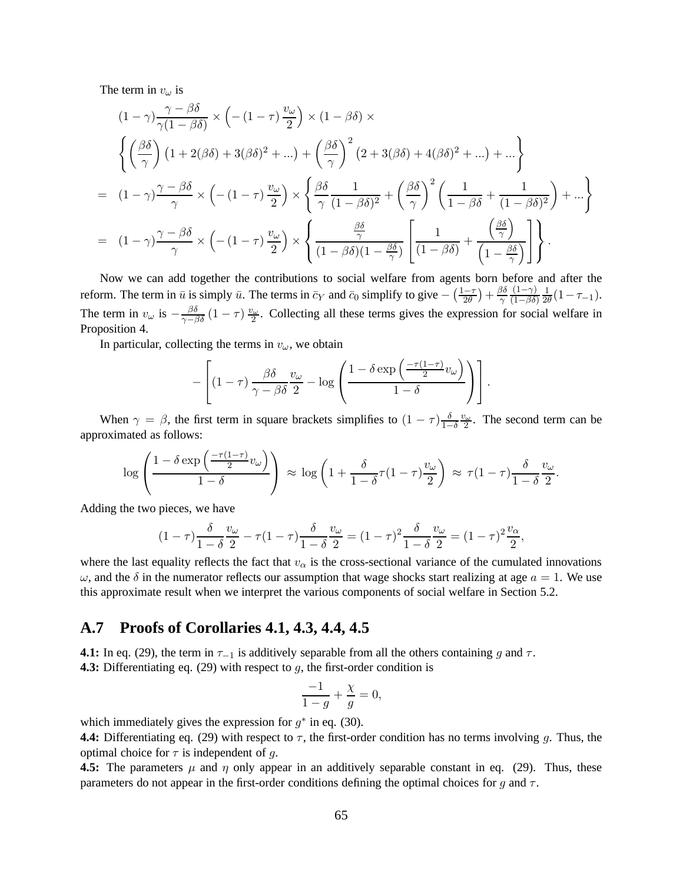The term in $v_\omega$ is

$$
\begin{aligned}
& (1-\gamma)\frac{\gamma-\beta\delta}{\gamma(1-\beta\delta)} \times \left(-\left(1-\tau\right)\frac{v_\omega}{2}\right) \times (1-\beta\delta) \times \\
& \left\{ \left(\frac{\beta\delta}{\gamma}\right)\left(1+2(\beta\delta)+3(\beta\delta)^2+...\right) + \left(\frac{\beta\delta}{\gamma}\right)^2\left(2+3(\beta\delta)+4(\beta\delta)^2+...\right)+...\right\} \\
= \;& (1-\gamma)\frac{\gamma-\beta\delta}{\gamma} \times \left(-\left(1-\tau\right)\frac{v_\omega}{2}\right) \times \left\{ \frac{\beta\delta}{\gamma}\frac{1}{(1-\beta\delta)^2} + \left(\frac{\beta\delta}{\gamma}\right)^2\left(\frac{1}{1-\beta\delta}+\frac{1}{(1-\beta\delta)^2}\right)+...\right\} \\
= \;& (1-\gamma)\frac{\gamma-\beta\delta}{\gamma} \times \left(-\left(1-\tau\right)\frac{v_\omega}{2}\right) \times \left\{ \frac{\frac{\beta\delta}{\gamma}}{(1-\beta\delta)(1-\frac{\beta\delta}{\gamma})}\left[\frac{1}{(1-\beta\delta)}+\frac{\left(\frac{\beta\delta}{\gamma}\right)}{\left(1-\frac{\beta\delta}{\gamma}\right)}\right]\right\}.
\end{aligned}
$$

Now we can add together the contributions to social welfare from agents born before and after the reform. The term in $\bar{u}$ is simply $\bar{u}$. The terms in $\bar{c}_Y$ and $\bar{c}_0$ simplify to give $-\left(\frac{1-\tau}{2\theta}\right)+\frac{\beta\delta}{\gamma}\frac{(1-\gamma)}{(1-\beta\delta)}\frac{1}{2\theta}(1-\tau_{-1})$. The term in $v_\omega$ is $-\frac{\beta\delta}{\gamma-\beta\delta}\left(1-\tau\right)\frac{v_\omega}{2}$. Collecting all these terms gives the expression for social welfare in Proposition 4.

In particular, collecting the terms in $v_\omega$, we obtain

$$
-\left[\left(1-\tau\right)\frac{\beta\delta}{\gamma-\beta\delta}\frac{v_\omega}{2} - \log\left(\frac{1-\delta\exp\left(\frac{-\tau(1-\tau)}{2}v_\omega\right)}{1-\delta}\right)\right].
$$

When $\gamma=\beta$, the first term in square brackets simplifies to $(1-\tau)\frac{\delta}{1-\delta}\frac{v_\omega}{2}$. The second term can be approximated as follows:

$$
\log\left(\frac{1-\delta\exp\left(\frac{-\tau(1-\tau)}{2}v_\omega\right)}{1-\delta}\right) \approx \log\left(1+\frac{\delta}{1-\delta}\tau(1-\tau)\frac{v_\omega}{2}\right) \approx \tau(1-\tau)\frac{\delta}{1-\delta}\frac{v_\omega}{2}.
$$

Adding the two pieces, we have

$$
(1-\tau)\frac{\delta}{1-\delta}\frac{v_\omega}{2} - \tau(1-\tau)\frac{\delta}{1-\delta}\frac{v_\omega}{2} = (1-\tau)^2\frac{\delta}{1-\delta}\frac{v_\omega}{2} = (1-\tau)^2\frac{v_\alpha}{2},
$$

where the last equality reflects the fact that $v_\alpha$ is the cross-sectional variance of the cumulated innovations $\omega$, and the $\delta$ in the numerator reflects our assumption that wage shocks start realizing at age $a=1$. We use this approximate result when we interpret the various components of social welfare in Section 5.2.

## A.7 Proofs of Corollaries 4.1, 4.3, 4.4, 4.5

**4.1:** In eq. (29), the term in $\tau_{-1}$ is additively separable from all the others containing $g$ and $\tau$.

**4.3:** Differentiating eq. (29) with respect to $g$, the first-order condition is

$$
\frac{-1}{1-g}+\frac{\chi}{g}=0,
$$

which immediately gives the expression for $g^*$ in eq. (30).

**4.4:** Differentiating eq. (29) with respect to $\tau$, the first-order condition has no terms involving $g$. Thus, the optimal choice for $\tau$ is independent of $g$.

**4.5:** The parameters $\mu$ and $\eta$ only appear in an additively separable constant in eq. (29). Thus, these parameters do not appear in the first-order conditions defining the optimal choices for $g$ and $\tau$.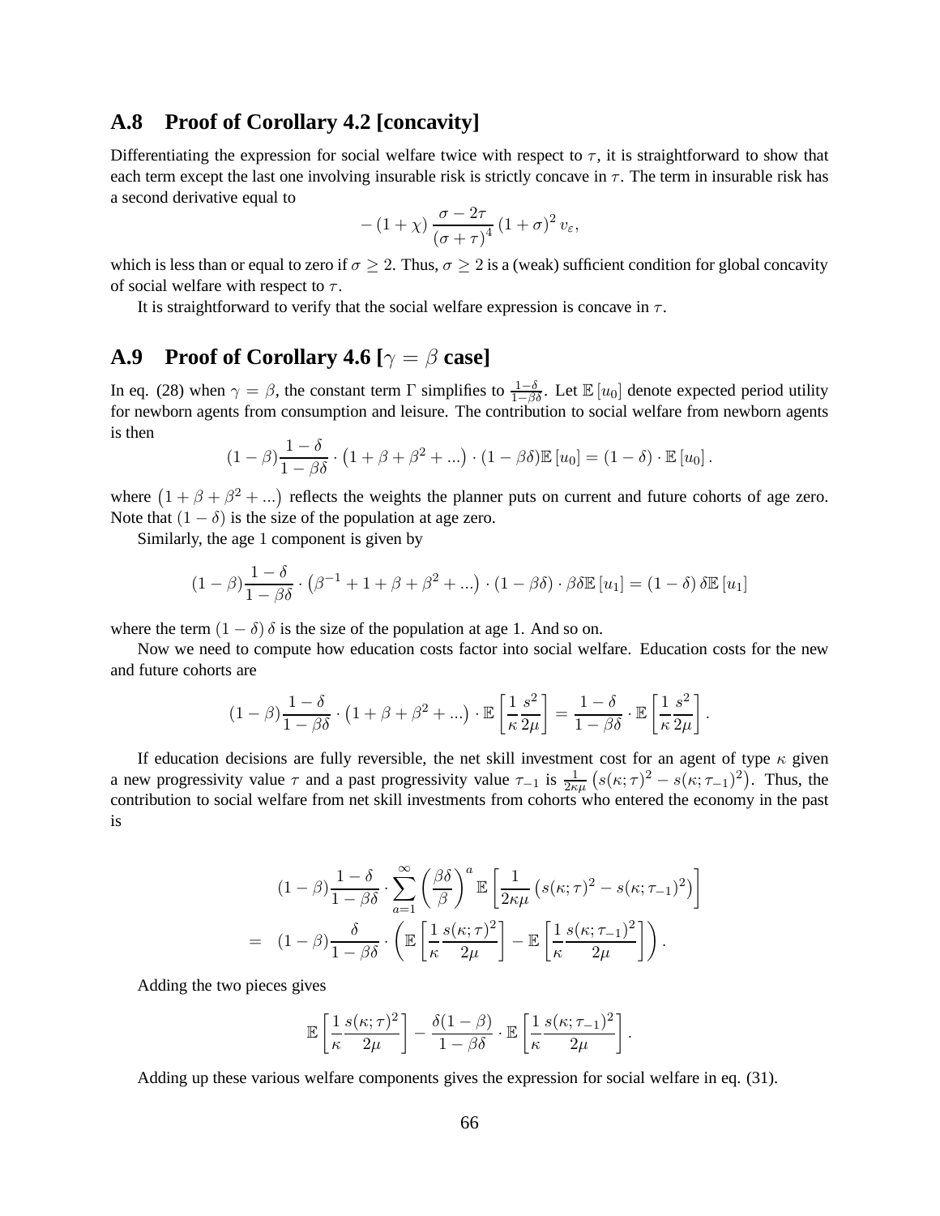## A.8 Proof of Corollary 4.2 [concavity]

Differentiating the expression for social welfare twice with respect to $\tau$, it is straightforward to show that each term except the last one involving insurable risk is strictly concave in $\tau$. The term in insurable risk has a second derivative equal to

$$-\left(1+\chi\right)\frac{\sigma-2\tau}{\left(\sigma+\tau\right)^{4}}\left(1+\sigma\right)^{2}v_{\varepsilon},$$

which is less than or equal to zero if $\sigma \geq 2$. Thus, $\sigma \geq 2$ is a (weak) sufficient condition for global concavity of social welfare with respect to $\tau$.

It is straightforward to verify that the social welfare expression is concave in $\tau$.

## A.9 Proof of Corollary 4.6 [$\gamma = \beta$ case]

In eq. (28) when $\gamma = \beta$, the constant term $\Gamma$ simplifies to $\frac{1-\delta}{1-\beta\delta}$. Let $\mathbb{E}\left[u_0\right]$ denote expected period utility for newborn agents from consumption and leisure. The contribution to social welfare from newborn agents is then

$$(1-\beta)\frac{1-\delta}{1-\beta\delta}\cdot\left(1+\beta+\beta^{2}+...\right)\cdot(1-\beta\delta)\mathbb{E}\left[u_{0}\right]=(1-\delta)\cdot\mathbb{E}\left[u_{0}\right].$$

where $\left(1+\beta+\beta^{2}+...\right)$ reflects the weights the planner puts on current and future cohorts of age zero. Note that $(1-\delta)$ is the size of the population at age zero.

Similarly, the age 1 component is given by

$$(1-\beta)\frac{1-\delta}{1-\beta\delta}\cdot\left(\beta^{-1}+1+\beta+\beta^{2}+...\right)\cdot(1-\beta\delta)\cdot\beta\delta\mathbb{E}\left[u_{1}\right]=(1-\delta)\,\delta\mathbb{E}\left[u_{1}\right]$$

where the term $(1-\delta)\,\delta$ is the size of the population at age 1. And so on.

Now we need to compute how education costs factor into social welfare. Education costs for the new and future cohorts are

$$(1-\beta)\frac{1-\delta}{1-\beta\delta}\cdot\left(1+\beta+\beta^{2}+...\right)\cdot\mathbb{E}\left[\frac{1}{\kappa}\frac{s^{2}}{2\mu}\right]=\frac{1-\delta}{1-\beta\delta}\cdot\mathbb{E}\left[\frac{1}{\kappa}\frac{s^{2}}{2\mu}\right].$$

If education decisions are fully reversible, the net skill investment cost for an agent of type $\kappa$ given a new progressivity value $\tau$ and a past progressivity value $\tau_{-1}$ is $\frac{1}{2\kappa\mu}\left(s(\kappa;\tau)^{2}-s(\kappa;\tau_{-1})^{2}\right)$. Thus, the contribution to social welfare from net skill investments from cohorts who entered the economy in the past is

$$\begin{aligned}
&(1-\beta)\frac{1-\delta}{1-\beta\delta}\cdot\sum_{a=1}^{\infty}\left(\frac{\beta\delta}{\beta}\right)^{a}\mathbb{E}\left[\frac{1}{2\kappa\mu}\left(s(\kappa;\tau)^{2}-s(\kappa;\tau_{-1})^{2}\right)\right]\\
=\;&(1-\beta)\frac{\delta}{1-\beta\delta}\cdot\left(\mathbb{E}\left[\frac{1}{\kappa}\frac{s(\kappa;\tau)^{2}}{2\mu}\right]-\mathbb{E}\left[\frac{1}{\kappa}\frac{s(\kappa;\tau_{-1})^{2}}{2\mu}\right]\right).
\end{aligned}$$

Adding the two pieces gives

$$\mathbb{E}\left[\frac{1}{\kappa}\frac{s(\kappa;\tau)^{2}}{2\mu}\right]-\frac{\delta(1-\beta)}{1-\beta\delta}\cdot\mathbb{E}\left[\frac{1}{\kappa}\frac{s(\kappa;\tau_{-1})^{2}}{2\mu}\right].$$

Adding up these various welfare components gives the expression for social welfare in eq. (31).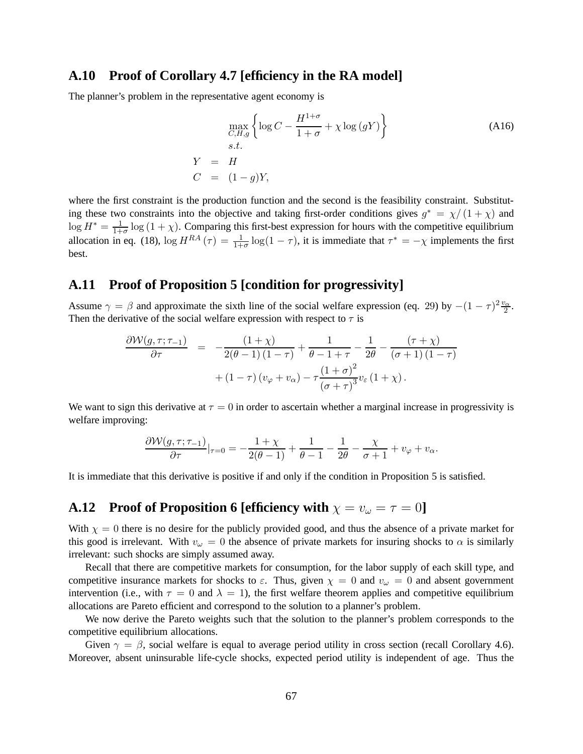## A.10 Proof of Corollary 4.7 [efficiency in the RA model]

The planner's problem in the representative agent economy is

$$
\begin{aligned}
& \max_{C,H,g} \left\{ \log C - \frac{H^{1+\sigma}}{1+\sigma} + \chi \log (gY) \right\} \qquad \text{(A16)} \\
& s.t. \\
Y &= H \\
C &= (1-g)Y,
\end{aligned}
$$

where the first constraint is the production function and the second is the feasibility constraint. Substituting these two constraints into the objective and taking first-order conditions gives $g^* = \chi/(1+\chi)$ and $\log H^* = \frac{1}{1+\sigma} \log(1+\chi)$. Comparing this first-best expression for hours with the competitive equilibrium allocation in eq. (18), $\log H^{RA}(\tau) = \frac{1}{1+\sigma} \log(1-\tau)$, it is immediate that $\tau^* = -\chi$ implements the first best.

## A.11 Proof of Proposition 5 [condition for progressivity]

Assume $\gamma = \beta$ and approximate the sixth line of the social welfare expression (eq. 29) by $-(1-\tau)^2 \frac{v_\alpha}{2}$. Then the derivative of the social welfare expression with respect to $\tau$ is

$$
\begin{aligned}
\frac{\partial \mathcal{W}(g,\tau;\tau_{-1})}{\partial \tau} &= -\frac{(1+\chi)}{2(\theta-1)(1-\tau)} + \frac{1}{\theta-1+\tau} - \frac{1}{2\theta} - \frac{(\tau+\chi)}{(\sigma+1)(1-\tau)} \\
&\quad + (1-\tau)(v_\varphi + v_\alpha) - \tau \frac{(1+\sigma)^2}{(\sigma+\tau)^3} v_\varepsilon (1+\chi).
\end{aligned}
$$

We want to sign this derivative at $\tau = 0$ in order to ascertain whether a marginal increase in progressivity is welfare improving:

$$
\frac{\partial \mathcal{W}(g,\tau;\tau_{-1})}{\partial \tau}\Big|_{\tau=0} = -\frac{1+\chi}{2(\theta-1)} + \frac{1}{\theta-1} - \frac{1}{2\theta} - \frac{\chi}{\sigma+1} + v_\varphi + v_\alpha.
$$

It is immediate that this derivative is positive if and only if the condition in Proposition 5 is satisfied.

## A.12 Proof of Proposition 6 [efficiency with $\chi = v_\omega = \tau = 0$]

With $\chi = 0$ there is no desire for the publicly provided good, and thus the absence of a private market for this good is irrelevant. With $v_\omega = 0$ the absence of private markets for insuring shocks to $\alpha$ is similarly irrelevant: such shocks are simply assumed away.

Recall that there are competitive markets for consumption, for the labor supply of each skill type, and competitive insurance markets for shocks to $\varepsilon$. Thus, given $\chi = 0$ and $v_\omega = 0$ and absent government intervention (i.e., with $\tau = 0$ and $\lambda = 1$), the first welfare theorem applies and competitive equilibrium allocations are Pareto efficient and correspond to the solution to a planner's problem.

We now derive the Pareto weights such that the solution to the planner's problem corresponds to the competitive equilibrium allocations.

Given $\gamma = \beta$, social welfare is equal to average period utility in cross section (recall Corollary 4.6). Moreover, absent uninsurable life-cycle shocks, expected period utility is independent of age. Thus the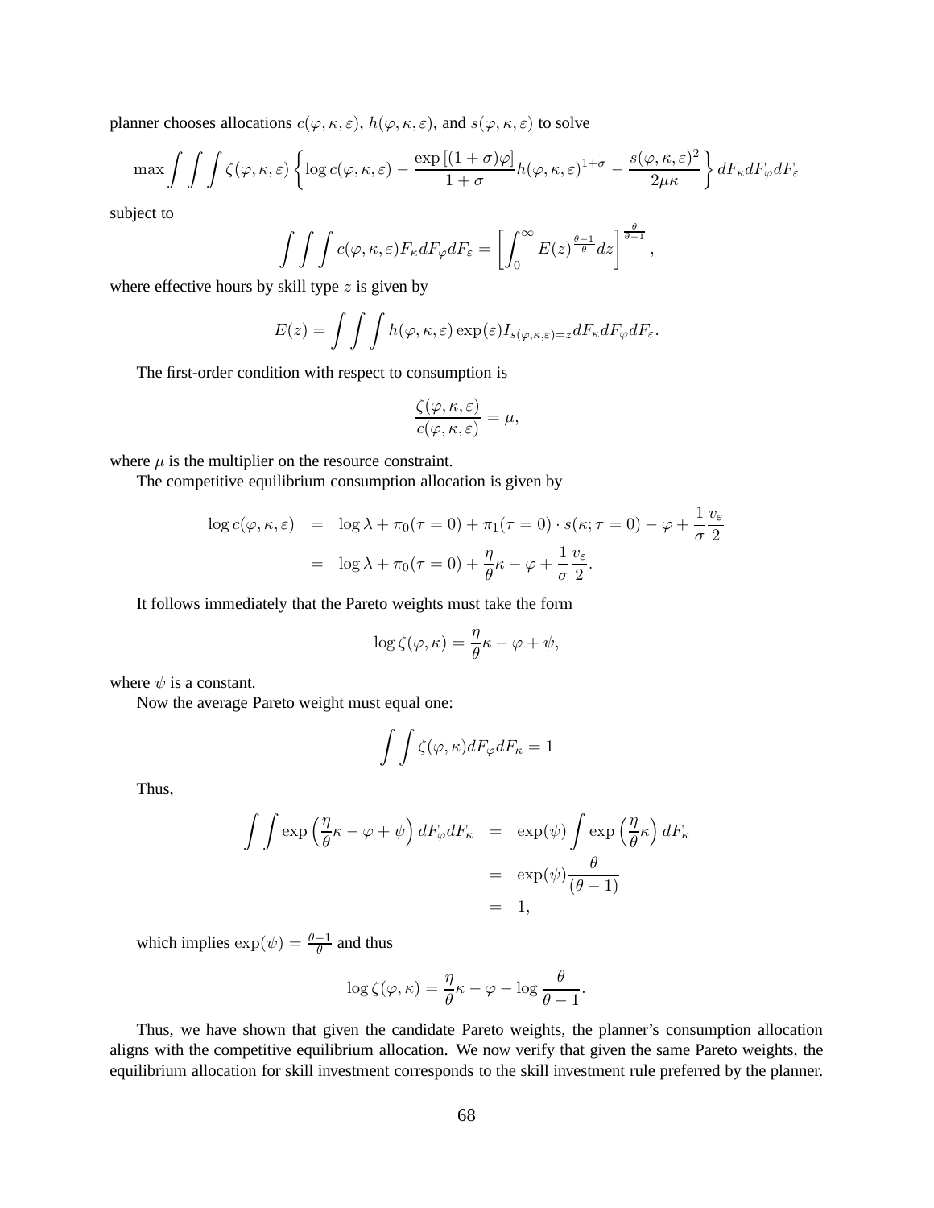planner chooses allocations $c(\varphi,\kappa,\varepsilon)$, $h(\varphi,\kappa,\varepsilon)$, and $s(\varphi,\kappa,\varepsilon)$ to solve

$$\max \int\int\int \zeta(\varphi,\kappa,\varepsilon)\left\{\log c(\varphi,\kappa,\varepsilon) - \frac{\exp\left[(1+\sigma)\varphi\right]}{1+\sigma}h(\varphi,\kappa,\varepsilon)^{1+\sigma} - \frac{s(\varphi,\kappa,\varepsilon)^2}{2\mu\kappa}\right\} dF_\kappa dF_\varphi dF_\varepsilon$$

subject to

$$\int\int\int c(\varphi,\kappa,\varepsilon) F_\kappa dF_\varphi dF_\varepsilon = \left[\int_0^\infty E(z)^{\frac{\theta-1}{\theta}} dz\right]^{\frac{\theta}{\theta-1}},$$

where effective hours by skill type $z$ is given by

$$E(z) = \int\int\int h(\varphi,\kappa,\varepsilon)\exp(\varepsilon) I_{s(\varphi,\kappa,\varepsilon)=z} dF_\kappa dF_\varphi dF_\varepsilon.$$

The first-order condition with respect to consumption is

$$\frac{\zeta(\varphi,\kappa,\varepsilon)}{c(\varphi,\kappa,\varepsilon)} = \mu,$$

where $\mu$ is the multiplier on the resource constraint.

The competitive equilibrium consumption allocation is given by

$$\begin{aligned}
\log c(\varphi,\kappa,\varepsilon) &= \log\lambda + \pi_0(\tau=0) + \pi_1(\tau=0)\cdot s(\kappa;\tau=0) - \varphi + \frac{1}{\sigma}\frac{v_\varepsilon}{2} \\
&= \log\lambda + \pi_0(\tau=0) + \frac{\eta}{\theta}\kappa - \varphi + \frac{1}{\sigma}\frac{v_\varepsilon}{2}.
\end{aligned}$$

It follows immediately that the Pareto weights must take the form

$$\log\zeta(\varphi,\kappa) = \frac{\eta}{\theta}\kappa - \varphi + \psi,$$

where $\psi$ is a constant.

Now the average Pareto weight must equal one:

$$\int\int \zeta(\varphi,\kappa) dF_\varphi dF_\kappa = 1$$

Thus,

$$\begin{aligned}
\int\int \exp\left(\frac{\eta}{\theta}\kappa - \varphi + \psi\right) dF_\varphi dF_\kappa &= \exp(\psi)\int \exp\left(\frac{\eta}{\theta}\kappa\right) dF_\kappa \\
&= \exp(\psi)\frac{\theta}{(\theta-1)} \\
&= 1,
\end{aligned}$$

which implies $\exp(\psi) = \frac{\theta-1}{\theta}$ and thus

$$\log\zeta(\varphi,\kappa) = \frac{\eta}{\theta}\kappa - \varphi - \log\frac{\theta}{\theta-1}.$$

Thus, we have shown that given the candidate Pareto weights, the planner's consumption allocation aligns with the competitive equilibrium allocation. We now verify that given the same Pareto weights, the equilibrium allocation for skill investment corresponds to the skill investment rule preferred by the planner.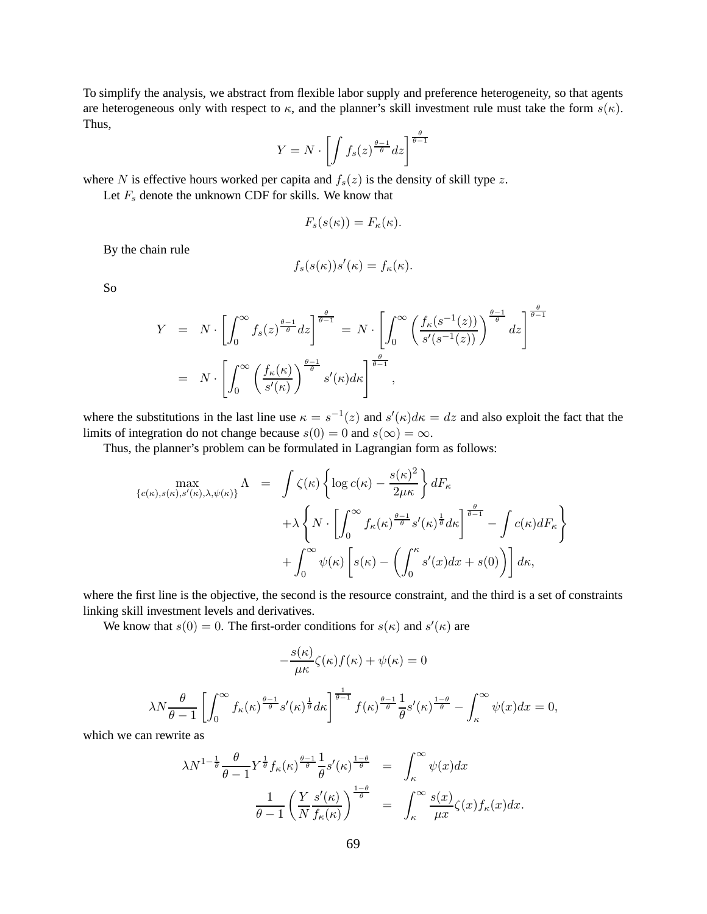To simplify the analysis, we abstract from flexible labor supply and preference heterogeneity, so that agents are heterogeneous only with respect to $\kappa$, and the planner's skill investment rule must take the form $s(\kappa)$. Thus,

$$Y = N \cdot \left[ \int f_s(z)^{\frac{\theta-1}{\theta}} dz \right]^{\frac{\theta}{\theta-1}}$$

where $N$ is effective hours worked per capita and $f_s(z)$ is the density of skill type $z$.

Let $F_s$ denote the unknown CDF for skills. We know that

$$F_s(s(\kappa)) = F_\kappa(\kappa).$$

By the chain rule

$$f_s(s(\kappa))s'(\kappa) = f_\kappa(\kappa).$$

So

$$\begin{aligned} Y &= N \cdot \left[ \int_0^\infty f_s(z)^{\frac{\theta-1}{\theta}} dz \right]^{\frac{\theta}{\theta-1}} = N \cdot \left[ \int_0^\infty \left( \frac{f_\kappa(s^{-1}(z))}{s'(s^{-1}(z))} \right)^{\frac{\theta-1}{\theta}} dz \right]^{\frac{\theta}{\theta-1}} \\ &= N \cdot \left[ \int_0^\infty \left( \frac{f_\kappa(\kappa)}{s'(\kappa)} \right)^{\frac{\theta-1}{\theta}} s'(\kappa) d\kappa \right]^{\frac{\theta}{\theta-1}}, \end{aligned}$$

where the substitutions in the last line use $\kappa = s^{-1}(z)$ and $s'(\kappa)d\kappa = dz$ and also exploit the fact that the limits of integration do not change because $s(0) = 0$ and $s(\infty) = \infty$.

Thus, the planner's problem can be formulated in Lagrangian form as follows:

$$\begin{aligned} \max_{\{c(\kappa), s(\kappa), s'(\kappa), \lambda, \psi(\kappa)\}} \Lambda &= \int \zeta(\kappa) \left\{ \log c(\kappa) - \frac{s(\kappa)^2}{2\mu\kappa} \right\} dF_\kappa \\ &\quad + \lambda \left\{ N \cdot \left[ \int_0^\infty f_\kappa(\kappa)^{\frac{\theta-1}{\theta}} s'(\kappa)^{\frac{1}{\theta}} d\kappa \right]^{\frac{\theta}{\theta-1}} - \int c(\kappa) dF_\kappa \right\} \\ &\quad + \int_0^\infty \psi(\kappa) \left[ s(\kappa) - \left( \int_0^\kappa s'(x)dx + s(0) \right) \right] d\kappa, \end{aligned}$$

where the first line is the objective, the second is the resource constraint, and the third is a set of constraints linking skill investment levels and derivatives.

We know that $s(0) = 0$. The first-order conditions for $s(\kappa)$ and $s'(\kappa)$ are

$$-\frac{s(\kappa)}{\mu\kappa}\zeta(\kappa)f(\kappa) + \psi(\kappa) = 0$$

$$\lambda N \frac{\theta}{\theta-1} \left[ \int_0^\infty f_\kappa(\kappa)^{\frac{\theta-1}{\theta}} s'(\kappa)^{\frac{1}{\theta}} d\kappa \right]^{\frac{1}{\theta-1}} f(\kappa)^{\frac{\theta-1}{\theta}} \frac{1}{\theta} s'(\kappa)^{\frac{1-\theta}{\theta}} - \int_\kappa^\infty \psi(x)dx = 0,$$

which we can rewrite as

$$\begin{aligned} \lambda N^{1-\frac{1}{\theta}} \frac{\theta}{\theta-1} Y^{\frac{1}{\theta}} f_\kappa(\kappa)^{\frac{\theta-1}{\theta}} \frac{1}{\theta} s'(\kappa)^{\frac{1-\theta}{\theta}} &= \int_\kappa^\infty \psi(x)dx \\ \frac{1}{\theta-1} \left( \frac{Y}{N} \frac{s'(\kappa)}{f_\kappa(\kappa)} \right)^{\frac{1-\theta}{\theta}} &= \int_\kappa^\infty \frac{s(x)}{\mu x} \zeta(x) f_\kappa(x) dx. \end{aligned}$$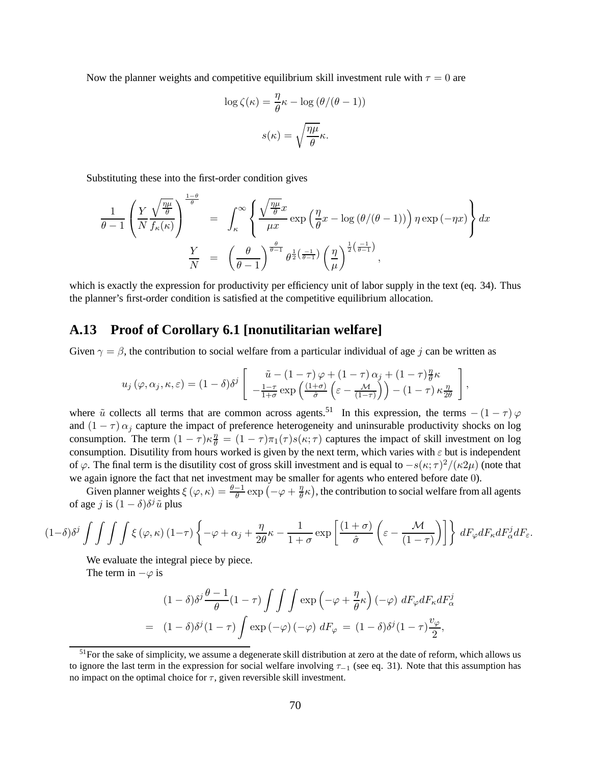Now the planner weights and competitive equilibrium skill investment rule with $\tau = 0$ are

$$\log \zeta(\kappa) = \frac{\eta}{\theta}\kappa - \log(\theta/(\theta-1))$$

$$s(\kappa) = \sqrt{\frac{\eta\mu}{\theta}}\kappa.$$

Substituting these into the first-order condition gives

$$\begin{aligned}
\frac{1}{\theta-1}\left(\frac{Y}{N}\frac{\sqrt{\frac{\eta\mu}{\theta}}}{f_\kappa(\kappa)}\right)^{\frac{1-\theta}{\theta}} &= \int_\kappa^\infty \left\{ \frac{\sqrt{\frac{\eta\mu}{\theta}}x}{\mu x}\exp\left(\frac{\eta}{\theta}x - \log(\theta/(\theta-1))\right)\eta\exp(-\eta x)\right\} dx \\
\frac{Y}{N} &= \left(\frac{\theta}{\theta-1}\right)^{\frac{\theta}{\theta-1}} \theta^{\frac{1}{2}\left(\frac{-1}{\theta-1}\right)}\left(\frac{\eta}{\mu}\right)^{\frac{1}{2}\left(\frac{-1}{\theta-1}\right)},
\end{aligned}$$

which is exactly the expression for productivity per efficiency unit of labor supply in the text (eq. 34). Thus the planner's first-order condition is satisfied at the competitive equilibrium allocation.

## A.13 Proof of Corollary 6.1 [nonutilitarian welfare]

Given $\gamma = \beta$, the contribution to social welfare from a particular individual of age $j$ can be written as

$$u_j(\varphi, \alpha_j, \kappa, \varepsilon) = (1-\delta)\delta^j \left[ \begin{array}{c} \tilde{u} - (1-\tau)\varphi + (1-\tau)\alpha_j + (1-\tau)\frac{\eta}{\theta}\kappa \\ -\frac{1-\tau}{1+\sigma}\exp\left(\frac{(1+\sigma)}{\hat{\sigma}}\left(\varepsilon - \frac{\mathcal{M}}{(1-\tau)}\right)\right) - (1-\tau)\kappa\frac{\eta}{2\theta} \end{array} \right],$$

where $\tilde{u}$ collects all terms that are common across agents.[51] In this expression, the terms $-(1-\tau)\varphi$ and $(1-\tau)\alpha_j$ capture the impact of preference heterogeneity and uninsurable productivity shocks on log consumption. The term $(1-\tau)\kappa\frac{\eta}{\theta} = (1-\tau)\pi_1(\tau)s(\kappa;\tau)$ captures the impact of skill investment on log consumption. Disutility from hours worked is given by the next term, which varies with $\varepsilon$ but is independent of $\varphi$. The final term is the disutility cost of gross skill investment and is equal to $-s(\kappa;\tau)^2/(\kappa 2\mu)$ (note that we again ignore the fact that net investment may be smaller for agents who entered before date 0).

Given planner weights $\xi(\varphi, \kappa) = \frac{\theta-1}{\theta}\exp\left(-\varphi + \frac{\eta}{\theta}\kappa\right)$, the contribution to social welfare from all agents of age $j$ is $(1-\delta)\delta^j\tilde{u}$ plus

$$(1-\delta)\delta^j \int\int\int\int \xi(\varphi,\kappa)(1-\tau)\left\{-\varphi + \alpha_j + \frac{\eta}{2\theta}\kappa - \frac{1}{1+\sigma}\exp\left[\frac{(1+\sigma)}{\hat{\sigma}}\left(\varepsilon - \frac{\mathcal{M}}{(1-\tau)}\right)\right]\right\} dF_\varphi dF_\kappa dF_\alpha^j dF_\varepsilon.$$

We evaluate the integral piece by piece.

The term in $-\varphi$ is

$$\begin{aligned}
&(1-\delta)\delta^j\frac{\theta-1}{\theta}(1-\tau)\int\int\int \exp\left(-\varphi + \frac{\eta}{\theta}\kappa\right)(-\varphi)\; dF_\varphi dF_\kappa dF_\alpha^j \\
=\; &(1-\delta)\delta^j(1-\tau)\int \exp(-\varphi)(-\varphi)\; dF_\varphi \;=\; (1-\delta)\delta^j(1-\tau)\frac{v_\varphi}{2},
\end{aligned}$$

[51] For the sake of simplicity, we assume a degenerate skill distribution at zero at the date of reform, which allows us to ignore the last term in the expression for social welfare involving $\tau_{-1}$ (see eq. 31). Note that this assumption has no impact on the optimal choice for $\tau$, given reversible skill investment.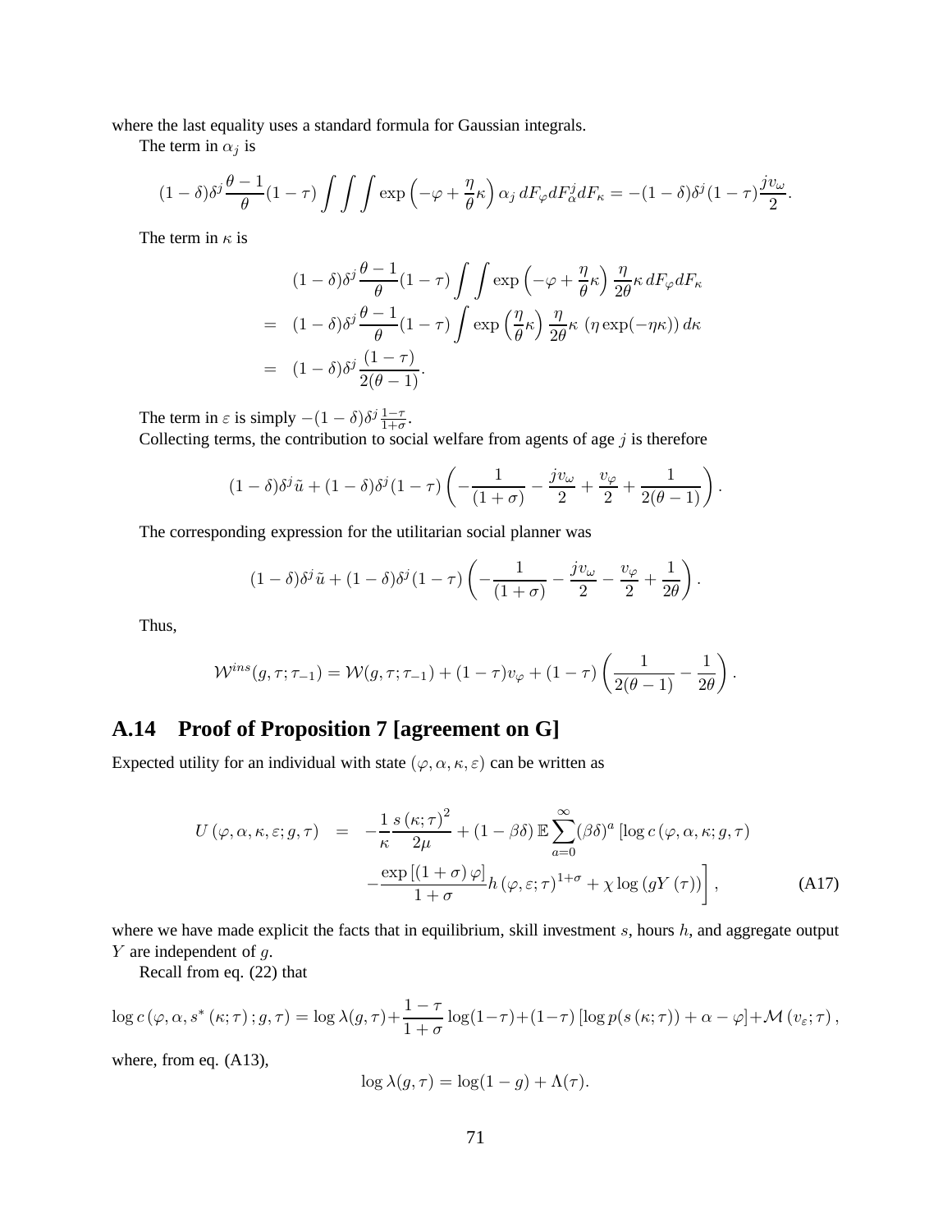where the last equality uses a standard formula for Gaussian integrals.

The term in $\alpha_j$ is

$$(1-\delta)\delta^j \frac{\theta-1}{\theta}(1-\tau)\int\int\int \exp\left(-\varphi+\frac{\eta}{\theta}\kappa\right)\alpha_j \, dF_\varphi dF_\alpha^j dF_\kappa = -(1-\delta)\delta^j(1-\tau)\frac{jv_\omega}{2}.$$

The term in $\kappa$ is

$$\begin{aligned}
& (1-\delta)\delta^j \frac{\theta-1}{\theta}(1-\tau)\int\int \exp\left(-\varphi+\frac{\eta}{\theta}\kappa\right)\frac{\eta}{2\theta}\kappa \, dF_\varphi dF_\kappa \\
= \; & (1-\delta)\delta^j \frac{\theta-1}{\theta}(1-\tau)\int \exp\left(\frac{\eta}{\theta}\kappa\right)\frac{\eta}{2\theta}\kappa \, (\eta\exp(-\eta\kappa))\, d\kappa \\
= \; & (1-\delta)\delta^j \frac{(1-\tau)}{2(\theta-1)}.
\end{aligned}$$

The term in $\varepsilon$ is simply $-(1-\delta)\delta^j\frac{1-\tau}{1+\sigma}$.

Collecting terms, the contribution to social welfare from agents of age $j$ is therefore

$$(1-\delta)\delta^j\tilde{u} + (1-\delta)\delta^j(1-\tau)\left(-\frac{1}{(1+\sigma)} - \frac{jv_\omega}{2} + \frac{v_\varphi}{2} + \frac{1}{2(\theta-1)}\right).$$

The corresponding expression for the utilitarian social planner was

$$(1-\delta)\delta^j\tilde{u} + (1-\delta)\delta^j(1-\tau)\left(-\frac{1}{(1+\sigma)} - \frac{jv_\omega}{2} - \frac{v_\varphi}{2} + \frac{1}{2\theta}\right).$$

Thus,

$$\mathcal{W}^{ins}(g,\tau;\tau_{-1}) = \mathcal{W}(g,\tau;\tau_{-1}) + (1-\tau)v_\varphi + (1-\tau)\left(\frac{1}{2(\theta-1)} - \frac{1}{2\theta}\right).$$

## A.14 Proof of Proposition 7 [agreement on G]

Expected utility for an individual with state $(\varphi,\alpha,\kappa,\varepsilon)$ can be written as

$$\begin{aligned}
U(\varphi,\alpha,\kappa,\varepsilon;g,\tau) \;=\; & -\frac{1}{\kappa}\frac{s(\kappa;\tau)^2}{2\mu} + (1-\beta\delta)\,\mathbb{E}\sum_{a=0}^{\infty}(\beta\delta)^a\left[\log c(\varphi,\alpha,\kappa;g,\tau)\right. \\
& \left. -\frac{\exp\left[(1+\sigma)\varphi\right]}{1+\sigma}h(\varphi,\varepsilon;\tau)^{1+\sigma} + \chi\log\left(gY(\tau)\right)\right],
\end{aligned} \tag{A17}$$

where we have made explicit the facts that in equilibrium, skill investment $s$, hours $h$, and aggregate output $Y$ are independent of $g$.

Recall from eq. (22) that

$$\log c\left(\varphi,\alpha,s^*(\kappa;\tau);g,\tau\right) = \log\lambda(g,\tau) + \frac{1-\tau}{1+\sigma}\log(1-\tau) + (1-\tau)\left[\log p(s(\kappa;\tau)) + \alpha - \varphi\right] + \mathcal{M}(v_\varepsilon;\tau),$$

where, from eq. (A13),

$$\log\lambda(g,\tau) = \log(1-g) + \Lambda(\tau).$$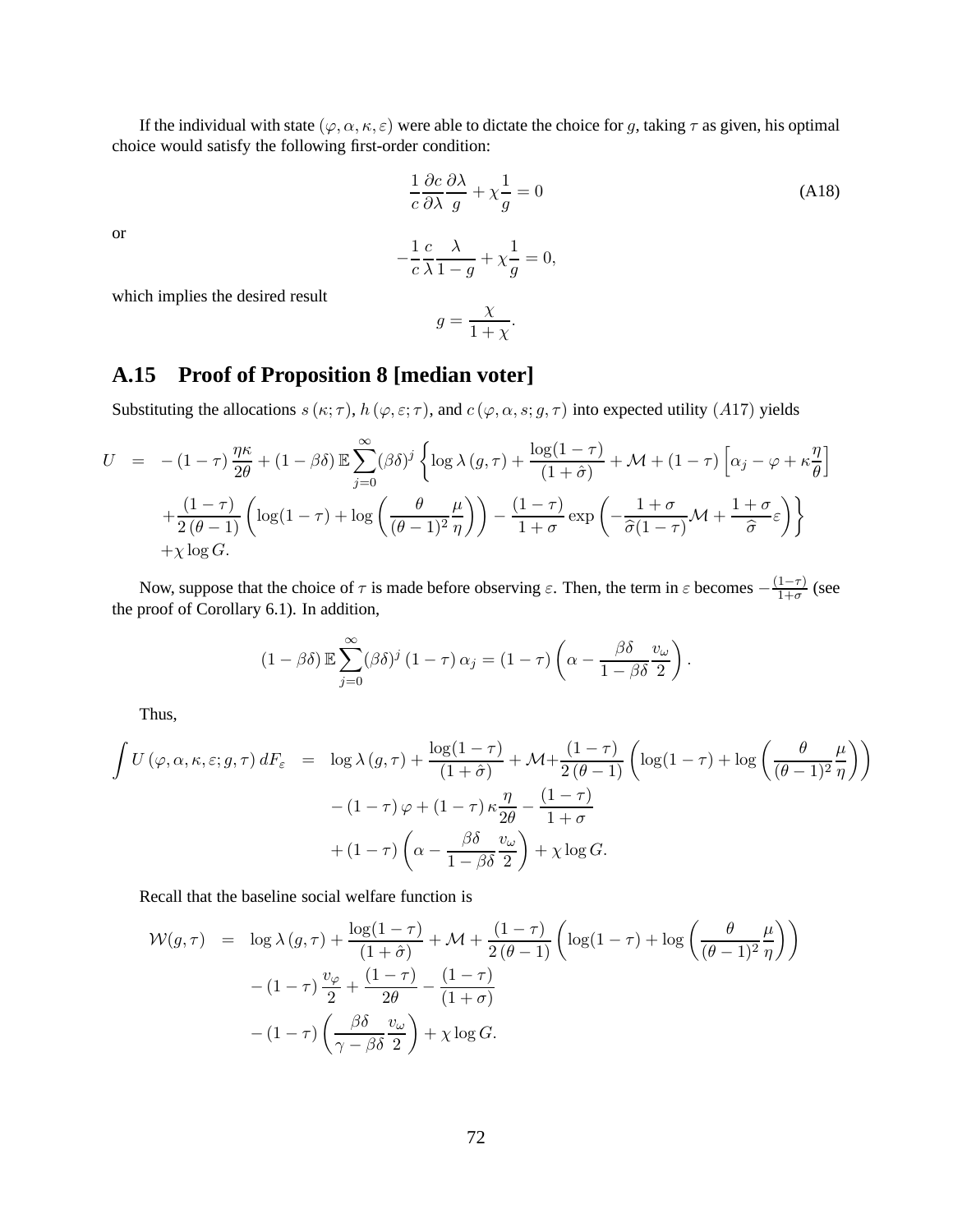If the individual with state $(\varphi, \alpha, \kappa, \varepsilon)$ were able to dictate the choice for $g$, taking $\tau$ as given, his optimal choice would satisfy the following first-order condition:

$$\frac{1}{c}\frac{\partial c}{\partial \lambda}\frac{\partial \lambda}{g} + \chi \frac{1}{g} = 0 \tag{A18}$$

or

$$-\frac{1}{c}\frac{c}{\lambda}\frac{\lambda}{1-g} + \chi \frac{1}{g} = 0,$$

which implies the desired result

$$g = \frac{\chi}{1+\chi}.$$

## A.15 Proof of Proposition 8 [median voter]

Substituting the allocations $s(\kappa;\tau)$, $h(\varphi,\varepsilon;\tau)$, and $c(\varphi,\alpha,s;g,\tau)$ into expected utility $(A17)$ yields

$$\begin{aligned}
U &= -(1-\tau)\frac{\eta\kappa}{2\theta} + (1-\beta\delta)\,\mathbb{E}\sum_{j=0}^{\infty}(\beta\delta)^j \left\{ \log\lambda(g,\tau) + \frac{\log(1-\tau)}{(1+\hat{\sigma})} + \mathcal{M} + (1-\tau)\left[\alpha_j - \varphi + \kappa\frac{\eta}{\theta}\right] \right. \\
&\quad \left. + \frac{(1-\tau)}{2(\theta-1)}\left(\log(1-\tau) + \log\left(\frac{\theta}{(\theta-1)^2}\frac{\mu}{\eta}\right)\right) - \frac{(1-\tau)}{1+\sigma}\exp\left(-\frac{1+\sigma}{\widehat{\sigma}(1-\tau)}\mathcal{M} + \frac{1+\sigma}{\widehat{\sigma}}\varepsilon\right)\right\} \\
&\quad + \chi\log G.
\end{aligned}$$

Now, suppose that the choice of $\tau$ is made before observing $\varepsilon$. Then, the term in $\varepsilon$ becomes $-\frac{(1-\tau)}{1+\sigma}$ (see the proof of Corollary 6.1). In addition,

$$(1-\beta\delta)\,\mathbb{E}\sum_{j=0}^{\infty}(\beta\delta)^j(1-\tau)\alpha_j = (1-\tau)\left(\alpha - \frac{\beta\delta}{1-\beta\delta}\frac{v_\omega}{2}\right).$$

Thus,

$$\begin{aligned}
\int U(\varphi,\alpha,\kappa,\varepsilon;g,\tau)\,dF_\varepsilon &= \log\lambda(g,\tau) + \frac{\log(1-\tau)}{(1+\hat{\sigma})} + \mathcal{M} + \frac{(1-\tau)}{2(\theta-1)}\left(\log(1-\tau) + \log\left(\frac{\theta}{(\theta-1)^2}\frac{\mu}{\eta}\right)\right) \\
&\quad -(1-\tau)\varphi + (1-\tau)\kappa\frac{\eta}{2\theta} - \frac{(1-\tau)}{1+\sigma} \\
&\quad + (1-\tau)\left(\alpha - \frac{\beta\delta}{1-\beta\delta}\frac{v_\omega}{2}\right) + \chi\log G.
\end{aligned}$$

Recall that the baseline social welfare function is

$$\begin{aligned}
\mathcal{W}(g,\tau) &= \log\lambda(g,\tau) + \frac{\log(1-\tau)}{(1+\hat{\sigma})} + \mathcal{M} + \frac{(1-\tau)}{2(\theta-1)}\left(\log(1-\tau) + \log\left(\frac{\theta}{(\theta-1)^2}\frac{\mu}{\eta}\right)\right) \\
&\quad -(1-\tau)\frac{v_\varphi}{2} + \frac{(1-\tau)}{2\theta} - \frac{(1-\tau)}{(1+\sigma)} \\
&\quad -(1-\tau)\left(\frac{\beta\delta}{\gamma-\beta\delta}\frac{v_\omega}{2}\right) + \chi\log G.
\end{aligned}$$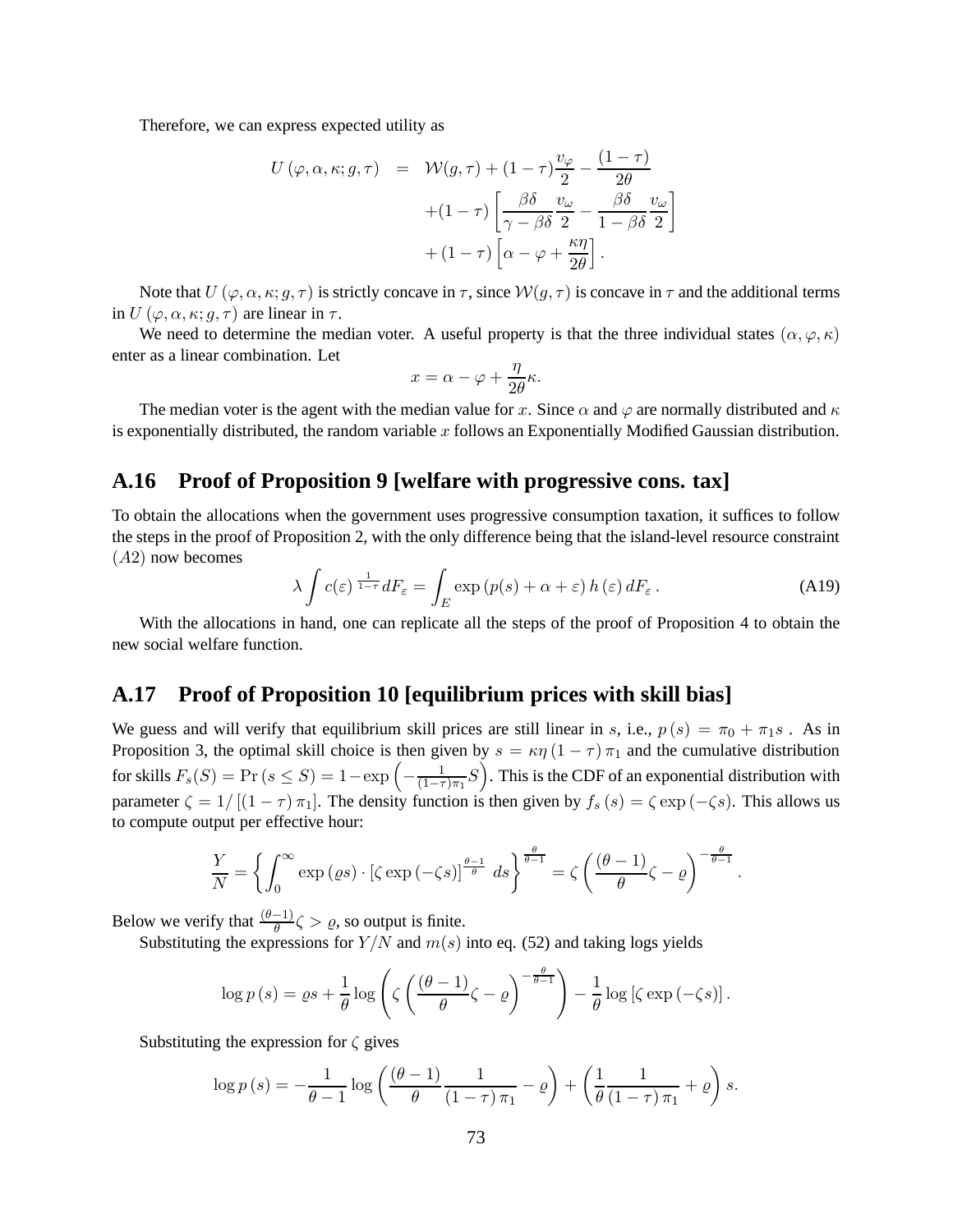Therefore, we can express expected utility as

$$
\begin{aligned}
U(\varphi, \alpha, \kappa; g, \tau) &= \mathcal{W}(g, \tau) + (1-\tau)\frac{v_\varphi}{2} - \frac{(1-\tau)}{2\theta} \\
&\quad + (1-\tau)\left[\frac{\beta\delta}{\gamma - \beta\delta}\frac{v_\omega}{2} - \frac{\beta\delta}{1-\beta\delta}\frac{v_\omega}{2}\right] \\
&\quad + (1-\tau)\left[\alpha - \varphi + \frac{\kappa\eta}{2\theta}\right].
\end{aligned}
$$

Note that $U(\varphi, \alpha, \kappa; g, \tau)$ is strictly concave in $\tau$, since $\mathcal{W}(g, \tau)$ is concave in $\tau$ and the additional terms in $U(\varphi, \alpha, \kappa; g, \tau)$ are linear in $\tau$.

We need to determine the median voter. A useful property is that the three individual states $(\alpha, \varphi, \kappa)$ enter as a linear combination. Let

$$
x = \alpha - \varphi + \frac{\eta}{2\theta}\kappa.
$$

The median voter is the agent with the median value for $x$. Since $\alpha$ and $\varphi$ are normally distributed and $\kappa$ is exponentially distributed, the random variable $x$ follows an Exponentially Modified Gaussian distribution.

## A.16 Proof of Proposition 9 [welfare with progressive cons. tax]

To obtain the allocations when the government uses progressive consumption taxation, it suffices to follow the steps in the proof of Proposition 2, with the only difference being that the island-level resource constraint $(A2)$ now becomes

$$
\lambda \int c(\varepsilon)^{\frac{1}{1-\tau}} dF_\varepsilon = \int_E \exp\left(p(s) + \alpha + \varepsilon\right) h(\varepsilon)\, dF_\varepsilon\,. \tag{A19}
$$

With the allocations in hand, one can replicate all the steps of the proof of Proposition 4 to obtain the new social welfare function.

## A.17 Proof of Proposition 10 [equilibrium prices with skill bias]

We guess and will verify that equilibrium skill prices are still linear in $s$, i.e., $p(s) = \pi_0 + \pi_1 s$. As in Proposition 3, the optimal skill choice is then given by $s = \kappa\eta(1-\tau)\pi_1$ and the cumulative distribution for skills $F_s(S) = \Pr(s \le S) = 1 - \exp\left(-\frac{1}{(1-\tau)\pi_1}S\right)$. This is the CDF of an exponential distribution with parameter $\zeta = 1/\left[(1-\tau)\pi_1\right]$. The density function is then given by $f_s(s) = \zeta\exp(-\zeta s)$. This allows us to compute output per effective hour:

$$
\frac{Y}{N} = \left\{\int_0^\infty \exp(\varrho s) \cdot \left[\zeta\exp(-\zeta s)\right]^{\frac{\theta-1}{\theta}}\, ds\right\}^{\frac{\theta}{\theta-1}} = \zeta\left(\frac{(\theta-1)}{\theta}\zeta - \varrho\right)^{-\frac{\theta}{\theta-1}}.
$$

Below we verify that $\frac{(\theta-1)}{\theta}\zeta > \varrho$, so output is finite.

Substituting the expressions for $Y/N$ and $m(s)$ into eq. (52) and taking logs yields

$$
\log p(s) = \varrho s + \frac{1}{\theta}\log\left(\zeta\left(\frac{(\theta-1)}{\theta}\zeta - \varrho\right)^{-\frac{\theta}{\theta-1}}\right) - \frac{1}{\theta}\log\left[\zeta\exp(-\zeta s)\right].
$$

Substituting the expression for $\zeta$ gives

$$
\log p(s) = -\frac{1}{\theta-1}\log\left(\frac{(\theta-1)}{\theta}\frac{1}{(1-\tau)\pi_1} - \varrho\right) + \left(\frac{1}{\theta}\frac{1}{(1-\tau)\pi_1} + \varrho\right)s.
$$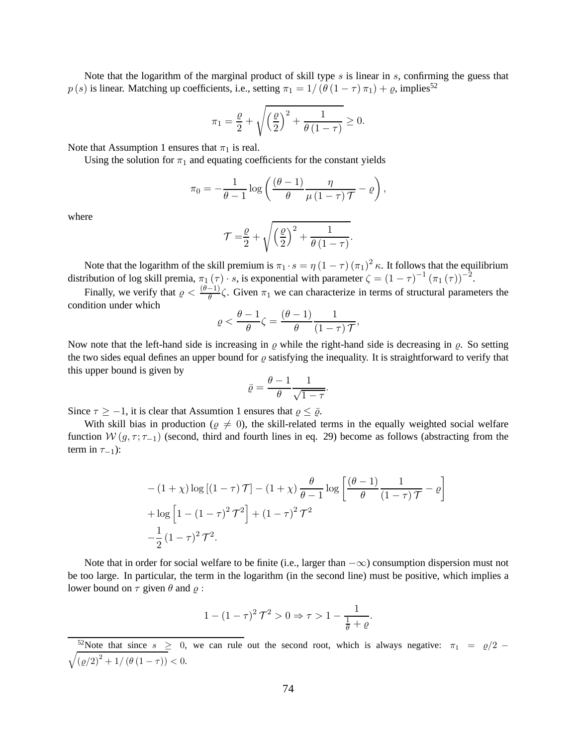Note that the logarithm of the marginal product of skill type $s$ is linear in $s$, confirming the guess that $p(s)$ is linear. Matching up coefficients, i.e., setting $\pi_1 = 1/\left(\theta\left(1-\tau\right)\pi_1\right) + \varrho$, implies[52]

$$\pi_1 = \frac{\varrho}{2} + \sqrt{\left(\frac{\varrho}{2}\right)^2 + \frac{1}{\theta\left(1-\tau\right)}} \geq 0.$$

Note that Assumption 1 ensures that $\pi_1$ is real.

Using the solution for $\pi_1$ and equating coefficients for the constant yields

$$\pi_0 = -\frac{1}{\theta - 1}\log\left(\frac{(\theta-1)}{\theta}\frac{\eta}{\mu\left(1-\tau\right)\mathcal{T}} - \varrho\right),$$

where

$$\mathcal{T} = \frac{\varrho}{2} + \sqrt{\left(\frac{\varrho}{2}\right)^2 + \frac{1}{\theta\left(1-\tau\right)}}.$$

Note that the logarithm of the skill premium is $\pi_1 \cdot s = \eta\left(1-\tau\right)\left(\pi_1\right)^2\kappa$. It follows that the equilibrium distribution of log skill premia, $\pi_1(\tau)\cdot s$, is exponential with parameter $\zeta = \left(1-\tau\right)^{-1}\left(\pi_1\left(\tau\right)\right)^{-2}$.

Finally, we verify that $\varrho < \frac{(\theta-1)}{\theta}\zeta$. Given $\pi_1$ we can characterize in terms of structural parameters the condition under which

$$\varrho < \frac{\theta-1}{\theta}\zeta = \frac{(\theta-1)}{\theta}\frac{1}{\left(1-\tau\right)\mathcal{T}},$$

Now note that the left-hand side is increasing in $\varrho$ while the right-hand side is decreasing in $\varrho$. So setting the two sides equal defines an upper bound for $\varrho$ satisfying the inequality. It is straightforward to verify that this upper bound is given by

$$\bar{\varrho} = \frac{\theta-1}{\theta}\frac{1}{\sqrt{1-\tau}}.$$

Since $\tau \geq -1$, it is clear that Assumtion 1 ensures that $\varrho \leq \bar{\varrho}$.

With skill bias in production ($\varrho \neq 0$), the skill-related terms in the equally weighted social welfare function $\mathcal{W}\left(g,\tau;\tau_{-1}\right)$ (second, third and fourth lines in eq. 29) become as follows (abstracting from the term in $\tau_{-1}$):

$$\begin{aligned}
&-\left(1+\chi\right)\log\left[\left(1-\tau\right)\mathcal{T}\right] - \left(1+\chi\right)\frac{\theta}{\theta-1}\log\left[\frac{(\theta-1)}{\theta}\frac{1}{\left(1-\tau\right)\mathcal{T}} - \varrho\right] \\
&+\log\left[1-\left(1-\tau\right)^2\mathcal{T}^2\right] + \left(1-\tau\right)^2\mathcal{T}^2 \\
&-\frac{1}{2}\left(1-\tau\right)^2\mathcal{T}^2.
\end{aligned}$$

Note that in order for social welfare to be finite (i.e., larger than $-\infty$) consumption dispersion must not be too large. In particular, the term in the logarithm (in the second line) must be positive, which implies a lower bound on $\tau$ given $\theta$ and $\varrho$ :

$$1-\left(1-\tau\right)^2\mathcal{T}^2 > 0 \Rightarrow \tau > 1 - \frac{1}{\frac{1}{\theta}+\varrho}.$$

[52]Note that since $s \geq 0$, we can rule out the second root, which is always negative: $\pi_1 = \varrho/2 - \sqrt{\left(\varrho/2\right)^2 + 1/\left(\theta\left(1-\tau\right)\right)} < 0$.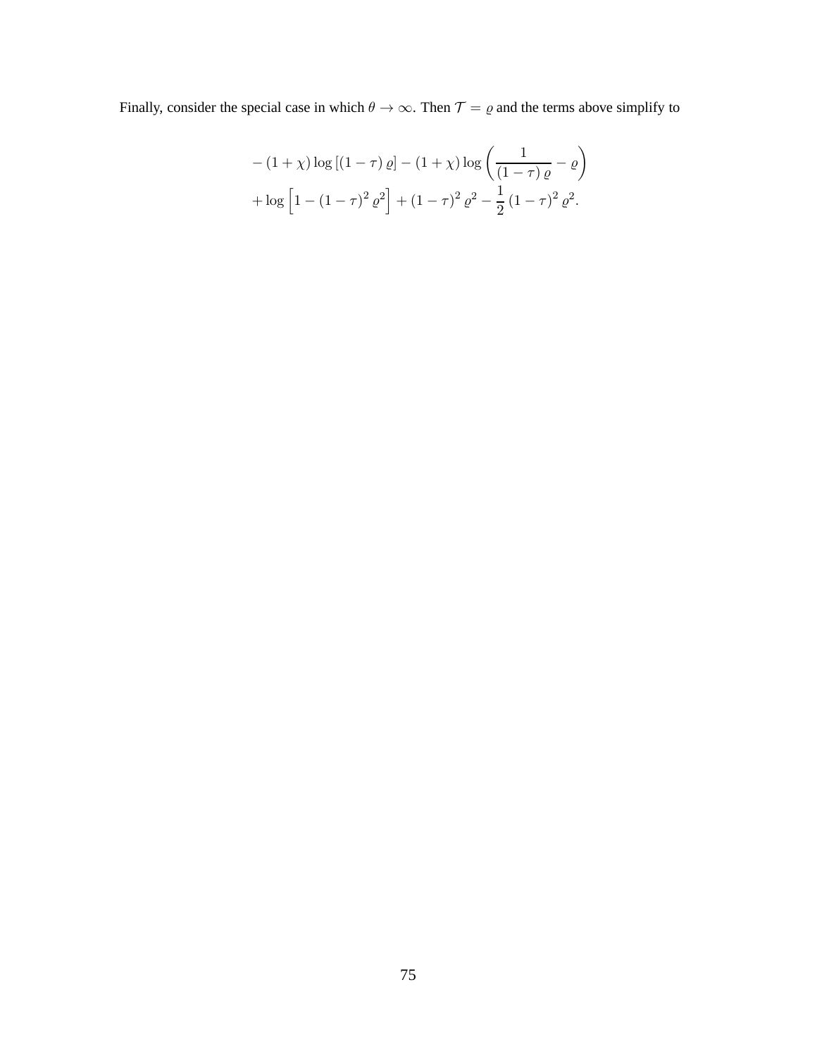Finally, consider the special case in which $\theta \to \infty$. Then $\mathcal{T} = \varrho$ and the terms above simplify to

$$
\begin{aligned}
&- (1+\chi) \log \left[ (1-\tau)\, \varrho \right] - (1+\chi) \log \left( \frac{1}{(1-\tau)\, \varrho} - \varrho \right) \\
&+ \log \left[ 1 - (1-\tau)^2 \varrho^2 \right] + (1-\tau)^2 \varrho^2 - \frac{1}{2} (1-\tau)^2 \varrho^2 .
\end{aligned}
$$